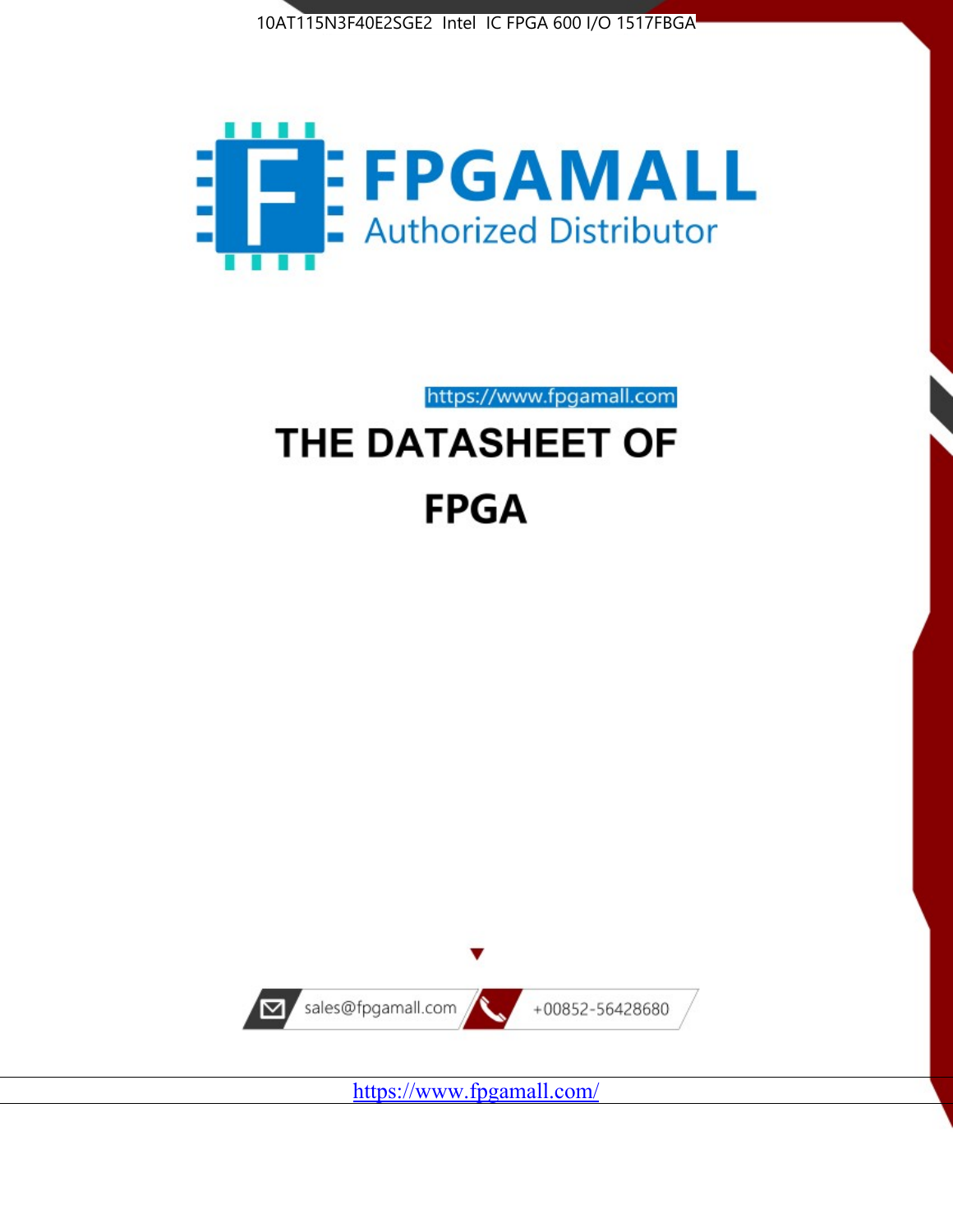10AT115N3F40E2SGE2 Intel IC FPGA 600 I/O 1517FBGA

FPGAMALL

Authorized Distributor

https://www.fpgamall.com

# THE DATASHEET OF

# FPGA

sales@fpgamall.com

+00852-56428680

https://www.fpgamall.com/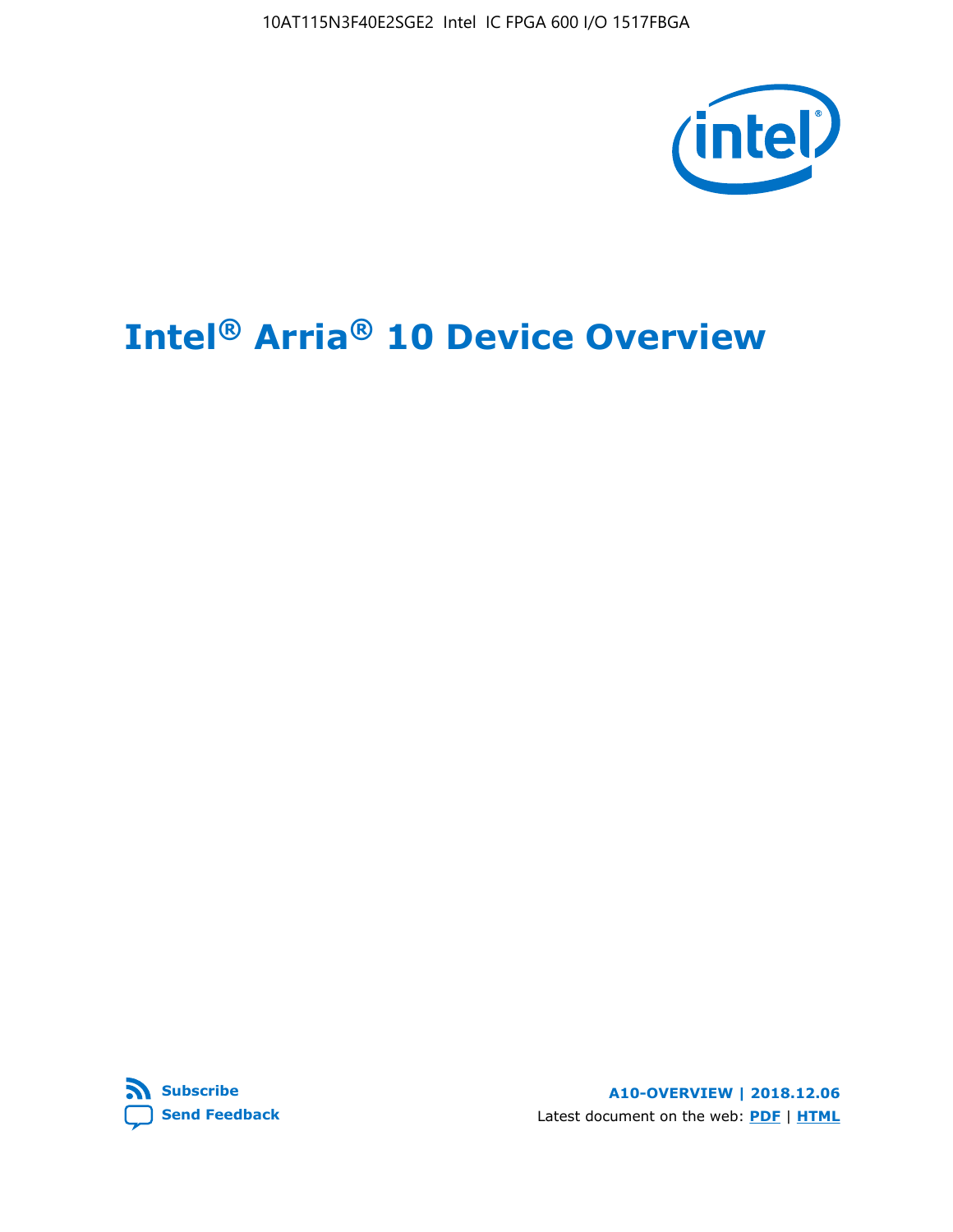# Intel® Arria® 10 Device Overview

Subscribe

Send Feedback

A10-OVERVIEW | 2018.12.06

Latest document on the web: PDF | HTML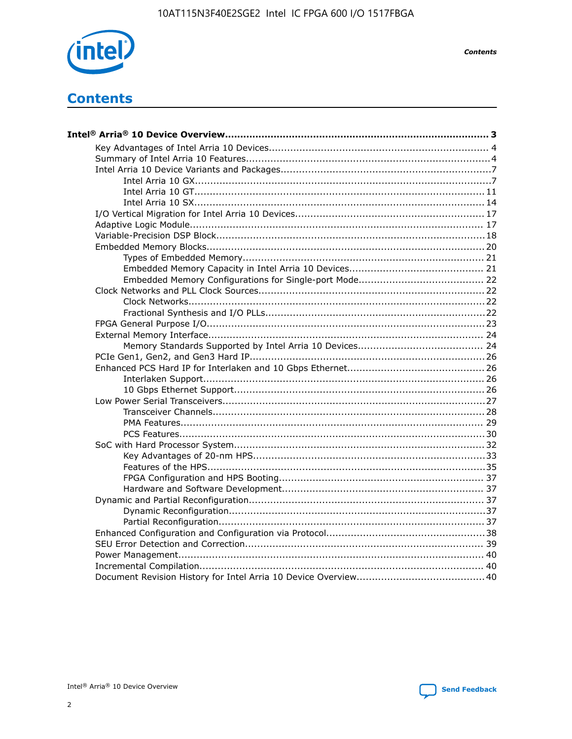# Contents

**Intel® Arria® 10 Device Overview....................................................................................... 3**

- Key Advantages of Intel Arria 10 Devices........................................................................ 4
- Summary of Intel Arria 10 Features................................................................................4
- Intel Arria 10 Device Variants and Packages.....................................................................7
    - Intel Arria 10 GX.................................................................................................7
    - Intel Arria 10 GT............................................................................................... 11
    - Intel Arria 10 SX............................................................................................... 14
- I/O Vertical Migration for Intel Arria 10 Devices.............................................................. 17
- Adaptive Logic Module................................................................................................ 17
- Variable-Precision DSP Block........................................................................................18
- Embedded Memory Blocks........................................................................................... 20
    - Types of Embedded Memory............................................................................... 21
    - Embedded Memory Capacity in Intel Arria 10 Devices............................................ 21
    - Embedded Memory Configurations for Single-port Mode......................................... 22
- Clock Networks and PLL Clock Sources.......................................................................... 22
    - Clock Networks.................................................................................................22
    - Fractional Synthesis and I/O PLLs........................................................................22
- FPGA General Purpose I/O...........................................................................................23
- External Memory Interface.......................................................................................... 24
    - Memory Standards Supported by Intel Arria 10 Devices......................................... 24
- PCIe Gen1, Gen2, and Gen3 Hard IP.............................................................................26
- Enhanced PCS Hard IP for Interlaken and 10 Gbps Ethernet.............................................26
    - Interlaken Support............................................................................................ 26
    - 10 Gbps Ethernet Support.................................................................................. 26
- Low Power Serial Transceivers......................................................................................27
    - Transceiver Channels.........................................................................................28
    - PMA Features................................................................................................... 29
    - PCS Features....................................................................................................30
- SoC with Hard Processor System..................................................................................32
    - Key Advantages of 20-nm HPS............................................................................33
    - Features of the HPS...........................................................................................35
    - FPGA Configuration and HPS Booting................................................................... 37
    - Hardware and Software Development.................................................................. 37
- Dynamic and Partial Reconfiguration.............................................................................37
    - Dynamic Reconfiguration....................................................................................37
    - Partial Reconfiguration.......................................................................................37
- Enhanced Configuration and Configuration via Protocol....................................................38
- SEU Error Detection and Correction.............................................................................. 39
- Power Management.................................................................................................... 40
- Incremental Compilation............................................................................................. 40
- Document Revision History for Intel Arria 10 Device Overview.......................................... 40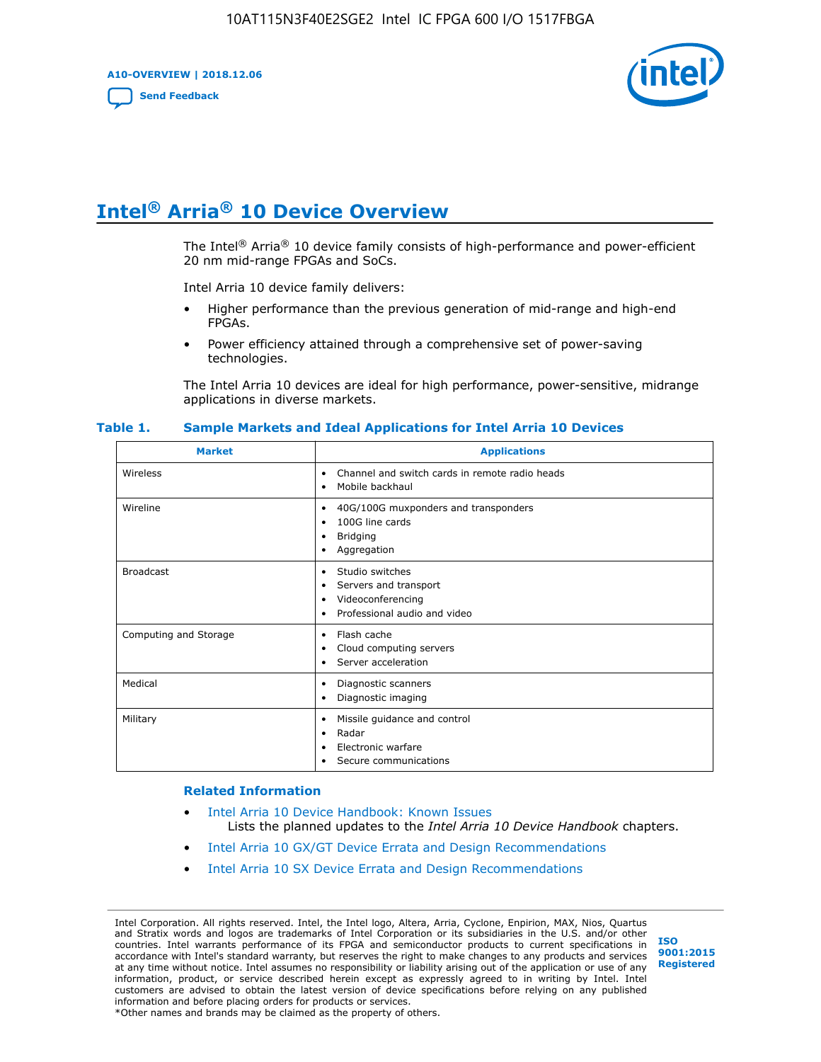# Intel® Arria® 10 Device Overview

The Intel® Arria® 10 device family consists of high-performance and power-efficient 20 nm mid-range FPGAs and SoCs.

Intel Arria 10 device family delivers:

- Higher performance than the previous generation of mid-range and high-end FPGAs.
- Power efficiency attained through a comprehensive set of power-saving technologies.

The Intel Arria 10 devices are ideal for high performance, power-sensitive, midrange applications in diverse markets.

**Table 1. Sample Markets and Ideal Applications for Intel Arria 10 Devices**

| Market | Applications |
|---|---|
| Wireless | • Channel and switch cards in remote radio heads<br>• Mobile backhaul |
| Wireline | • 40G/100G muxponders and transponders<br>• 100G line cards<br>• Bridging<br>• Aggregation |
| Broadcast | • Studio switches<br>• Servers and transport<br>• Videoconferencing<br>• Professional audio and video |
| Computing and Storage | • Flash cache<br>• Cloud computing servers<br>• Server acceleration |
| Medical | • Diagnostic scanners<br>• Diagnostic imaging |
| Military | • Missile guidance and control<br>• Radar<br>• Electronic warfare<br>• Secure communications |

### Related Information

- Intel Arria 10 Device Handbook: Known Issues
  Lists the planned updates to the *Intel Arria 10 Device Handbook* chapters.
- Intel Arria 10 GX/GT Device Errata and Design Recommendations
- Intel Arria 10 SX Device Errata and Design Recommendations

Intel Corporation. All rights reserved. Intel, the Intel logo, Altera, Arria, Cyclone, Enpirion, MAX, Nios, Quartus and Stratix words and logos are trademarks of Intel Corporation or its subsidiaries in the U.S. and/or other countries. Intel warrants performance of its FPGA and semiconductor products to current specifications in accordance with Intel's standard warranty, but reserves the right to make changes to any products and services at any time without notice. Intel assumes no responsibility or liability arising out of the application or use of any information, product, or service described herein except as expressly agreed to in writing by Intel. Intel customers are advised to obtain the latest version of device specifications before relying on any published information and before placing orders for products or services.
*Other names and brands may be claimed as the property of others.

ISO 9001:2015 Registered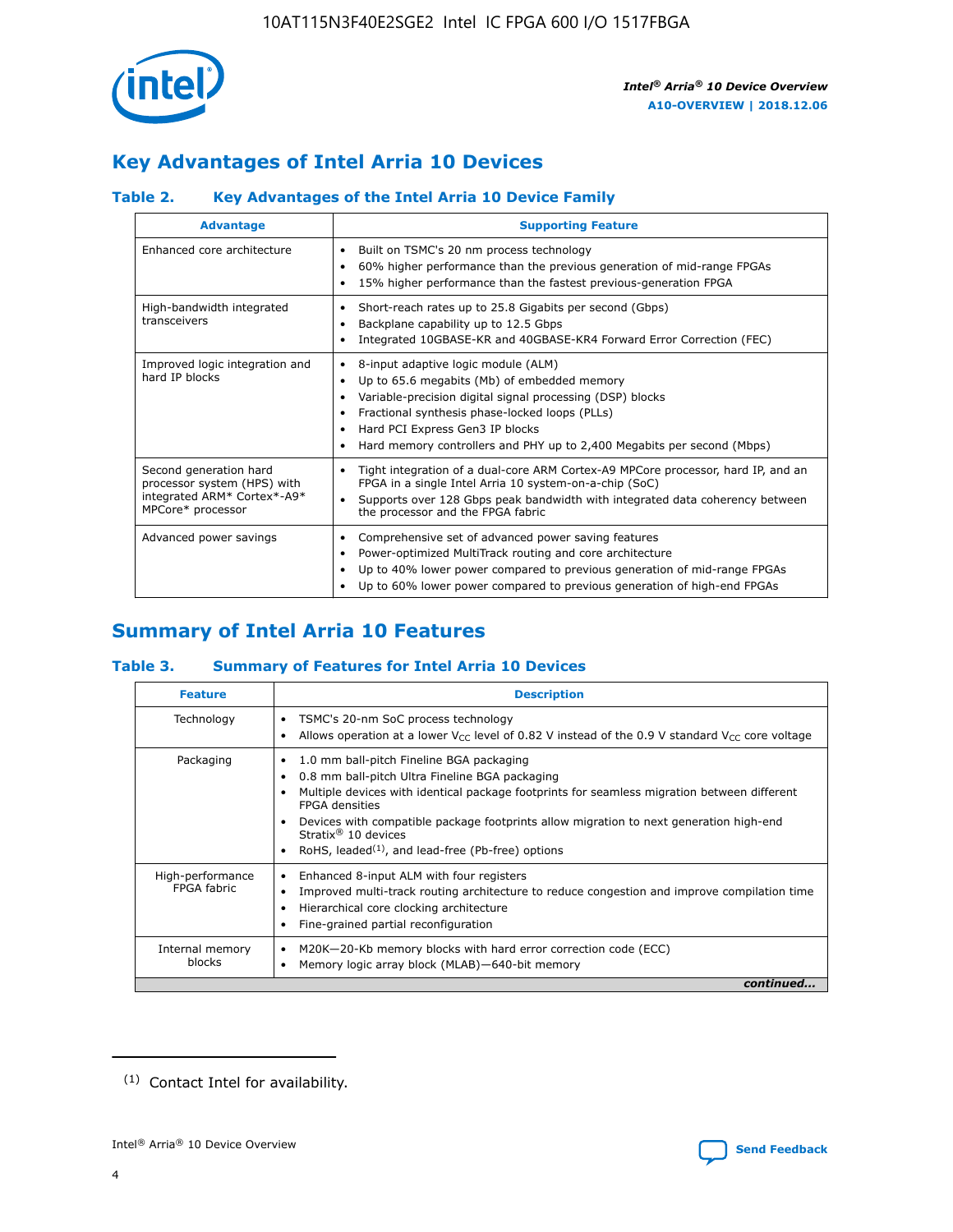## Key Advantages of Intel Arria 10 Devices

### Table 2. Key Advantages of the Intel Arria 10 Device Family

| Advantage | Supporting Feature |
|---|---|
| Enhanced core architecture | • Built on TSMC's 20 nm process technology<br>• 60% higher performance than the previous generation of mid-range FPGAs<br>• 15% higher performance than the fastest previous-generation FPGA |
| High-bandwidth integrated transceivers | • Short-reach rates up to 25.8 Gigabits per second (Gbps)<br>• Backplane capability up to 12.5 Gbps<br>• Integrated 10GBASE-KR and 40GBASE-KR4 Forward Error Correction (FEC) |
| Improved logic integration and hard IP blocks | • 8-input adaptive logic module (ALM)<br>• Up to 65.6 megabits (Mb) of embedded memory<br>• Variable-precision digital signal processing (DSP) blocks<br>• Fractional synthesis phase-locked loops (PLLs)<br>• Hard PCI Express Gen3 IP blocks<br>• Hard memory controllers and PHY up to 2,400 Megabits per second (Mbps) |
| Second generation hard processor system (HPS) with integrated ARM* Cortex*-A9* MPCore* processor | • Tight integration of a dual-core ARM Cortex-A9 MPCore processor, hard IP, and an FPGA in a single Intel Arria 10 system-on-a-chip (SoC)<br>• Supports over 128 Gbps peak bandwidth with integrated data coherency between the processor and the FPGA fabric |
| Advanced power savings | • Comprehensive set of advanced power saving features<br>• Power-optimized MultiTrack routing and core architecture<br>• Up to 40% lower power compared to previous generation of mid-range FPGAs<br>• Up to 60% lower power compared to previous generation of high-end FPGAs |

## Summary of Intel Arria 10 Features

### Table 3. Summary of Features for Intel Arria 10 Devices

| Feature | Description |
|---|---|
| Technology | • TSMC's 20-nm SoC process technology<br>• Allows operation at a lower $V_{CC}$ level of 0.82 V instead of the 0.9 V standard $V_{CC}$ core voltage |
| Packaging | • 1.0 mm ball-pitch Fineline BGA packaging<br>• 0.8 mm ball-pitch Ultra Fineline BGA packaging<br>• Multiple devices with identical package footprints for seamless migration between different FPGA densities<br>• Devices with compatible package footprints allow migration to next generation high-end Stratix® 10 devices<br>• RoHS, leaded[1], and lead-free (Pb-free) options |
| High-performance FPGA fabric | • Enhanced 8-input ALM with four registers<br>• Improved multi-track routing architecture to reduce congestion and improve compilation time<br>• Hierarchical core clocking architecture<br>• Fine-grained partial reconfiguration |
| Internal memory blocks | • M20K—20-Kb memory blocks with hard error correction code (ECC)<br>• Memory logic array block (MLAB)—640-bit memory |

*continued...*

(1) Contact Intel for availability.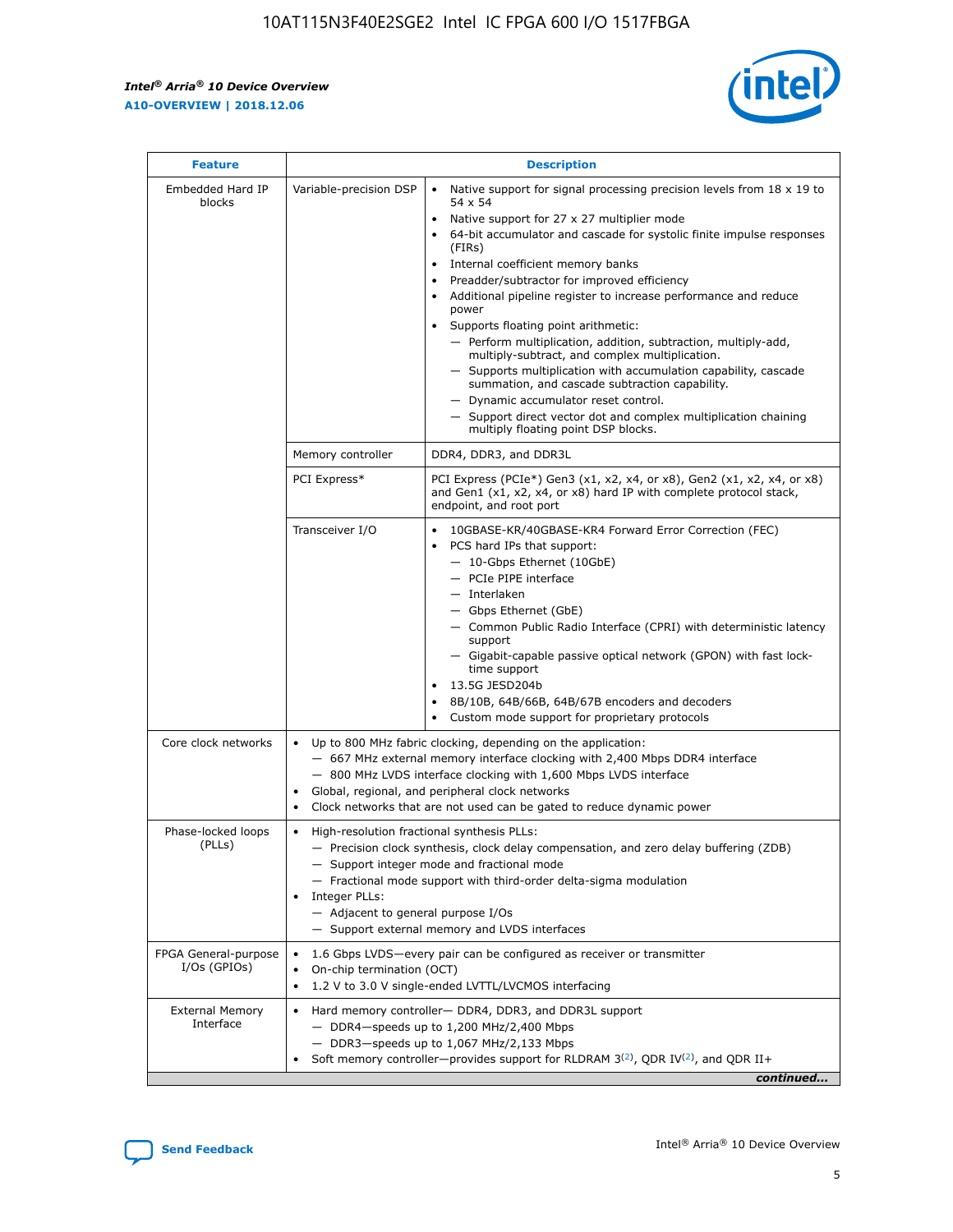| Feature | Description | |
|---|---|---|
| Embedded Hard IP blocks | Variable-precision DSP | • Native support for signal processing precision levels from 18 x 19 to 54 x 54<br>• Native support for 27 x 27 multiplier mode<br>• 64-bit accumulator and cascade for systolic finite impulse responses (FIRs)<br>• Internal coefficient memory banks<br>• Preadder/subtractor for improved efficiency<br>• Additional pipeline register to increase performance and reduce power<br>• Supports floating point arithmetic:<br>— Perform multiplication, addition, subtraction, multiply-add, multiply-subtract, and complex multiplication.<br>— Supports multiplication with accumulation capability, cascade summation, and cascade subtraction capability.<br>— Dynamic accumulator reset control.<br>— Support direct vector dot and complex multiplication chaining multiply floating point DSP blocks. |
| | Memory controller | DDR4, DDR3, and DDR3L |
| | PCI Express* | PCI Express (PCIe*) Gen3 (x1, x2, x4, or x8), Gen2 (x1, x2, x4, or x8) and Gen1 (x1, x2, x4, or x8) hard IP with complete protocol stack, endpoint, and root port |
| | Transceiver I/O | • 10GBASE-KR/40GBASE-KR4 Forward Error Correction (FEC)<br>• PCS hard IPs that support:<br>— 10-Gbps Ethernet (10GbE)<br>— PCIe PIPE interface<br>— Interlaken<br>— Gbps Ethernet (GbE)<br>— Common Public Radio Interface (CPRI) with deterministic latency support<br>— Gigabit-capable passive optical network (GPON) with fast lock-time support<br>• 13.5G JESD204b<br>• 8B/10B, 64B/66B, 64B/67B encoders and decoders<br>• Custom mode support for proprietary protocols |
| Core clock networks | • Up to 800 MHz fabric clocking, depending on the application:<br>— 667 MHz external memory interface clocking with 2,400 Mbps DDR4 interface<br>— 800 MHz LVDS interface clocking with 1,600 Mbps LVDS interface<br>• Global, regional, and peripheral clock networks<br>• Clock networks that are not used can be gated to reduce dynamic power | |
| Phase-locked loops (PLLs) | • High-resolution fractional synthesis PLLs:<br>— Precision clock synthesis, clock delay compensation, and zero delay buffering (ZDB)<br>— Support integer mode and fractional mode<br>— Fractional mode support with third-order delta-sigma modulation<br>• Integer PLLs:<br>— Adjacent to general purpose I/Os<br>— Support external memory and LVDS interfaces | |
| FPGA General-purpose I/Os (GPIOs) | • 1.6 Gbps LVDS—every pair can be configured as receiver or transmitter<br>• On-chip termination (OCT)<br>• 1.2 V to 3.0 V single-ended LVTTL/LVCMOS interfacing | |
| External Memory Interface | • Hard memory controller— DDR4, DDR3, and DDR3L support<br>— DDR4—speeds up to 1,200 MHz/2,400 Mbps<br>— DDR3—speeds up to 1,067 MHz/2,133 Mbps<br>• Soft memory controller—provides support for RLDRAM 3[(2)], QDR IV[(2)], and QDR II+ | |

*continued...*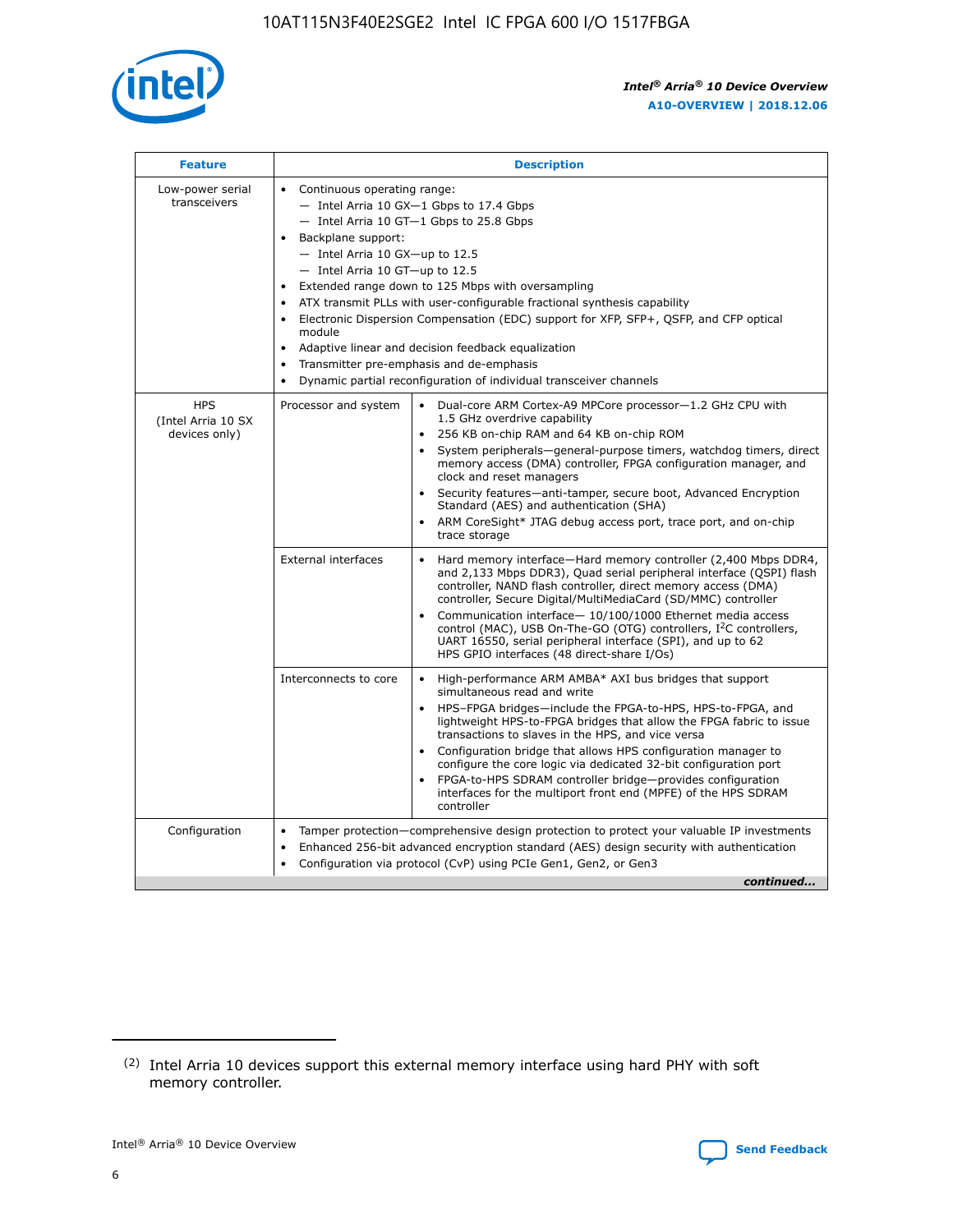| Feature | Description | |
|---|---|---|
| Low-power serial transceivers | • Continuous operating range:<br>— Intel Arria 10 GX—1 Gbps to 17.4 Gbps<br>— Intel Arria 10 GT—1 Gbps to 25.8 Gbps<br>• Backplane support:<br>— Intel Arria 10 GX—up to 12.5<br>— Intel Arria 10 GT—up to 12.5<br>• Extended range down to 125 Mbps with oversampling<br>• ATX transmit PLLs with user-configurable fractional synthesis capability<br>• Electronic Dispersion Compensation (EDC) support for XFP, SFP+, QSFP, and CFP optical module<br>• Adaptive linear and decision feedback equalization<br>• Transmitter pre-emphasis and de-emphasis<br>• Dynamic partial reconfiguration of individual transceiver channels | |
| HPS (Intel Arria 10 SX devices only) | Processor and system | • Dual-core ARM Cortex-A9 MPCore processor—1.2 GHz CPU with 1.5 GHz overdrive capability<br>• 256 KB on-chip RAM and 64 KB on-chip ROM<br>• System peripherals—general-purpose timers, watchdog timers, direct memory access (DMA) controller, FPGA configuration manager, and clock and reset managers<br>• Security features—anti-tamper, secure boot, Advanced Encryption Standard (AES) and authentication (SHA)<br>• ARM CoreSight* JTAG debug access port, trace port, and on-chip trace storage |
| | External interfaces | • Hard memory interface—Hard memory controller (2,400 Mbps DDR4, and 2,133 Mbps DDR3), Quad serial peripheral interface (QSPI) flash controller, NAND flash controller, direct memory access (DMA) controller, Secure Digital/MultiMediaCard (SD/MMC) controller<br>• Communication interface— 10/100/1000 Ethernet media access control (MAC), USB On-The-GO (OTG) controllers, I²C controllers, UART 16550, serial peripheral interface (SPI), and up to 62 HPS GPIO interfaces (48 direct-share I/Os) |
| | Interconnects to core | • High-performance ARM AMBA* AXI bus bridges that support simultaneous read and write<br>• HPS–FPGA bridges—include the FPGA-to-HPS, HPS-to-FPGA, and lightweight HPS-to-FPGA bridges that allow the FPGA fabric to issue transactions to slaves in the HPS, and vice versa<br>• Configuration bridge that allows HPS configuration manager to configure the core logic via dedicated 32-bit configuration port<br>• FPGA-to-HPS SDRAM controller bridge—provides configuration interfaces for the multiport front end (MPFE) of the HPS SDRAM controller |
| Configuration | • Tamper protection—comprehensive design protection to protect your valuable IP investments<br>• Enhanced 256-bit advanced encryption standard (AES) design security with authentication<br>• Configuration via protocol (CvP) using PCIe Gen1, Gen2, or Gen3 | |

*continued...*

(2) Intel Arria 10 devices support this external memory interface using hard PHY with soft memory controller.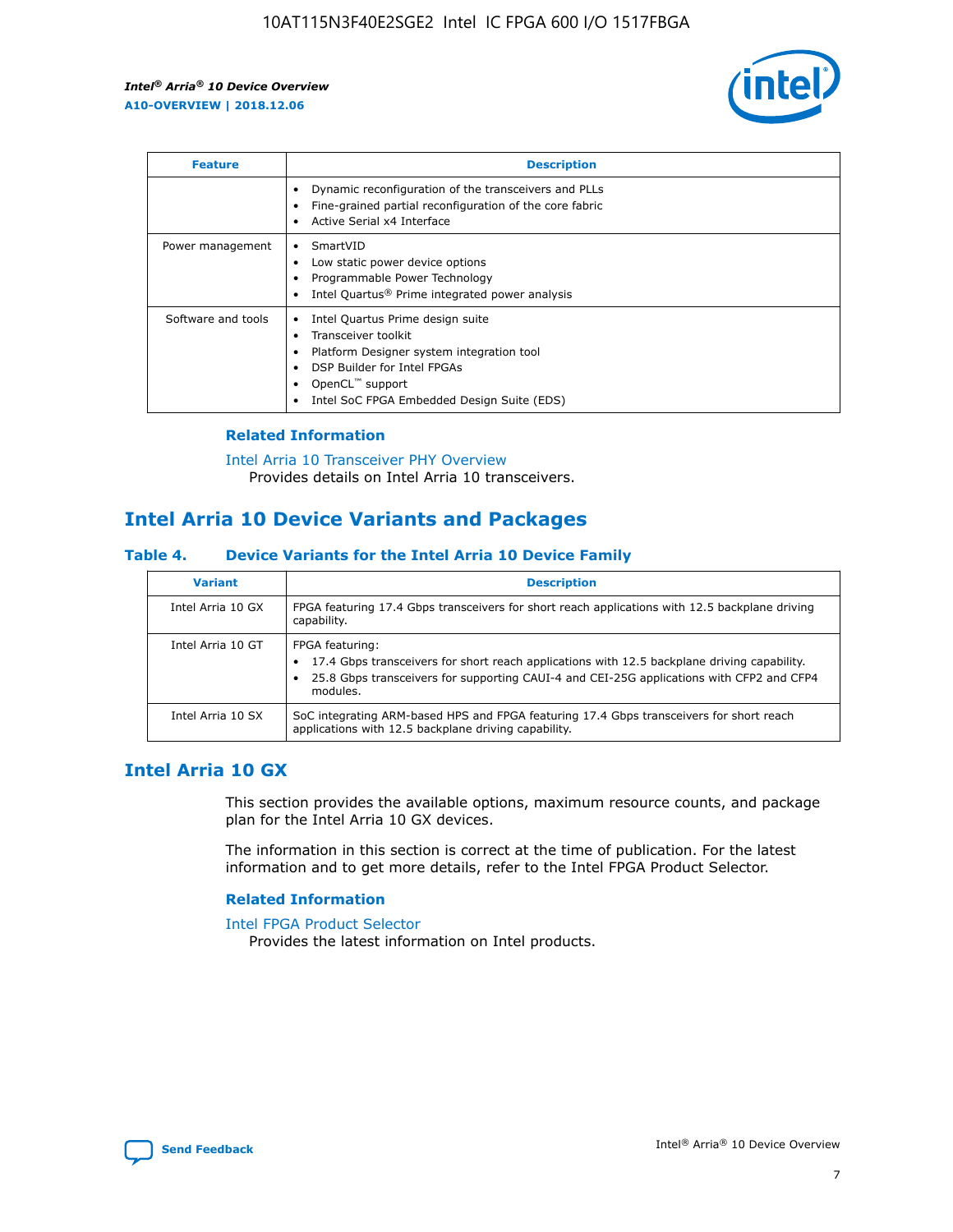| Feature | Description |
| --- | --- |
| | • Dynamic reconfiguration of the transceivers and PLLs<br>• Fine-grained partial reconfiguration of the core fabric<br>• Active Serial x4 Interface |
| Power management | • SmartVID<br>• Low static power device options<br>• Programmable Power Technology<br>• Intel Quartus® Prime integrated power analysis |
| Software and tools | • Intel Quartus Prime design suite<br>• Transceiver toolkit<br>• Platform Designer system integration tool<br>• DSP Builder for Intel FPGAs<br>• OpenCL™ support<br>• Intel SoC FPGA Embedded Design Suite (EDS) |

### Related Information

Intel Arria 10 Transceiver PHY Overview
Provides details on Intel Arria 10 transceivers.

## Intel Arria 10 Device Variants and Packages

### Table 4. Device Variants for the Intel Arria 10 Device Family

| Variant | Description |
| --- | --- |
| Intel Arria 10 GX | FPGA featuring 17.4 Gbps transceivers for short reach applications with 12.5 backplane driving capability. |
| Intel Arria 10 GT | FPGA featuring:<br>• 17.4 Gbps transceivers for short reach applications with 12.5 backplane driving capability.<br>• 25.8 Gbps transceivers for supporting CAUI-4 and CEI-25G applications with CFP2 and CFP4 modules. |
| Intel Arria 10 SX | SoC integrating ARM-based HPS and FPGA featuring 17.4 Gbps transceivers for short reach applications with 12.5 backplane driving capability. |

## Intel Arria 10 GX

This section provides the available options, maximum resource counts, and package plan for the Intel Arria 10 GX devices.

The information in this section is correct at the time of publication. For the latest information and to get more details, refer to the Intel FPGA Product Selector.

### Related Information

Intel FPGA Product Selector
Provides the latest information on Intel products.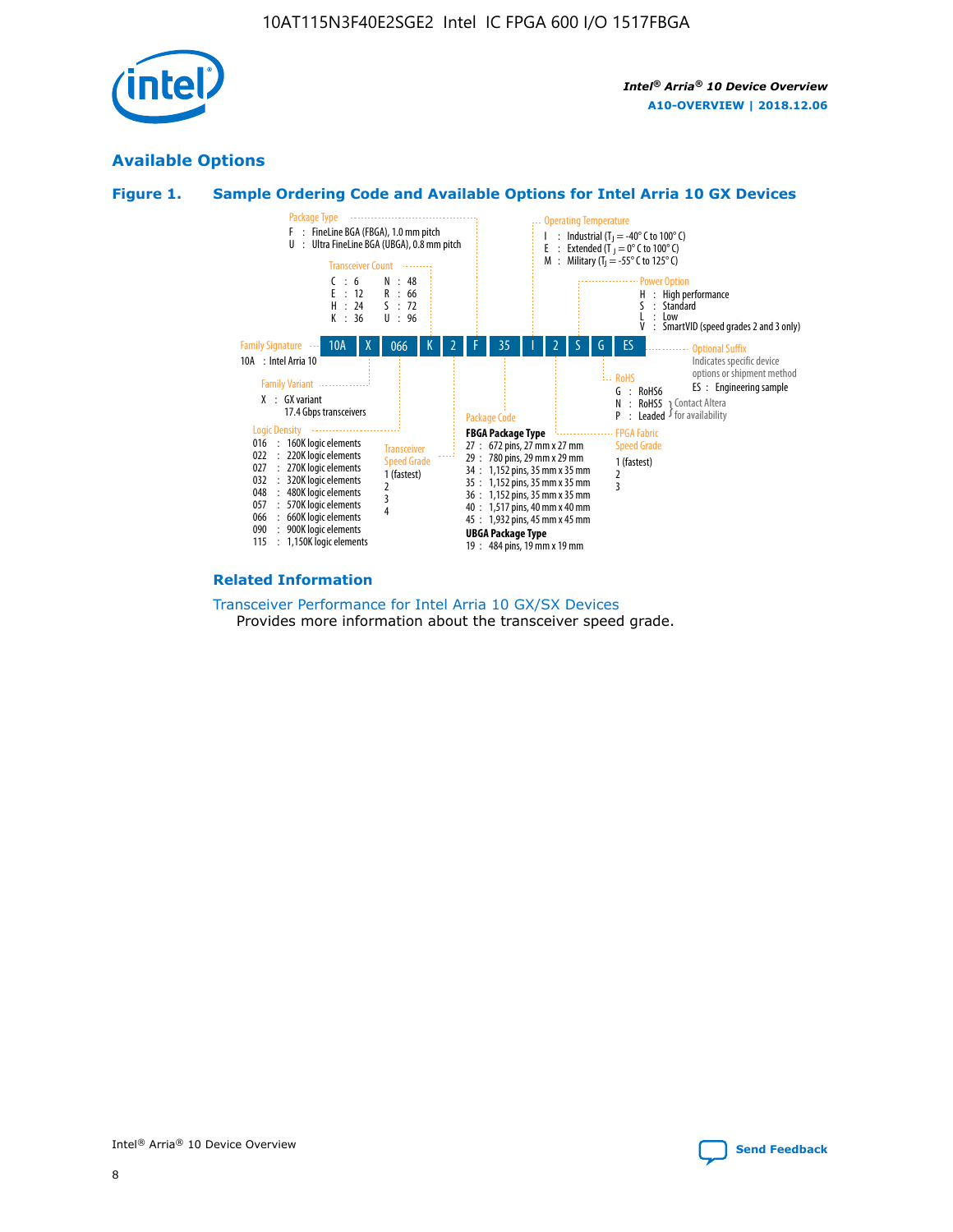## Available Options

### Figure 1. Sample Ordering Code and Available Options for Intel Arria 10 GX Devices

| 10A | X | 066 | K | 2 | F | 35 | I | 2 | S | G | ES |
|---|---|---|---|---|---|---|---|---|---|---|---|

**Family Signature**
- 10A : Intel Arria 10

**Family Variant**
- X : GX variant 17.4 Gbps transceivers

**Logic Density**
- 016 : 160K logic elements
- 022 : 220K logic elements
- 027 : 270K logic elements
- 032 : 320K logic elements
- 048 : 480K logic elements
- 057 : 570K logic elements
- 066 : 660K logic elements
- 090 : 900K logic elements
- 115 : 1,150K logic elements

**Transceiver Count**
- C : 6
- E : 12
- H : 24
- K : 36
- N : 48
- R : 66
- S : 72
- U : 96

**Transceiver Speed Grade**
- 1 (fastest)
- 2
- 3
- 4

**Package Type**
- F : FineLine BGA (FBGA), 1.0 mm pitch
- U : Ultra FineLine BGA (UBGA), 0.8 mm pitch

**Package Code**

**FBGA Package Type**
- 27 : 672 pins, 27 mm x 27 mm
- 29 : 780 pins, 29 mm x 29 mm
- 34 : 1,152 pins, 35 mm x 35 mm
- 35 : 1,152 pins, 35 mm x 35 mm
- 36 : 1,152 pins, 35 mm x 35 mm
- 40 : 1,517 pins, 40 mm x 40 mm
- 45 : 1,932 pins, 45 mm x 45 mm

**UBGA Package Type**
- 19 : 484 pins, 19 mm x 19 mm

**Operating Temperature**
- I : Industrial ($T_J$ = -40° C to 100° C)
- E : Extended ($T_J$ = 0° C to 100° C)
- M : Military ($T_J$ = -55° C to 125° C)

**FPGA Fabric Speed Grade**
- 1 (fastest)
- 2
- 3

**Power Option**
- H : High performance
- S : Standard
- L : Low
- V : SmartVID (speed grades 2 and 3 only)

**RoHS**
- G : RoHS6
- N : RoHS5 (Contact Altera for availability)
- P : Leaded (Contact Altera for availability)

**Optional Suffix**

Indicates specific device options or shipment method
- ES : Engineering sample

### Related Information

Transceiver Performance for Intel Arria 10 GX/SX Devices

Provides more information about the transceiver speed grade.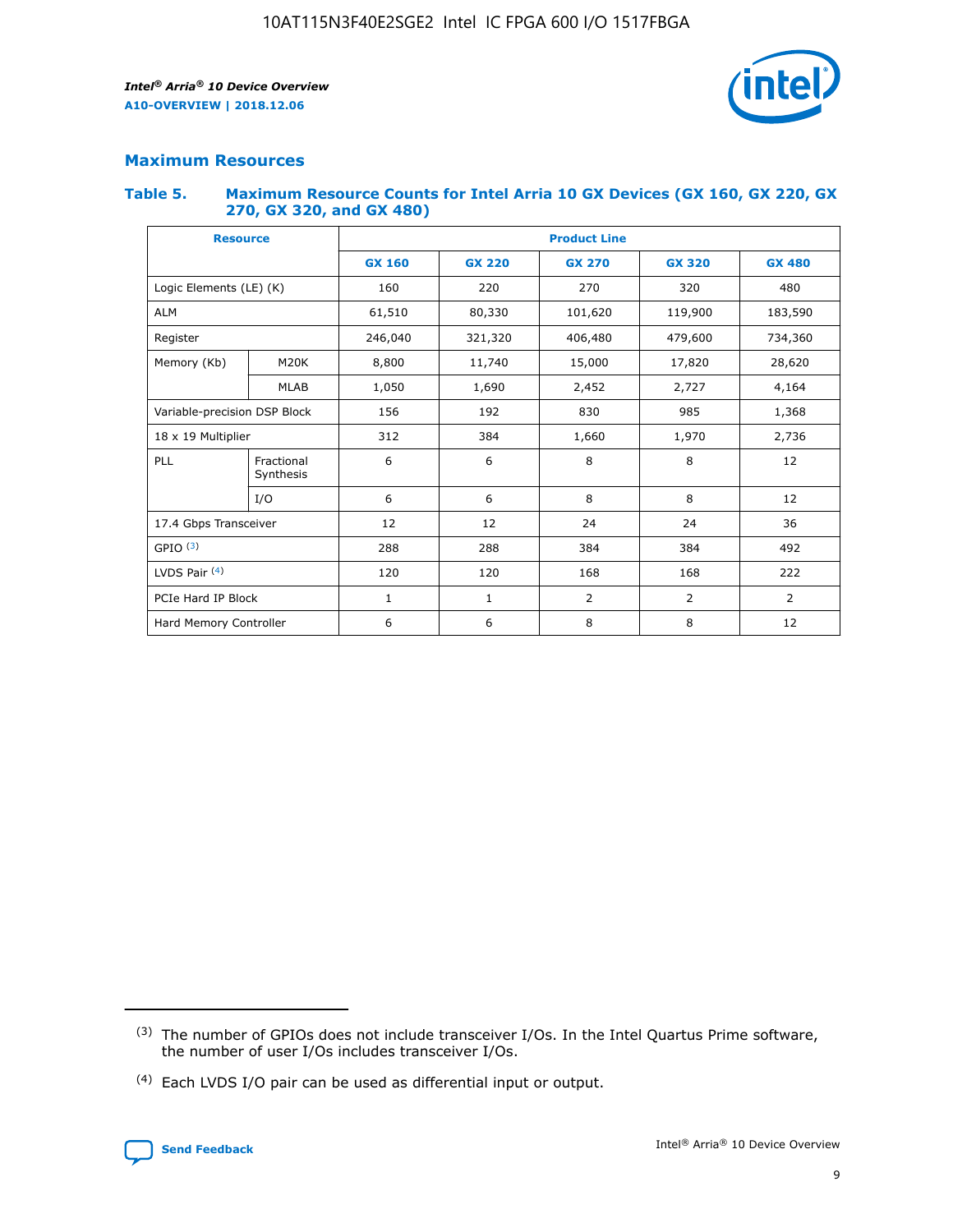## Maximum Resources

### Table 5. Maximum Resource Counts for Intel Arria 10 GX Devices (GX 160, GX 220, GX 270, GX 320, and GX 480)

| Resource | | Product Line | | | | |
|---|---|---|---|---|---|---|
| | | GX 160 | GX 220 | GX 270 | GX 320 | GX 480 |
| Logic Elements (LE) (K) | | 160 | 220 | 270 | 320 | 480 |
| ALM | | 61,510 | 80,330 | 101,620 | 119,900 | 183,590 |
| Register | | 246,040 | 321,320 | 406,480 | 479,600 | 734,360 |
| Memory (Kb) | M20K | 8,800 | 11,740 | 15,000 | 17,820 | 28,620 |
| | MLAB | 1,050 | 1,690 | 2,452 | 2,727 | 4,164 |
| Variable-precision DSP Block | | 156 | 192 | 830 | 985 | 1,368 |
| 18 x 19 Multiplier | | 312 | 384 | 1,660 | 1,970 | 2,736 |
| PLL | Fractional Synthesis | 6 | 6 | 8 | 8 | 12 |
| | I/O | 6 | 6 | 8 | 8 | 12 |
| 17.4 Gbps Transceiver | | 12 | 12 | 24 | 24 | 36 |
| GPIO [(3)] | | 288 | 288 | 384 | 384 | 492 |
| LVDS Pair [(4)] | | 120 | 120 | 168 | 168 | 222 |
| PCIe Hard IP Block | | 1 | 1 | 2 | 2 | 2 |
| Hard Memory Controller | | 6 | 6 | 8 | 8 | 12 |

(3) The number of GPIOs does not include transceiver I/Os. In the Intel Quartus Prime software, the number of user I/Os includes transceiver I/Os.

(4) Each LVDS I/O pair can be used as differential input or output.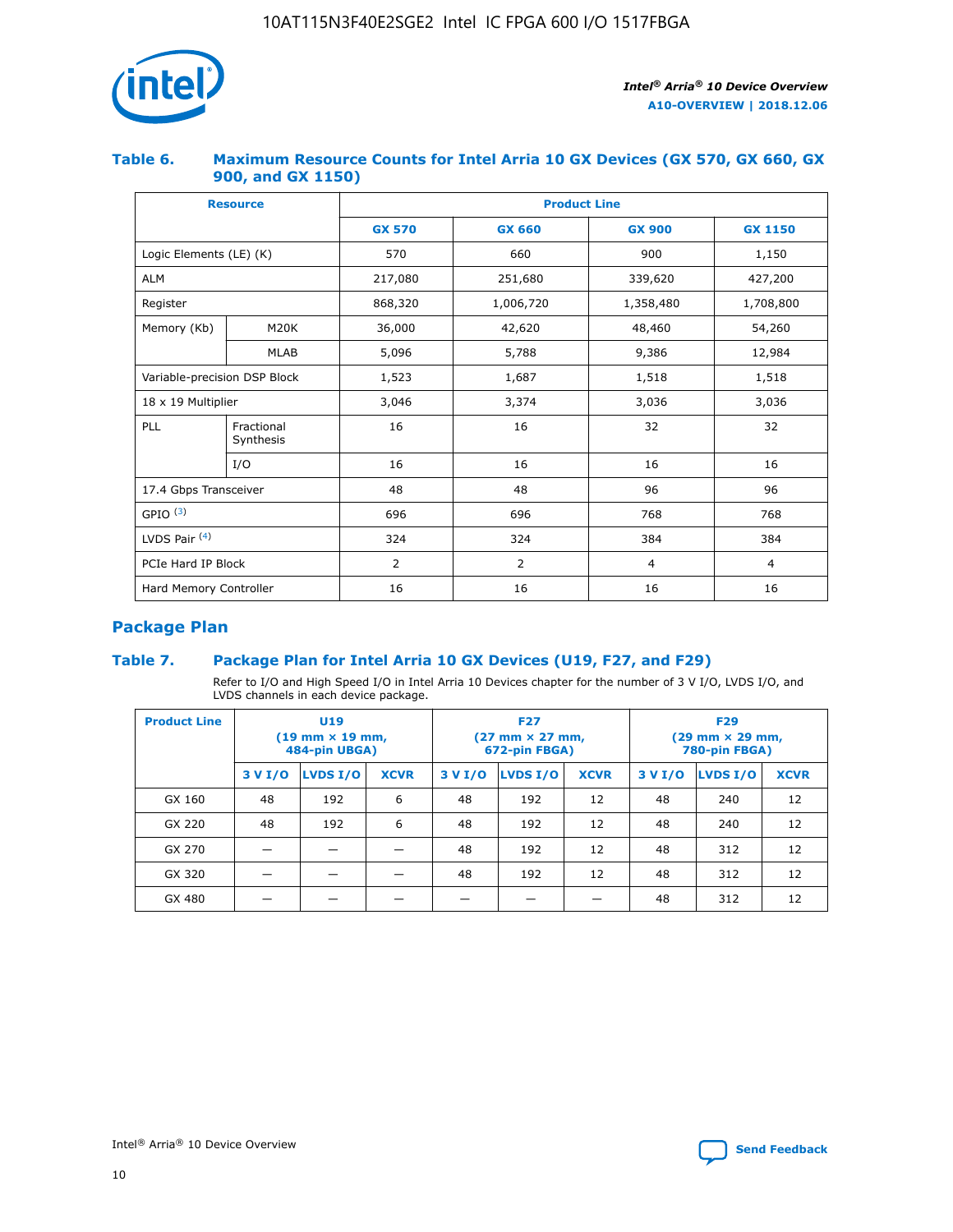### Table 6. Maximum Resource Counts for Intel Arria 10 GX Devices (GX 570, GX 660, GX 900, and GX 1150)

| Resource | | Product Line | | | |
|---|---|---|---|---|---|
| | | GX 570 | GX 660 | GX 900 | GX 1150 |
| Logic Elements (LE) (K) | | 570 | 660 | 900 | 1,150 |
| ALM | | 217,080 | 251,680 | 339,620 | 427,200 |
| Register | | 868,320 | 1,006,720 | 1,358,480 | 1,708,800 |
| Memory (Kb) | M20K | 36,000 | 42,620 | 48,460 | 54,260 |
| | MLAB | 5,096 | 5,788 | 9,386 | 12,984 |
| Variable-precision DSP Block | | 1,523 | 1,687 | 1,518 | 1,518 |
| 18 x 19 Multiplier | | 3,046 | 3,374 | 3,036 | 3,036 |
| PLL | Fractional Synthesis | 16 | 16 | 32 | 32 |
| | I/O | 16 | 16 | 16 | 16 |
| 17.4 Gbps Transceiver | | 48 | 48 | 96 | 96 |
| GPIO [(3)] | | 696 | 696 | 768 | 768 |
| LVDS Pair [(4)] | | 324 | 324 | 384 | 384 |
| PCIe Hard IP Block | | 2 | 2 | 4 | 4 |
| Hard Memory Controller | | 16 | 16 | 16 | 16 |

## Package Plan

### Table 7. Package Plan for Intel Arria 10 GX Devices (U19, F27, and F29)

Refer to I/O and High Speed I/O in Intel Arria 10 Devices chapter for the number of 3 V I/O, LVDS I/O, and LVDS channels in each device package.

| Product Line | U19 (19 mm × 19 mm, 484-pin UBGA) | | | F27 (27 mm × 27 mm, 672-pin FBGA) | | | F29 (29 mm × 29 mm, 780-pin FBGA) | | |
|---|---|---|---|---|---|---|---|---|---|
| | 3 V I/O | LVDS I/O | XCVR | 3 V I/O | LVDS I/O | XCVR | 3 V I/O | LVDS I/O | XCVR |
| GX 160 | 48 | 192 | 6 | 48 | 192 | 12 | 48 | 240 | 12 |
| GX 220 | 48 | 192 | 6 | 48 | 192 | 12 | 48 | 240 | 12 |
| GX 270 | — | — | — | 48 | 192 | 12 | 48 | 312 | 12 |
| GX 320 | — | — | — | 48 | 192 | 12 | 48 | 312 | 12 |
| GX 480 | — | — | — | — | — | — | 48 | 312 | 12 |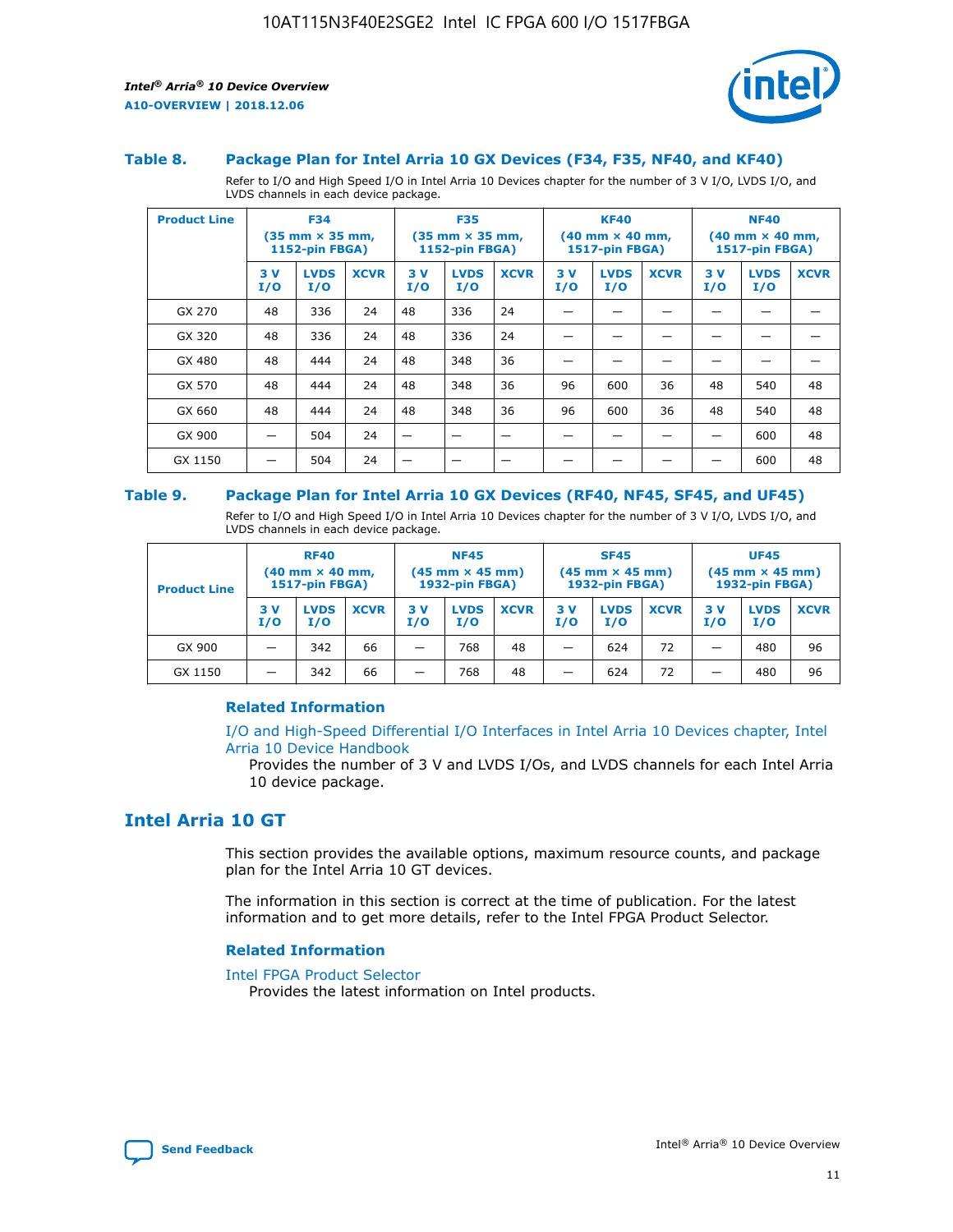### Table 8. Package Plan for Intel Arria 10 GX Devices (F34, F35, NF40, and KF40)

Refer to I/O and High Speed I/O in Intel Arria 10 Devices chapter for the number of 3 V I/O, LVDS I/O, and LVDS channels in each device package.

| Product Line | F34 (35 mm × 35 mm, 1152-pin FBGA) | | | F35 (35 mm × 35 mm, 1152-pin FBGA) | | | KF40 (40 mm × 40 mm, 1517-pin FBGA) | | | NF40 (40 mm × 40 mm, 1517-pin FBGA) | | |
|---|---|---|---|---|---|---|---|---|---|---|---|---|
| | 3 V I/O | LVDS I/O | XCVR | 3 V I/O | LVDS I/O | XCVR | 3 V I/O | LVDS I/O | XCVR | 3 V I/O | LVDS I/O | XCVR |
| GX 270 | 48 | 336 | 24 | 48 | 336 | 24 | — | — | — | — | — | — |
| GX 320 | 48 | 336 | 24 | 48 | 336 | 24 | — | — | — | — | — | — |
| GX 480 | 48 | 444 | 24 | 48 | 348 | 36 | — | — | — | — | — | — |
| GX 570 | 48 | 444 | 24 | 48 | 348 | 36 | 96 | 600 | 36 | 48 | 540 | 48 |
| GX 660 | 48 | 444 | 24 | 48 | 348 | 36 | 96 | 600 | 36 | 48 | 540 | 48 |
| GX 900 | — | 504 | 24 | — | — | — | — | — | — | — | 600 | 48 |
| GX 1150 | — | 504 | 24 | — | — | — | — | — | — | — | 600 | 48 |

### Table 9. Package Plan for Intel Arria 10 GX Devices (RF40, NF45, SF45, and UF45)

Refer to I/O and High Speed I/O in Intel Arria 10 Devices chapter for the number of 3 V I/O, LVDS I/O, and LVDS channels in each device package.

| Product Line | RF40 (40 mm × 40 mm, 1517-pin FBGA) | | | NF45 (45 mm × 45 mm) 1932-pin FBGA) | | | SF45 (45 mm × 45 mm) 1932-pin FBGA) | | | UF45 (45 mm × 45 mm) 1932-pin FBGA) | | |
|---|---|---|---|---|---|---|---|---|---|---|---|---|
| | 3 V I/O | LVDS I/O | XCVR | 3 V I/O | LVDS I/O | XCVR | 3 V I/O | LVDS I/O | XCVR | 3 V I/O | LVDS I/O | XCVR |
| GX 900 | — | 342 | 66 | — | 768 | 48 | — | 624 | 72 | — | 480 | 96 |
| GX 1150 | — | 342 | 66 | — | 768 | 48 | — | 624 | 72 | — | 480 | 96 |

#### Related Information

I/O and High-Speed Differential I/O Interfaces in Intel Arria 10 Devices chapter, Intel Arria 10 Device Handbook

Provides the number of 3 V and LVDS I/Os, and LVDS channels for each Intel Arria 10 device package.

## Intel Arria 10 GT

This section provides the available options, maximum resource counts, and package plan for the Intel Arria 10 GT devices.

The information in this section is correct at the time of publication. For the latest information and to get more details, refer to the Intel FPGA Product Selector.

#### Related Information

Intel FPGA Product Selector

Provides the latest information on Intel products.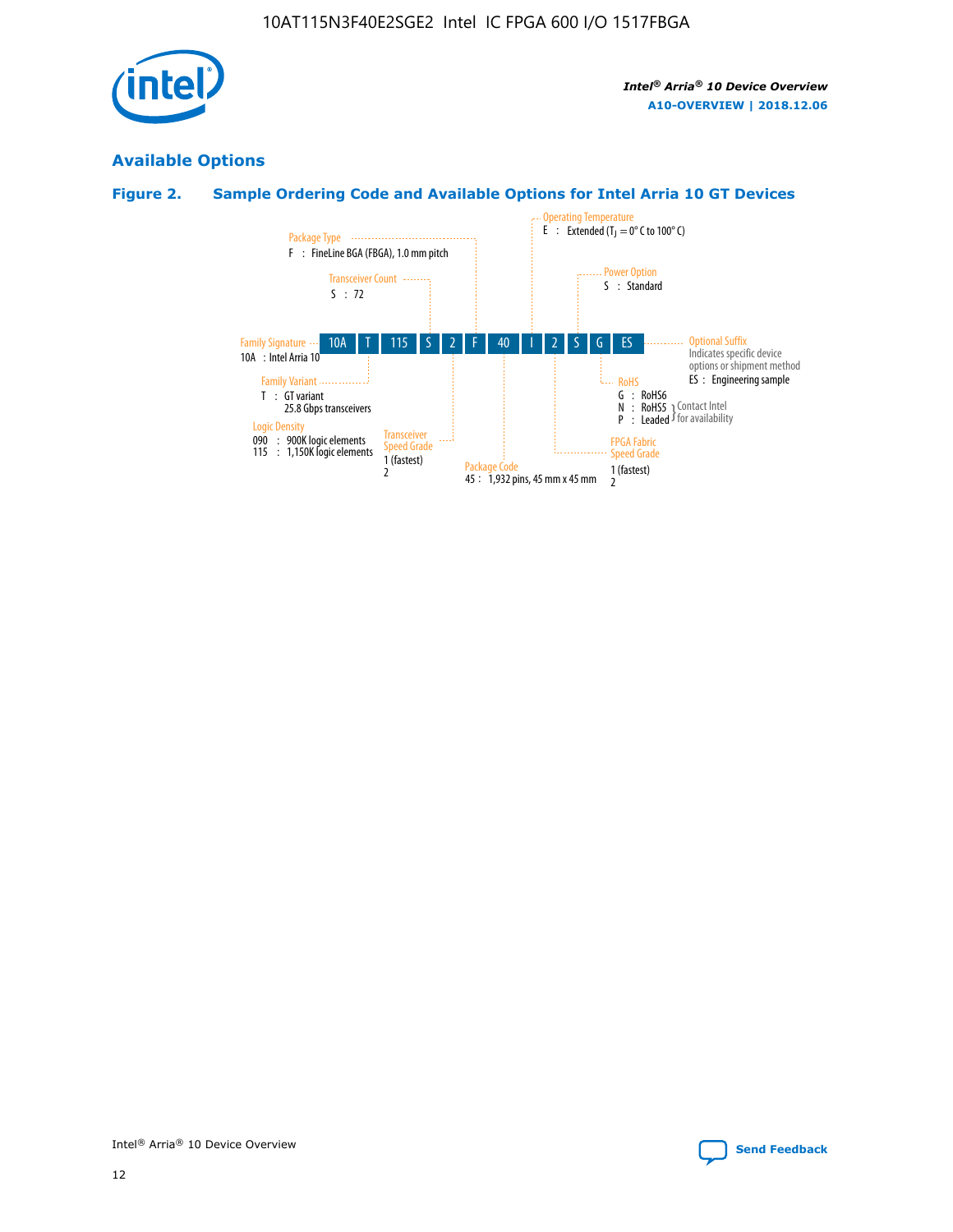## Available Options

### Figure 2. Sample Ordering Code and Available Options for Intel Arria 10 GT Devices

| 10A | T | 115 | S | 2 | F | 40 | I | 2 | S | G | ES |
|---|---|---|---|---|---|---|---|---|---|---|---|

**Family Signature**
10A : Intel Arria 10

**Family Variant**
T : GT variant
25.8 Gbps transceivers

**Logic Density**
090 : 900K logic elements
115 : 1,150K logic elements

**Transceiver Count**
S : 72

**Transceiver Speed Grade**
1 (fastest)
2

**Package Type**
F : FineLine BGA (FBGA), 1.0 mm pitch

**Package Code**
45 : 1,932 pins, 45 mm x 45 mm

**Operating Temperature**
E : Extended ($T_J$ = 0° C to 100° C)

**FPGA Fabric Speed Grade**
1 (fastest)
2

**Power Option**
S : Standard

**RoHS**
G : RoHS6
N : RoHS5 } Contact Intel for availability
P : Leaded } Contact Intel for availability

**Optional Suffix**
Indicates specific device options or shipment method
ES : Engineering sample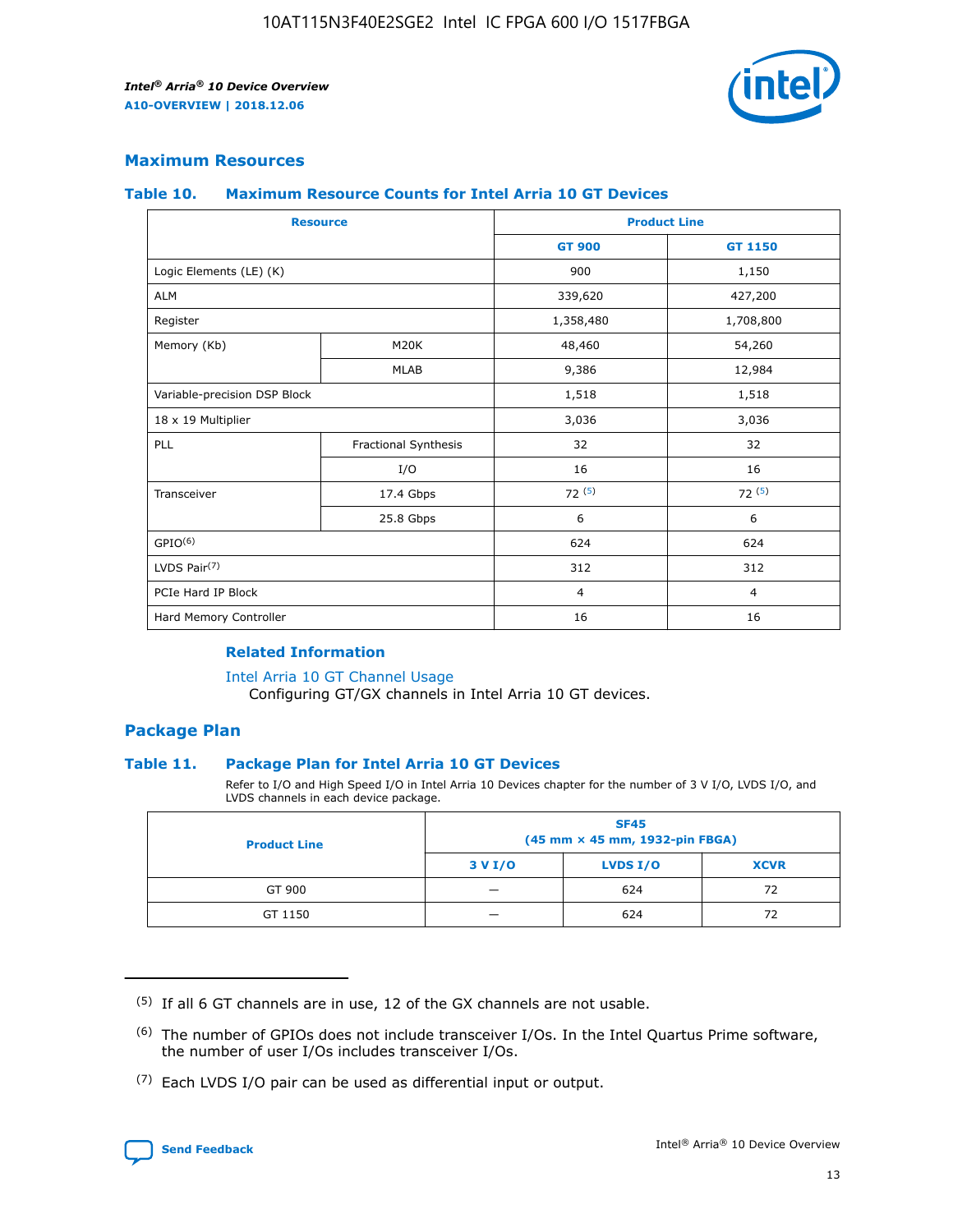## Maximum Resources

### Table 10. Maximum Resource Counts for Intel Arria 10 GT Devices

| Resource | | Product Line | |
|---|---|---|---|
| | | GT 900 | GT 1150 |
| Logic Elements (LE) (K) | | 900 | 1,150 |
| ALM | | 339,620 | 427,200 |
| Register | | 1,358,480 | 1,708,800 |
| Memory (Kb) | M20K | 48,460 | 54,260 |
| | MLAB | 9,386 | 12,984 |
| Variable-precision DSP Block | | 1,518 | 1,518 |
| 18 x 19 Multiplier | | 3,036 | 3,036 |
| PLL | Fractional Synthesis | 32 | 32 |
| | I/O | 16 | 16 |
| Transceiver | 17.4 Gbps | 72 (5) | 72 (5) |
| | 25.8 Gbps | 6 | 6 |
| GPIO(6) | | 624 | 624 |
| LVDS Pair(7) | | 312 | 312 |
| PCIe Hard IP Block | | 4 | 4 |
| Hard Memory Controller | | 16 | 16 |

### Related Information

Intel Arria 10 GT Channel Usage
Configuring GT/GX channels in Intel Arria 10 GT devices.

## Package Plan

### Table 11. Package Plan for Intel Arria 10 GT Devices

Refer to I/O and High Speed I/O in Intel Arria 10 Devices chapter for the number of 3 V I/O, LVDS I/O, and LVDS channels in each device package.

| Product Line | SF45 (45 mm × 45 mm, 1932-pin FBGA) | | |
|---|---|---|---|
| | 3 V I/O | LVDS I/O | XCVR |
| GT 900 | — | 624 | 72 |
| GT 1150 | — | 624 | 72 |

(5) If all 6 GT channels are in use, 12 of the GX channels are not usable.

(6) The number of GPIOs does not include transceiver I/Os. In the Intel Quartus Prime software, the number of user I/Os includes transceiver I/Os.

(7) Each LVDS I/O pair can be used as differential input or output.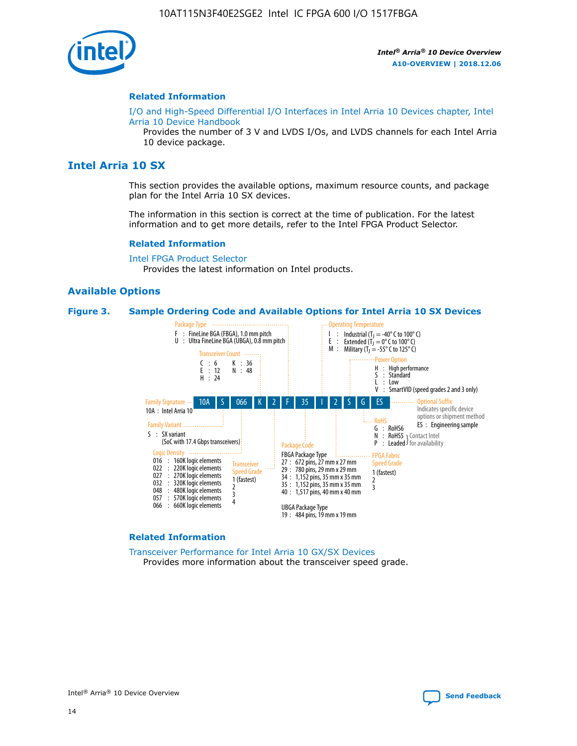## Related Information

I/O and High-Speed Differential I/O Interfaces in Intel Arria 10 Devices chapter, Intel Arria 10 Device Handbook

Provides the number of 3 V and LVDS I/Os, and LVDS channels for each Intel Arria 10 device package.

# Intel Arria 10 SX

This section provides the available options, maximum resource counts, and package plan for the Intel Arria 10 SX devices.

The information in this section is correct at the time of publication. For the latest information and to get more details, refer to the Intel FPGA Product Selector.

## Related Information

Intel FPGA Product Selector

Provides the latest information on Intel products.

## Available Options

**Figure 3. Sample Ordering Code and Available Options for Intel Arria 10 SX Devices**

Sample ordering code: 10A S 066 K 2 F 35 I 2 S G ES

**Family Signature**
- 10A : Intel Arria 10

**Family Variant**
- S : SX variant (SoC with 17.4 Gbps transceivers)

**Logic Density**
- 016 : 160K logic elements
- 022 : 220K logic elements
- 027 : 270K logic elements
- 032 : 320K logic elements
- 048 : 480K logic elements
- 057 : 570K logic elements
- 066 : 660K logic elements

**Transceiver Count**
- C : 6
- E : 12
- H : 24
- K : 36
- N : 48

**Transceiver Speed Grade**
- 1 (fastest)
- 2
- 3
- 4

**Package Type**
- F : FineLine BGA (FBGA), 1.0 mm pitch
- U : Ultra FineLine BGA (UBGA), 0.8 mm pitch

**Package Code**

FBGA Package Type
- 27 : 672 pins, 27 mm x 27 mm
- 29 : 780 pins, 29 mm x 29 mm
- 34 : 1,152 pins, 35 mm x 35 mm
- 35 : 1,152 pins, 35 mm x 35 mm
- 40 : 1,517 pins, 40 mm x 40 mm

UBGA Package Type
- 19 : 484 pins, 19 mm x 19 mm

**Operating Temperature**
- I : Industrial ($T_J$ = -40° C to 100° C)
- E : Extended ($T_J$ = 0° C to 100° C)
- M : Military ($T_J$ = -55° C to 125° C)

**FPGA Fabric Speed Grade**
- 1 (fastest)
- 2
- 3

**Power Option**
- H : High performance
- S : Standard
- L : Low
- V : SmartVID (speed grades 2 and 3 only)

**RoHS**
- G : RoHS6
- N : RoHS5 (Contact Intel for availability)
- P : Leaded (Contact Intel for availability)

**Optional Suffix**

Indicates specific device options or shipment method
- ES : Engineering sample

## Related Information

Transceiver Performance for Intel Arria 10 GX/SX Devices

Provides more information about the transceiver speed grade.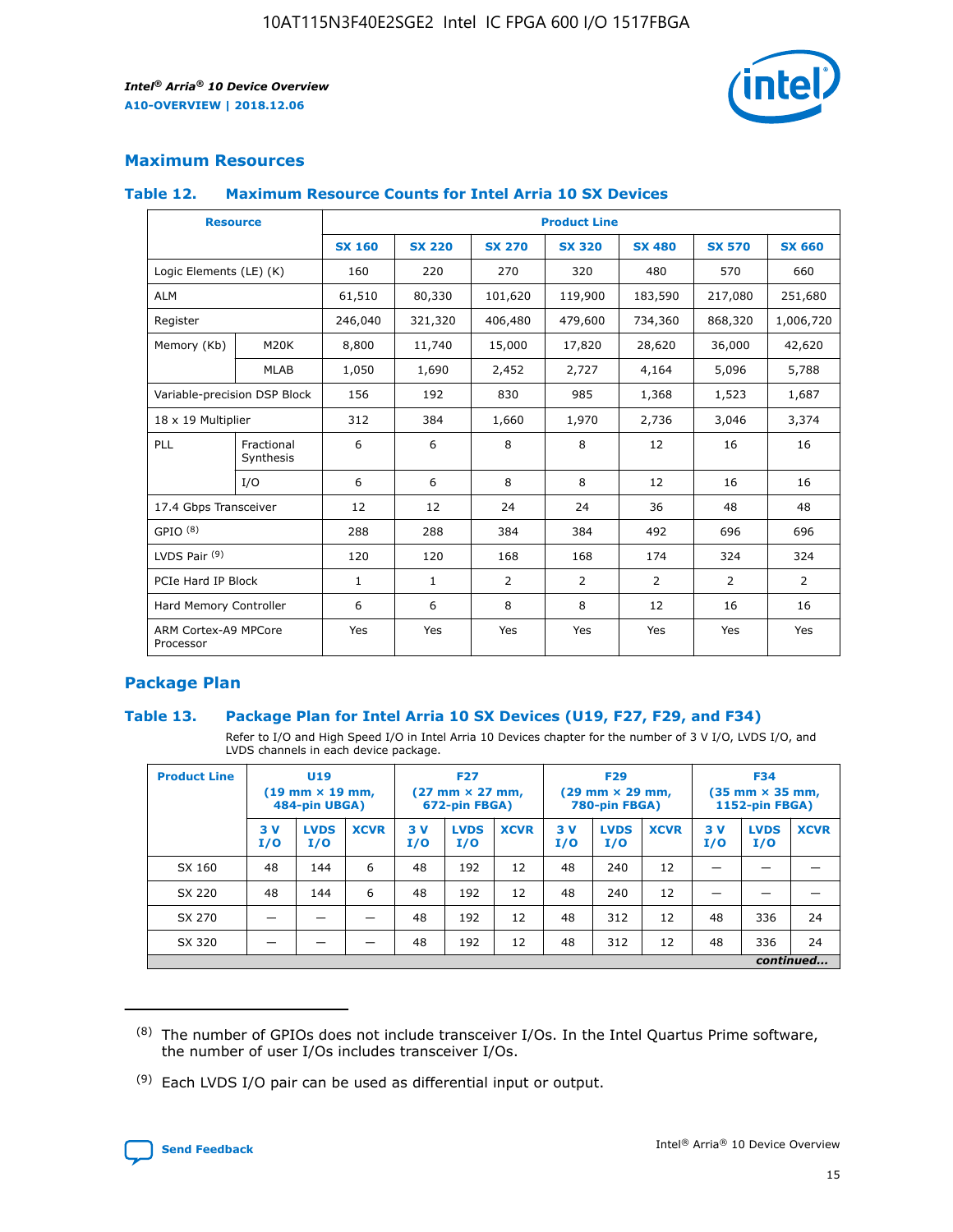## Maximum Resources

### Table 12. Maximum Resource Counts for Intel Arria 10 SX Devices

| Resource | | Product Line | | | | | | |
|---|---|---|---|---|---|---|---|---|
| | | SX 160 | SX 220 | SX 270 | SX 320 | SX 480 | SX 570 | SX 660 |
| Logic Elements (LE) (K) | | 160 | 220 | 270 | 320 | 480 | 570 | 660 |
| ALM | | 61,510 | 80,330 | 101,620 | 119,900 | 183,590 | 217,080 | 251,680 |
| Register | | 246,040 | 321,320 | 406,480 | 479,600 | 734,360 | 868,320 | 1,006,720 |
| Memory (Kb) | M20K | 8,800 | 11,740 | 15,000 | 17,820 | 28,620 | 36,000 | 42,620 |
| | MLAB | 1,050 | 1,690 | 2,452 | 2,727 | 4,164 | 5,096 | 5,788 |
| Variable-precision DSP Block | | 156 | 192 | 830 | 985 | 1,368 | 1,523 | 1,687 |
| 18 x 19 Multiplier | | 312 | 384 | 1,660 | 1,970 | 2,736 | 3,046 | 3,374 |
| PLL | Fractional Synthesis | 6 | 6 | 8 | 8 | 12 | 16 | 16 |
| | I/O | 6 | 6 | 8 | 8 | 12 | 16 | 16 |
| 17.4 Gbps Transceiver | | 12 | 12 | 24 | 24 | 36 | 48 | 48 |
| GPIO [(8)] | | 288 | 288 | 384 | 384 | 492 | 696 | 696 |
| LVDS Pair [(9)] | | 120 | 120 | 168 | 168 | 174 | 324 | 324 |
| PCIe Hard IP Block | | 1 | 1 | 2 | 2 | 2 | 2 | 2 |
| Hard Memory Controller | | 6 | 6 | 8 | 8 | 12 | 16 | 16 |
| ARM Cortex-A9 MPCore Processor | | Yes | Yes | Yes | Yes | Yes | Yes | Yes |

## Package Plan

### Table 13. Package Plan for Intel Arria 10 SX Devices (U19, F27, F29, and F34)

Refer to I/O and High Speed I/O in Intel Arria 10 Devices chapter for the number of 3 V I/O, LVDS I/O, and LVDS channels in each device package.

| Product Line | U19 (19 mm × 19 mm, 484-pin UBGA) | | | F27 (27 mm × 27 mm, 672-pin FBGA) | | | F29 (29 mm × 29 mm, 780-pin FBGA) | | | F34 (35 mm × 35 mm, 1152-pin FBGA) | | |
|---|---|---|---|---|---|---|---|---|---|---|---|---|
| | 3 V I/O | LVDS I/O | XCVR | 3 V I/O | LVDS I/O | XCVR | 3 V I/O | LVDS I/O | XCVR | 3 V I/O | LVDS I/O | XCVR |
| SX 160 | 48 | 144 | 6 | 48 | 192 | 12 | 48 | 240 | 12 | — | — | — |
| SX 220 | 48 | 144 | 6 | 48 | 192 | 12 | 48 | 240 | 12 | — | — | — |
| SX 270 | — | — | — | 48 | 192 | 12 | 48 | 312 | 12 | 48 | 336 | 24 |
| SX 320 | — | — | — | 48 | 192 | 12 | 48 | 312 | 12 | 48 | 336 | 24 |

*continued...*

(8) The number of GPIOs does not include transceiver I/Os. In the Intel Quartus Prime software, the number of user I/Os includes transceiver I/Os.

(9) Each LVDS I/O pair can be used as differential input or output.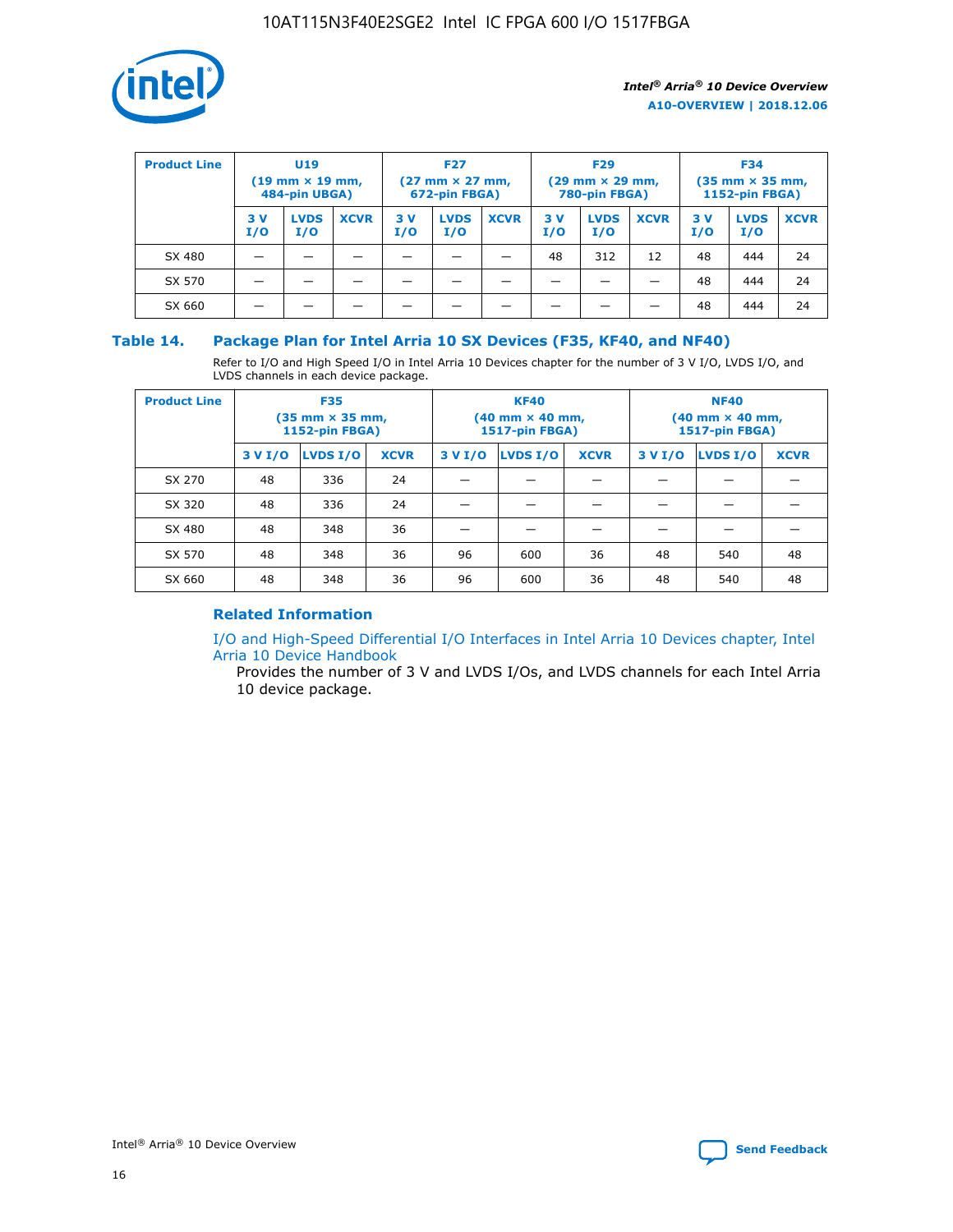| Product Line | U19 (19 mm × 19 mm, 484-pin UBGA) | | | F27 (27 mm × 27 mm, 672-pin FBGA) | | | F29 (29 mm × 29 mm, 780-pin FBGA) | | | F34 (35 mm × 35 mm, 1152-pin FBGA) | | |
|---|---|---|---|---|---|---|---|---|---|---|---|---|
| | 3 V I/O | LVDS I/O | XCVR | 3 V I/O | LVDS I/O | XCVR | 3 V I/O | LVDS I/O | XCVR | 3 V I/O | LVDS I/O | XCVR |
| SX 480 | — | — | — | — | — | — | 48 | 312 | 12 | 48 | 444 | 24 |
| SX 570 | — | — | — | — | — | — | — | — | — | 48 | 444 | 24 |
| SX 660 | — | — | — | — | — | — | — | — | — | 48 | 444 | 24 |

## Table 14. Package Plan for Intel Arria 10 SX Devices (F35, KF40, and NF40)

Refer to I/O and High Speed I/O in Intel Arria 10 Devices chapter for the number of 3 V I/O, LVDS I/O, and LVDS channels in each device package.

| Product Line | F35 (35 mm × 35 mm, 1152-pin FBGA) | | | KF40 (40 mm × 40 mm, 1517-pin FBGA) | | | NF40 (40 mm × 40 mm, 1517-pin FBGA) | | |
|---|---|---|---|---|---|---|---|---|---|
| | 3 V I/O | LVDS I/O | XCVR | 3 V I/O | LVDS I/O | XCVR | 3 V I/O | LVDS I/O | XCVR |
| SX 270 | 48 | 336 | 24 | — | — | — | — | — | — |
| SX 320 | 48 | 336 | 24 | — | — | — | — | — | — |
| SX 480 | 48 | 348 | 36 | — | — | — | — | — | — |
| SX 570 | 48 | 348 | 36 | 96 | 600 | 36 | 48 | 540 | 48 |
| SX 660 | 48 | 348 | 36 | 96 | 600 | 36 | 48 | 540 | 48 |

### Related Information

I/O and High-Speed Differential I/O Interfaces in Intel Arria 10 Devices chapter, Intel Arria 10 Device Handbook

Provides the number of 3 V and LVDS I/Os, and LVDS channels for each Intel Arria 10 device package.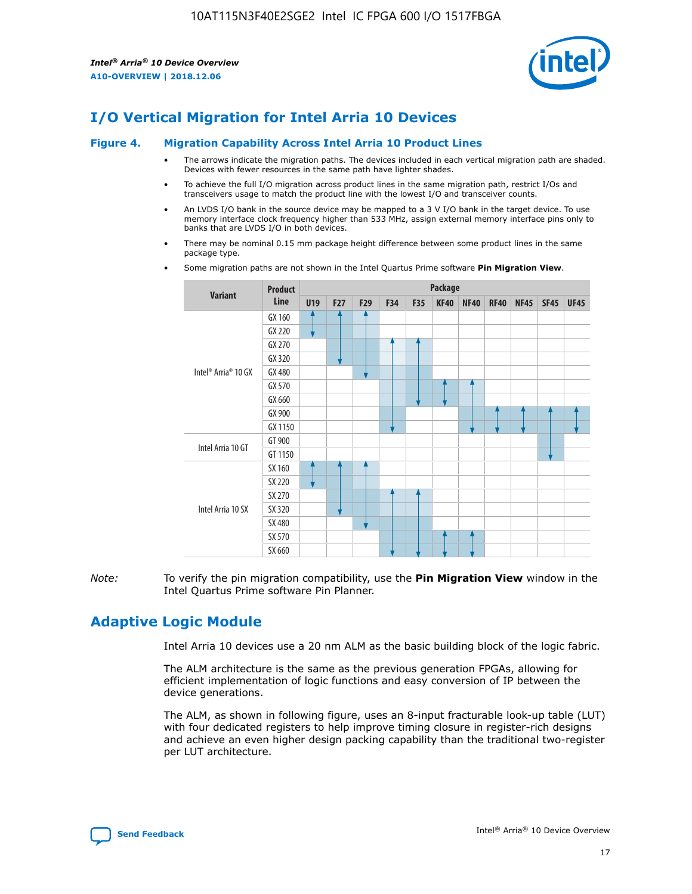# I/O Vertical Migration for Intel Arria 10 Devices

**Figure 4. Migration Capability Across Intel Arria 10 Product Lines**

- The arrows indicate the migration paths. The devices included in each vertical migration path are shaded. Devices with fewer resources in the same path have lighter shades.
- To achieve the full I/O migration across product lines in the same migration path, restrict I/Os and transceivers usage to match the product line with the lowest I/O and transceiver counts.
- An LVDS I/O bank in the source device may be mapped to a 3 V I/O bank in the target device. To use memory interface clock frequency higher than 533 MHz, assign external memory interface pins only to banks that are LVDS I/O in both devices.
- There may be nominal 0.15 mm package height difference between some product lines in the same package type.
- Some migration paths are not shown in the Intel Quartus Prime software **Pin Migration View**.

| Variant | Product Line | Package | | | | | | | | | | |
|---|---|---|---|---|---|---|---|---|---|---|---|---|
| | | U19 | F27 | F29 | F34 | F35 | KF40 | NF40 | RF40 | NF45 | SF45 | UF45 |
| Intel® Arria® 10 GX | GX 160 | | | | | | | | | | | |
| | GX 220 | | | | | | | | | | | |
| | GX 270 | | | | | | | | | | | |
| | GX 320 | | | | | | | | | | | |
| | GX 480 | | | | | | | | | | | |
| | GX 570 | | | | | | | | | | | |
| | GX 660 | | | | | | | | | | | |
| | GX 900 | | | | | | | | | | | |
| | GX 1150 | | | | | | | | | | | |
| Intel Arria 10 GT | GT 900 | | | | | | | | | | | |
| | GT 1150 | | | | | | | | | | | |
| Intel Arria 10 SX | SX 160 | | | | | | | | | | | |
| | SX 220 | | | | | | | | | | | |
| | SX 270 | | | | | | | | | | | |
| | SX 320 | | | | | | | | | | | |
| | SX 480 | | | | | | | | | | | |
| | SX 570 | | | | | | | | | | | |
| | SX 660 | | | | | | | | | | | |

*Note:* To verify the pin migration compatibility, use the **Pin Migration View** window in the Intel Quartus Prime software Pin Planner.

# Adaptive Logic Module

Intel Arria 10 devices use a 20 nm ALM as the basic building block of the logic fabric.

The ALM architecture is the same as the previous generation FPGAs, allowing for efficient implementation of logic functions and easy conversion of IP between the device generations.

The ALM, as shown in following figure, uses an 8-input fracturable look-up table (LUT) with four dedicated registers to help improve timing closure in register-rich designs and achieve an even higher design packing capability than the traditional two-register per LUT architecture.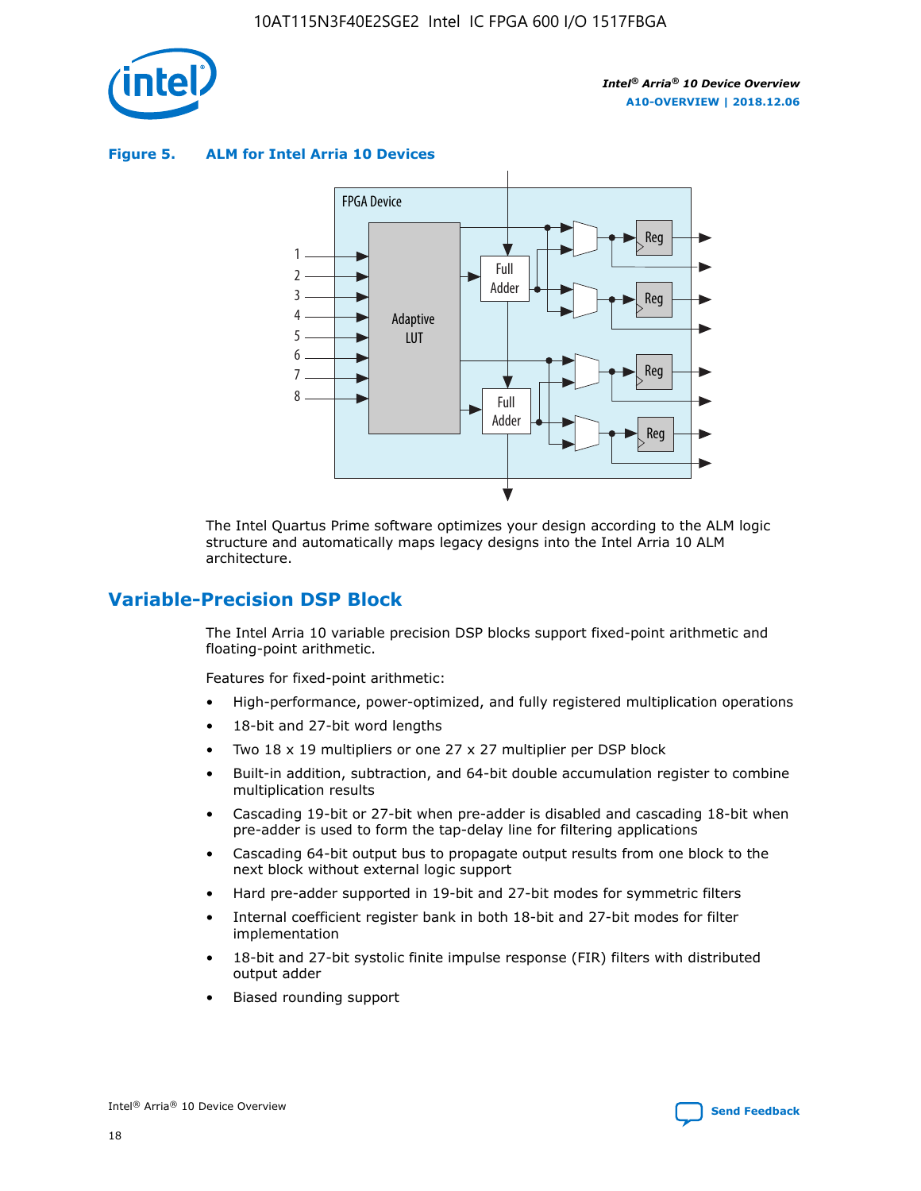**Figure 5. ALM for Intel Arria 10 Devices**

The Intel Quartus Prime software optimizes your design according to the ALM logic structure and automatically maps legacy designs into the Intel Arria 10 ALM architecture.

## Variable-Precision DSP Block

The Intel Arria 10 variable precision DSP blocks support fixed-point arithmetic and floating-point arithmetic.

Features for fixed-point arithmetic:

- High-performance, power-optimized, and fully registered multiplication operations
- 18-bit and 27-bit word lengths
- Two 18 x 19 multipliers or one 27 x 27 multiplier per DSP block
- Built-in addition, subtraction, and 64-bit double accumulation register to combine multiplication results
- Cascading 19-bit or 27-bit when pre-adder is disabled and cascading 18-bit when pre-adder is used to form the tap-delay line for filtering applications
- Cascading 64-bit output bus to propagate output results from one block to the next block without external logic support
- Hard pre-adder supported in 19-bit and 27-bit modes for symmetric filters
- Internal coefficient register bank in both 18-bit and 27-bit modes for filter implementation
- 18-bit and 27-bit systolic finite impulse response (FIR) filters with distributed output adder
- Biased rounding support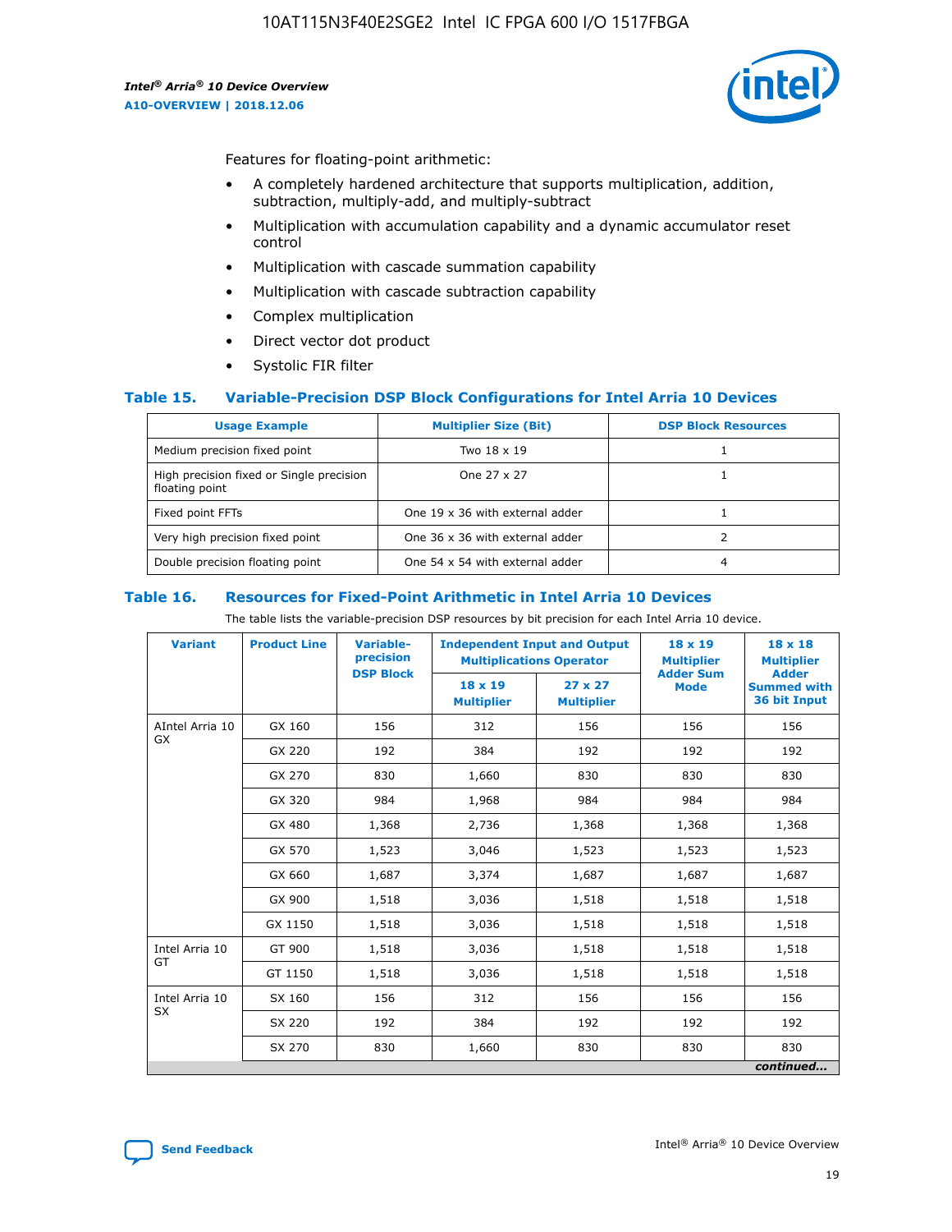Features for floating-point arithmetic:

- A completely hardened architecture that supports multiplication, addition, subtraction, multiply-add, and multiply-subtract
- Multiplication with accumulation capability and a dynamic accumulator reset control
- Multiplication with cascade summation capability
- Multiplication with cascade subtraction capability
- Complex multiplication
- Direct vector dot product
- Systolic FIR filter

### Table 15. Variable-Precision DSP Block Configurations for Intel Arria 10 Devices

| Usage Example | Multiplier Size (Bit) | DSP Block Resources |
|---|---|---|
| Medium precision fixed point | Two 18 x 19 | 1 |
| High precision fixed or Single precision floating point | One 27 x 27 | 1 |
| Fixed point FFTs | One 19 x 36 with external adder | 1 |
| Very high precision fixed point | One 36 x 36 with external adder | 2 |
| Double precision floating point | One 54 x 54 with external adder | 4 |

### Table 16. Resources for Fixed-Point Arithmetic in Intel Arria 10 Devices

The table lists the variable-precision DSP resources by bit precision for each Intel Arria 10 device.

| Variant | Product Line | Variable-precision DSP Block | Independent Input and Output Multiplications Operator | | 18 x 19 Multiplier Adder Sum Mode | 18 x 18 Multiplier Adder Summed with 36 bit Input |
|---|---|---|---|---|---|---|
| | | | 18 x 19 Multiplier | 27 x 27 Multiplier | | |
| AIntel Arria 10 GX | GX 160 | 156 | 312 | 156 | 156 | 156 |
| | GX 220 | 192 | 384 | 192 | 192 | 192 |
| | GX 270 | 830 | 1,660 | 830 | 830 | 830 |
| | GX 320 | 984 | 1,968 | 984 | 984 | 984 |
| | GX 480 | 1,368 | 2,736 | 1,368 | 1,368 | 1,368 |
| | GX 570 | 1,523 | 3,046 | 1,523 | 1,523 | 1,523 |
| | GX 660 | 1,687 | 3,374 | 1,687 | 1,687 | 1,687 |
| | GX 900 | 1,518 | 3,036 | 1,518 | 1,518 | 1,518 |
| | GX 1150 | 1,518 | 3,036 | 1,518 | 1,518 | 1,518 |
| Intel Arria 10 GT | GT 900 | 1,518 | 3,036 | 1,518 | 1,518 | 1,518 |
| | GT 1150 | 1,518 | 3,036 | 1,518 | 1,518 | 1,518 |
| Intel Arria 10 SX | SX 160 | 156 | 312 | 156 | 156 | 156 |
| | SX 220 | 192 | 384 | 192 | 192 | 192 |
| | SX 270 | 830 | 1,660 | 830 | 830 | 830 |

*continued...*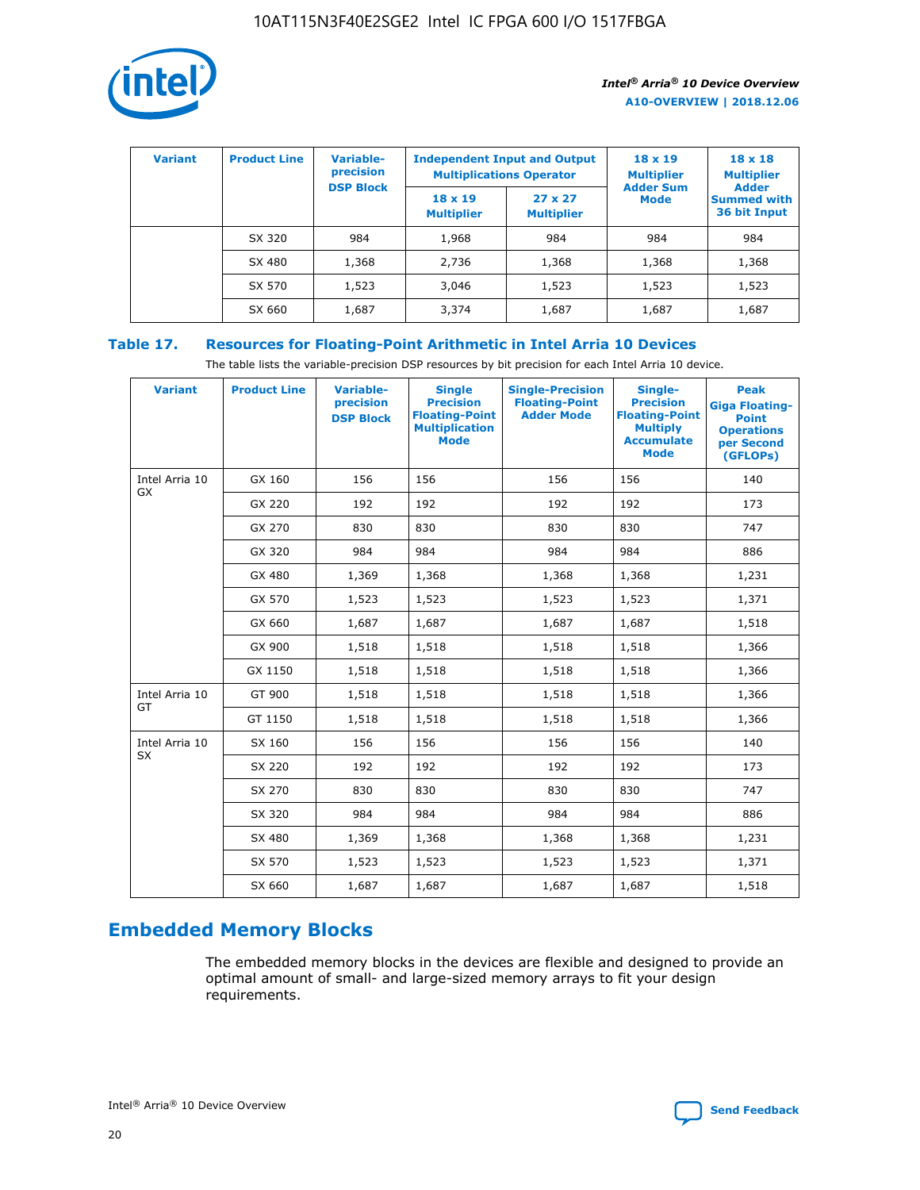| Variant | Product Line | Variable-precision DSP Block | Independent Input and Output Multiplications Operator | | 18 x 19 Multiplier Adder Sum Mode | 18 x 18 Multiplier Adder Summed with 36 bit Input |
|---|---|---|---|---|---|---|
| | | | 18 x 19 Multiplier | 27 x 27 Multiplier | | |
| | SX 320 | 984 | 1,968 | 984 | 984 | 984 |
| | SX 480 | 1,368 | 2,736 | 1,368 | 1,368 | 1,368 |
| | SX 570 | 1,523 | 3,046 | 1,523 | 1,523 | 1,523 |
| | SX 660 | 1,687 | 3,374 | 1,687 | 1,687 | 1,687 |

## Table 17. Resources for Floating-Point Arithmetic in Intel Arria 10 Devices

The table lists the variable-precision DSP resources by bit precision for each Intel Arria 10 device.

| Variant | Product Line | Variable-precision DSP Block | Single Precision Floating-Point Multiplication Mode | Single-Precision Floating-Point Adder Mode | Single-Precision Floating-Point Multiply Accumulate Mode | Peak Giga Floating-Point Operations per Second (GFLOPs) |
|---|---|---|---|---|---|---|
| Intel Arria 10 GX | GX 160 | 156 | 156 | 156 | 156 | 140 |
| | GX 220 | 192 | 192 | 192 | 192 | 173 |
| | GX 270 | 830 | 830 | 830 | 830 | 747 |
| | GX 320 | 984 | 984 | 984 | 984 | 886 |
| | GX 480 | 1,369 | 1,368 | 1,368 | 1,368 | 1,231 |
| | GX 570 | 1,523 | 1,523 | 1,523 | 1,523 | 1,371 |
| | GX 660 | 1,687 | 1,687 | 1,687 | 1,687 | 1,518 |
| | GX 900 | 1,518 | 1,518 | 1,518 | 1,518 | 1,366 |
| | GX 1150 | 1,518 | 1,518 | 1,518 | 1,518 | 1,366 |
| Intel Arria 10 GT | GT 900 | 1,518 | 1,518 | 1,518 | 1,518 | 1,366 |
| | GT 1150 | 1,518 | 1,518 | 1,518 | 1,518 | 1,366 |
| Intel Arria 10 SX | SX 160 | 156 | 156 | 156 | 156 | 140 |
| | SX 220 | 192 | 192 | 192 | 192 | 173 |
| | SX 270 | 830 | 830 | 830 | 830 | 747 |
| | SX 320 | 984 | 984 | 984 | 984 | 886 |
| | SX 480 | 1,369 | 1,368 | 1,368 | 1,368 | 1,231 |
| | SX 570 | 1,523 | 1,523 | 1,523 | 1,523 | 1,371 |
| | SX 660 | 1,687 | 1,687 | 1,687 | 1,687 | 1,518 |

## Embedded Memory Blocks

The embedded memory blocks in the devices are flexible and designed to provide an optimal amount of small- and large-sized memory arrays to fit your design requirements.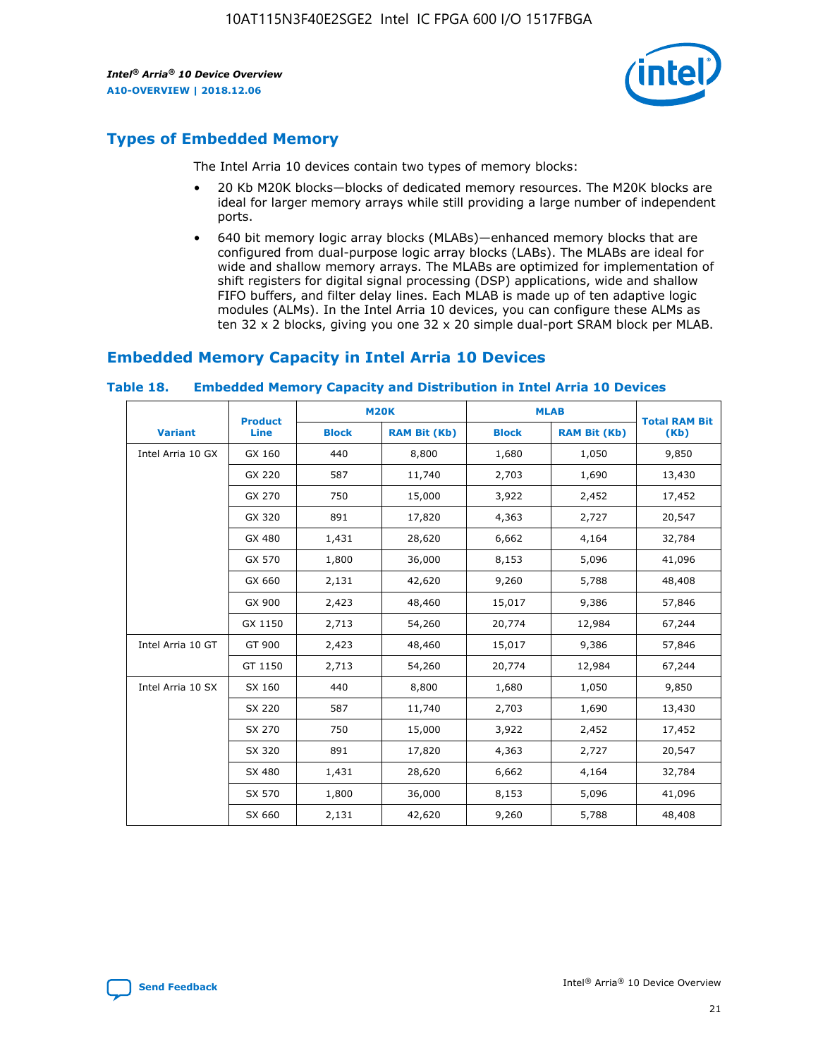## Types of Embedded Memory

The Intel Arria 10 devices contain two types of memory blocks:

- 20 Kb M20K blocks—blocks of dedicated memory resources. The M20K blocks are ideal for larger memory arrays while still providing a large number of independent ports.
- 640 bit memory logic array blocks (MLABs)—enhanced memory blocks that are configured from dual-purpose logic array blocks (LABs). The MLABs are ideal for wide and shallow memory arrays. The MLABs are optimized for implementation of shift registers for digital signal processing (DSP) applications, wide and shallow FIFO buffers, and filter delay lines. Each MLAB is made up of ten adaptive logic modules (ALMs). In the Intel Arria 10 devices, you can configure these ALMs as ten 32 x 2 blocks, giving you one 32 x 20 simple dual-port SRAM block per MLAB.

## Embedded Memory Capacity in Intel Arria 10 Devices

**Table 18. Embedded Memory Capacity and Distribution in Intel Arria 10 Devices**

| Variant | Product Line | M20K | | MLAB | | Total RAM Bit (Kb) |
|---|---|---|---|---|---|---|
| | | Block | RAM Bit (Kb) | Block | RAM Bit (Kb) | |
| Intel Arria 10 GX | GX 160 | 440 | 8,800 | 1,680 | 1,050 | 9,850 |
| | GX 220 | 587 | 11,740 | 2,703 | 1,690 | 13,430 |
| | GX 270 | 750 | 15,000 | 3,922 | 2,452 | 17,452 |
| | GX 320 | 891 | 17,820 | 4,363 | 2,727 | 20,547 |
| | GX 480 | 1,431 | 28,620 | 6,662 | 4,164 | 32,784 |
| | GX 570 | 1,800 | 36,000 | 8,153 | 5,096 | 41,096 |
| | GX 660 | 2,131 | 42,620 | 9,260 | 5,788 | 48,408 |
| | GX 900 | 2,423 | 48,460 | 15,017 | 9,386 | 57,846 |
| | GX 1150 | 2,713 | 54,260 | 20,774 | 12,984 | 67,244 |
| Intel Arria 10 GT | GT 900 | 2,423 | 48,460 | 15,017 | 9,386 | 57,846 |
| | GT 1150 | 2,713 | 54,260 | 20,774 | 12,984 | 67,244 |
| Intel Arria 10 SX | SX 160 | 440 | 8,800 | 1,680 | 1,050 | 9,850 |
| | SX 220 | 587 | 11,740 | 2,703 | 1,690 | 13,430 |
| | SX 270 | 750 | 15,000 | 3,922 | 2,452 | 17,452 |
| | SX 320 | 891 | 17,820 | 4,363 | 2,727 | 20,547 |
| | SX 480 | 1,431 | 28,620 | 6,662 | 4,164 | 32,784 |
| | SX 570 | 1,800 | 36,000 | 8,153 | 5,096 | 41,096 |
| | SX 660 | 2,131 | 42,620 | 9,260 | 5,788 | 48,408 |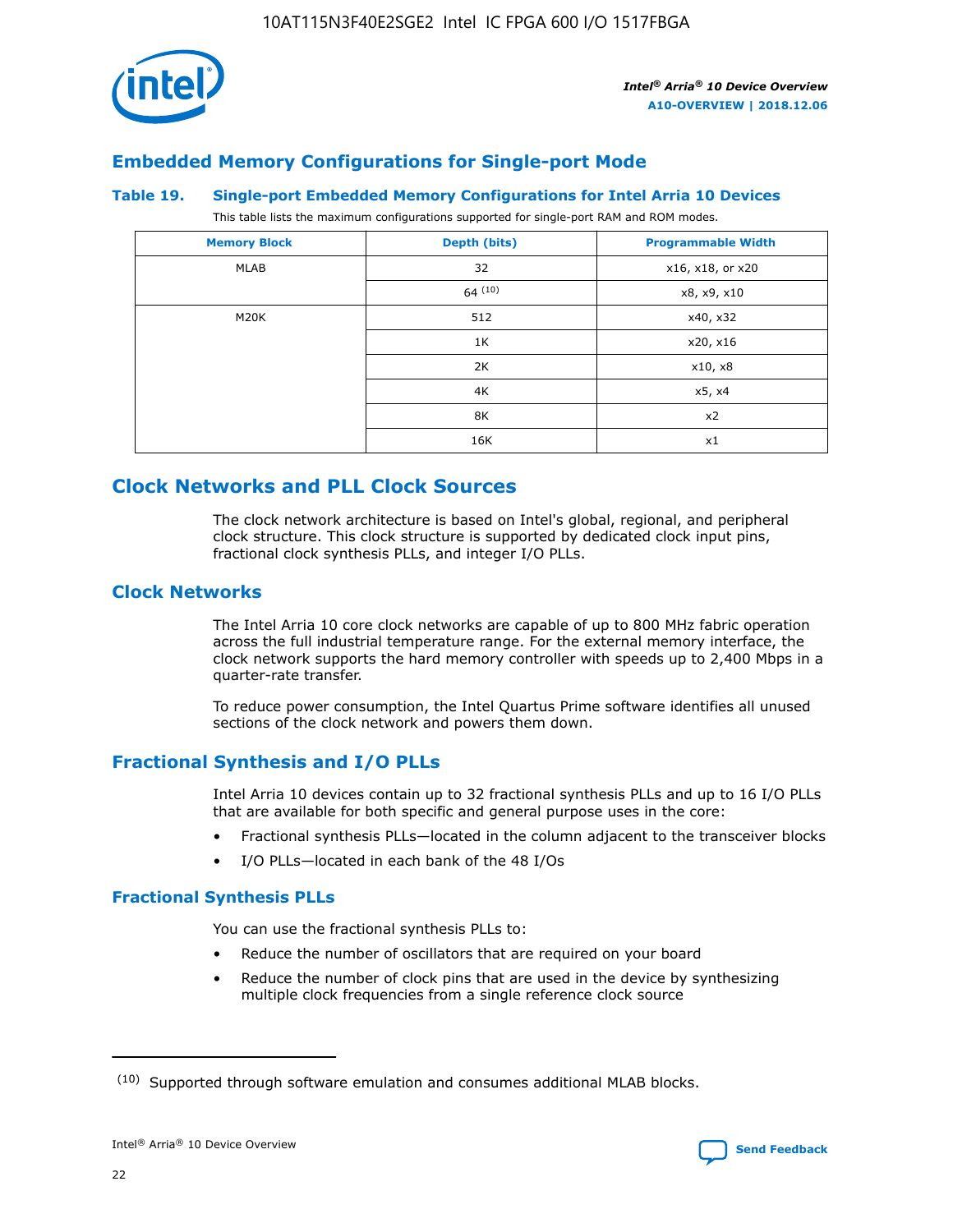## Embedded Memory Configurations for Single-port Mode

### Table 19. Single-port Embedded Memory Configurations for Intel Arria 10 Devices

This table lists the maximum configurations supported for single-port RAM and ROM modes.

| Memory Block | Depth (bits) | Programmable Width |
|---|---|---|
| MLAB | 32 | x16, x18, or x20 |
| | 64 [10] | x8, x9, x10 |
| M20K | 512 | x40, x32 |
| | 1K | x20, x16 |
| | 2K | x10, x8 |
| | 4K | x5, x4 |
| | 8K | x2 |
| | 16K | x1 |

# Clock Networks and PLL Clock Sources

The clock network architecture is based on Intel's global, regional, and peripheral clock structure. This clock structure is supported by dedicated clock input pins, fractional clock synthesis PLLs, and integer I/O PLLs.

## Clock Networks

The Intel Arria 10 core clock networks are capable of up to 800 MHz fabric operation across the full industrial temperature range. For the external memory interface, the clock network supports the hard memory controller with speeds up to 2,400 Mbps in a quarter-rate transfer.

To reduce power consumption, the Intel Quartus Prime software identifies all unused sections of the clock network and powers them down.

## Fractional Synthesis and I/O PLLs

Intel Arria 10 devices contain up to 32 fractional synthesis PLLs and up to 16 I/O PLLs that are available for both specific and general purpose uses in the core:

- Fractional synthesis PLLs—located in the column adjacent to the transceiver blocks
- I/O PLLs—located in each bank of the 48 I/Os

### Fractional Synthesis PLLs

You can use the fractional synthesis PLLs to:

- Reduce the number of oscillators that are required on your board
- Reduce the number of clock pins that are used in the device by synthesizing multiple clock frequencies from a single reference clock source

---

(10) Supported through software emulation and consumes additional MLAB blocks.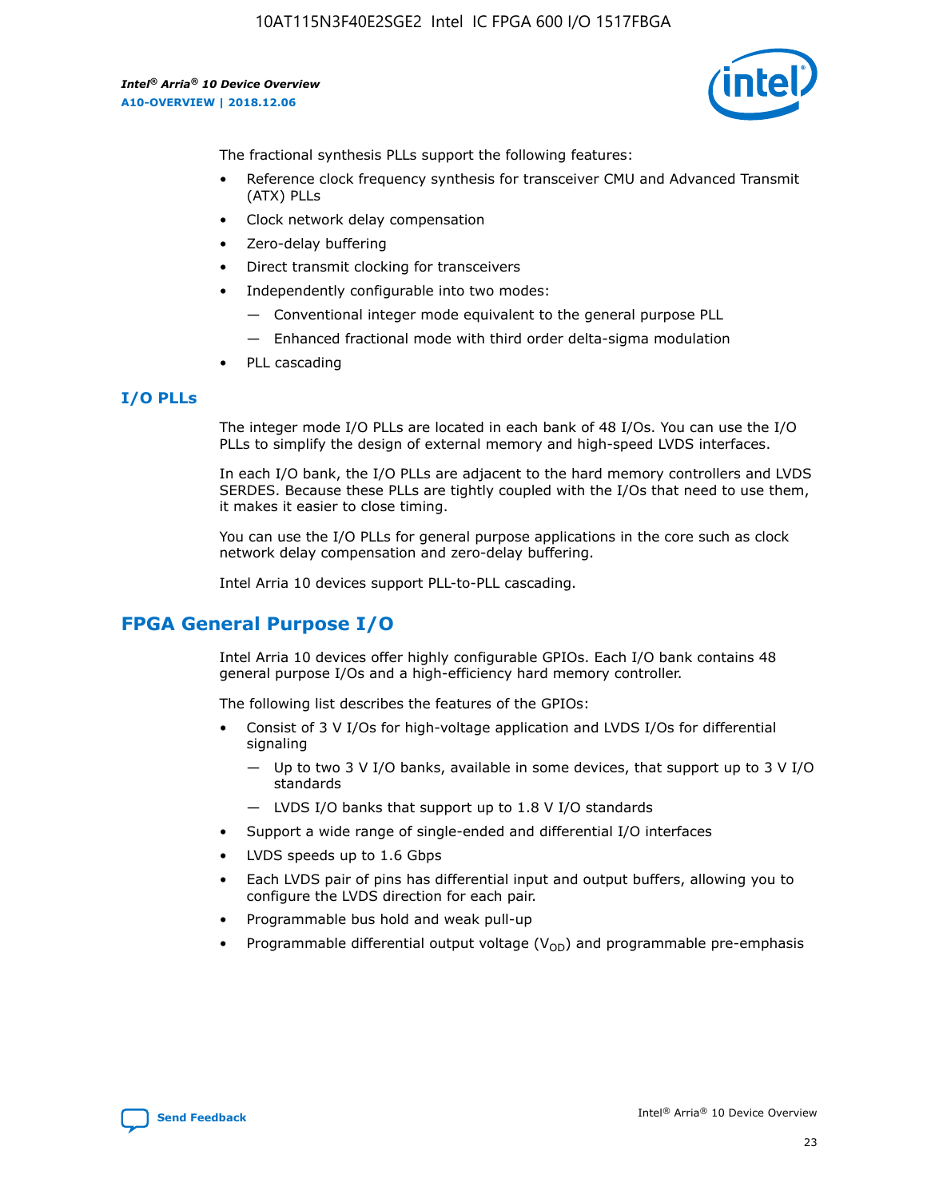The fractional synthesis PLLs support the following features:

- Reference clock frequency synthesis for transceiver CMU and Advanced Transmit (ATX) PLLs
- Clock network delay compensation
- Zero-delay buffering
- Direct transmit clocking for transceivers
- Independently configurable into two modes:
  - Conventional integer mode equivalent to the general purpose PLL
  - Enhanced fractional mode with third order delta-sigma modulation
- PLL cascading

### I/O PLLs

The integer mode I/O PLLs are located in each bank of 48 I/Os. You can use the I/O PLLs to simplify the design of external memory and high-speed LVDS interfaces.

In each I/O bank, the I/O PLLs are adjacent to the hard memory controllers and LVDS SERDES. Because these PLLs are tightly coupled with the I/Os that need to use them, it makes it easier to close timing.

You can use the I/O PLLs for general purpose applications in the core such as clock network delay compensation and zero-delay buffering.

Intel Arria 10 devices support PLL-to-PLL cascading.

## FPGA General Purpose I/O

Intel Arria 10 devices offer highly configurable GPIOs. Each I/O bank contains 48 general purpose I/Os and a high-efficiency hard memory controller.

The following list describes the features of the GPIOs:

- Consist of 3 V I/Os for high-voltage application and LVDS I/Os for differential signaling
  - Up to two 3 V I/O banks, available in some devices, that support up to 3 V I/O standards
  - LVDS I/O banks that support up to 1.8 V I/O standards
- Support a wide range of single-ended and differential I/O interfaces
- LVDS speeds up to 1.6 Gbps
- Each LVDS pair of pins has differential input and output buffers, allowing you to configure the LVDS direction for each pair.
- Programmable bus hold and weak pull-up
- Programmable differential output voltage ($V_{OD}$) and programmable pre-emphasis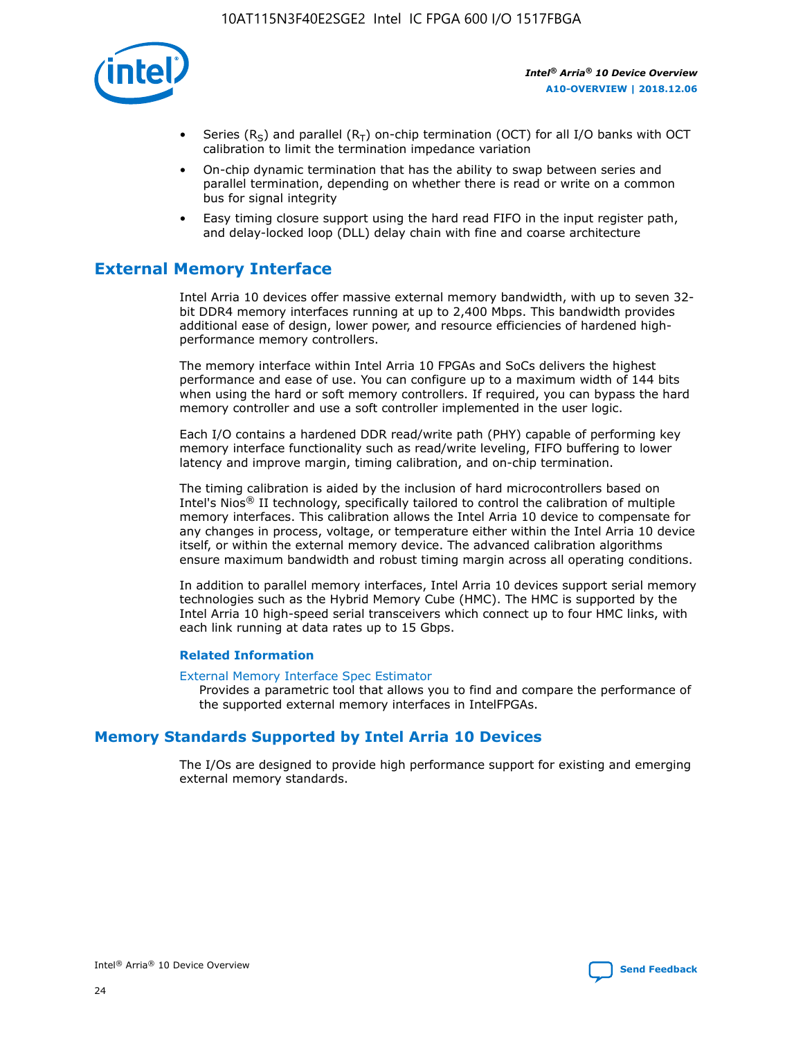- Series ($R_S$) and parallel ($R_T$) on-chip termination (OCT) for all I/O banks with OCT calibration to limit the termination impedance variation
- On-chip dynamic termination that has the ability to swap between series and parallel termination, depending on whether there is read or write on a common bus for signal integrity
- Easy timing closure support using the hard read FIFO in the input register path, and delay-locked loop (DLL) delay chain with fine and coarse architecture

## External Memory Interface

Intel Arria 10 devices offer massive external memory bandwidth, with up to seven 32-bit DDR4 memory interfaces running at up to 2,400 Mbps. This bandwidth provides additional ease of design, lower power, and resource efficiencies of hardened high-performance memory controllers.

The memory interface within Intel Arria 10 FPGAs and SoCs delivers the highest performance and ease of use. You can configure up to a maximum width of 144 bits when using the hard or soft memory controllers. If required, you can bypass the hard memory controller and use a soft controller implemented in the user logic.

Each I/O contains a hardened DDR read/write path (PHY) capable of performing key memory interface functionality such as read/write leveling, FIFO buffering to lower latency and improve margin, timing calibration, and on-chip termination.

The timing calibration is aided by the inclusion of hard microcontrollers based on Intel's Nios® II technology, specifically tailored to control the calibration of multiple memory interfaces. This calibration allows the Intel Arria 10 device to compensate for any changes in process, voltage, or temperature either within the Intel Arria 10 device itself, or within the external memory device. The advanced calibration algorithms ensure maximum bandwidth and robust timing margin across all operating conditions.

In addition to parallel memory interfaces, Intel Arria 10 devices support serial memory technologies such as the Hybrid Memory Cube (HMC). The HMC is supported by the Intel Arria 10 high-speed serial transceivers which connect up to four HMC links, with each link running at data rates up to 15 Gbps.

### Related Information

External Memory Interface Spec Estimator

Provides a parametric tool that allows you to find and compare the performance of the supported external memory interfaces in IntelFPGAs.

## Memory Standards Supported by Intel Arria 10 Devices

The I/Os are designed to provide high performance support for existing and emerging external memory standards.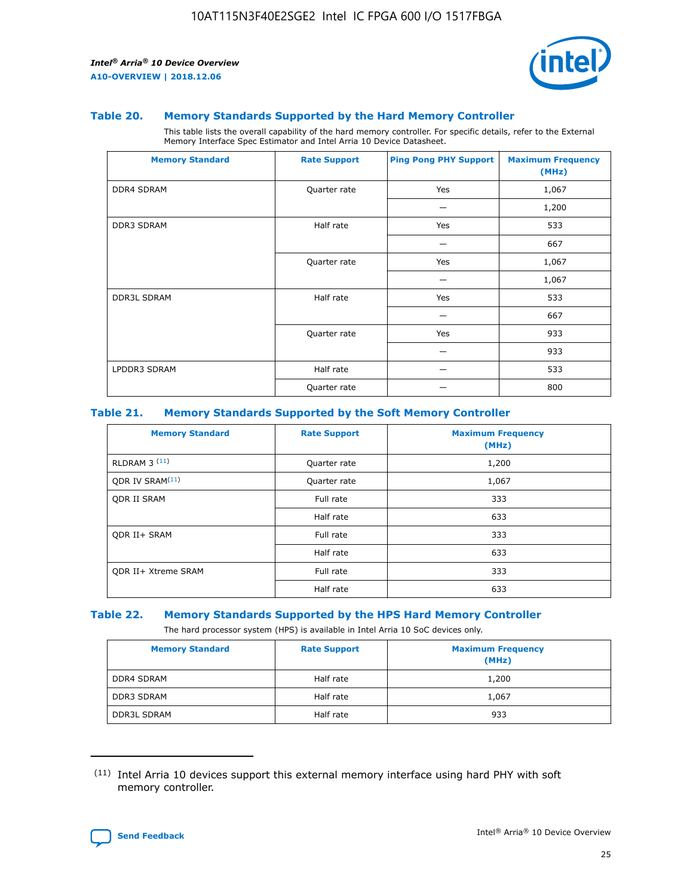### Table 20. Memory Standards Supported by the Hard Memory Controller

This table lists the overall capability of the hard memory controller. For specific details, refer to the External Memory Interface Spec Estimator and Intel Arria 10 Device Datasheet.

| Memory Standard | Rate Support | Ping Pong PHY Support | Maximum Frequency (MHz) |
|---|---|---|---|
| DDR4 SDRAM | Quarter rate | Yes | 1,067 |
| | | — | 1,200 |
| DDR3 SDRAM | Half rate | Yes | 533 |
| | | — | 667 |
| | Quarter rate | Yes | 1,067 |
| | | — | 1,067 |
| DDR3L SDRAM | Half rate | Yes | 533 |
| | | — | 667 |
| | Quarter rate | Yes | 933 |
| | | — | 933 |
| LPDDR3 SDRAM | Half rate | — | 533 |
| | Quarter rate | — | 800 |

### Table 21. Memory Standards Supported by the Soft Memory Controller

| Memory Standard | Rate Support | Maximum Frequency (MHz) |
|---|---|---|
| RLDRAM 3 [11] | Quarter rate | 1,200 |
| QDR IV SRAM[11] | Quarter rate | 1,067 |
| QDR II SRAM | Full rate | 333 |
| | Half rate | 633 |
| QDR II+ SRAM | Full rate | 333 |
| | Half rate | 633 |
| QDR II+ Xtreme SRAM | Full rate | 333 |
| | Half rate | 633 |

### Table 22. Memory Standards Supported by the HPS Hard Memory Controller

The hard processor system (HPS) is available in Intel Arria 10 SoC devices only.

| Memory Standard | Rate Support | Maximum Frequency (MHz) |
|---|---|---|
| DDR4 SDRAM | Half rate | 1,200 |
| DDR3 SDRAM | Half rate | 1,067 |
| DDR3L SDRAM | Half rate | 933 |

(11) Intel Arria 10 devices support this external memory interface using hard PHY with soft memory controller.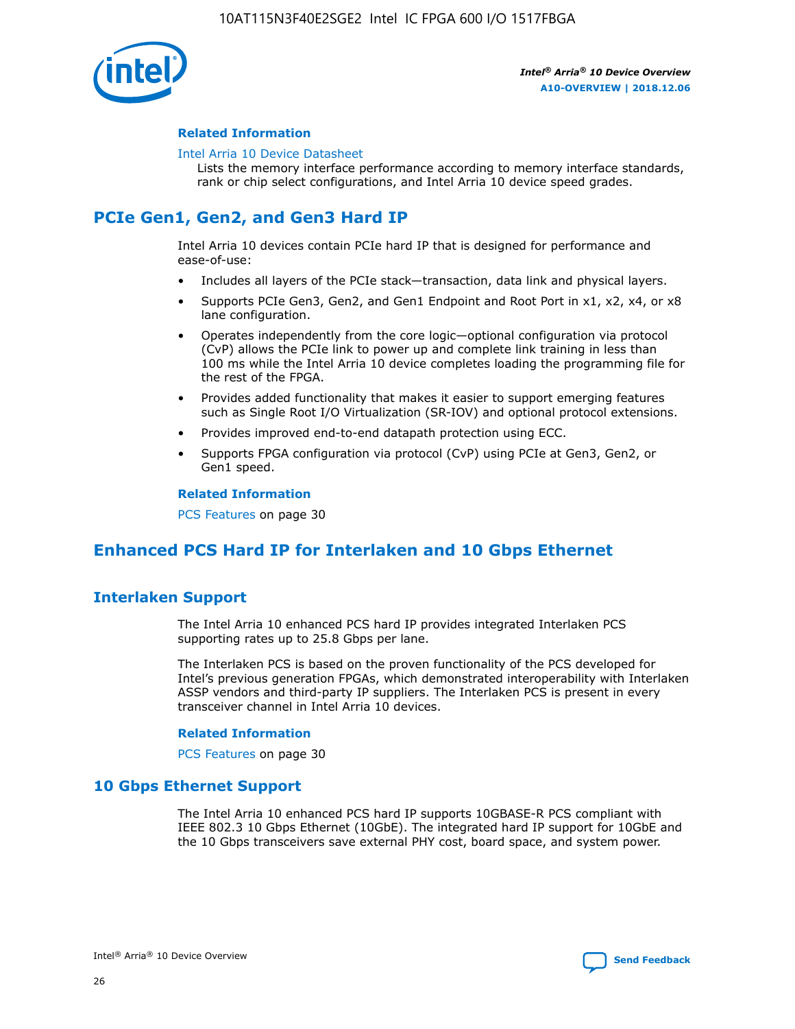#### Related Information

Intel Arria 10 Device Datasheet
Lists the memory interface performance according to memory interface standards, rank or chip select configurations, and Intel Arria 10 device speed grades.

## PCIe Gen1, Gen2, and Gen3 Hard IP

Intel Arria 10 devices contain PCIe hard IP that is designed for performance and ease-of-use:

- Includes all layers of the PCIe stack—transaction, data link and physical layers.
- Supports PCIe Gen3, Gen2, and Gen1 Endpoint and Root Port in x1, x2, x4, or x8 lane configuration.
- Operates independently from the core logic—optional configuration via protocol (CvP) allows the PCIe link to power up and complete link training in less than 100 ms while the Intel Arria 10 device completes loading the programming file for the rest of the FPGA.
- Provides added functionality that makes it easier to support emerging features such as Single Root I/O Virtualization (SR-IOV) and optional protocol extensions.
- Provides improved end-to-end datapath protection using ECC.
- Supports FPGA configuration via protocol (CvP) using PCIe at Gen3, Gen2, or Gen1 speed.

#### Related Information

PCS Features on page 30

## Enhanced PCS Hard IP for Interlaken and 10 Gbps Ethernet

### Interlaken Support

The Intel Arria 10 enhanced PCS hard IP provides integrated Interlaken PCS supporting rates up to 25.8 Gbps per lane.

The Interlaken PCS is based on the proven functionality of the PCS developed for Intel's previous generation FPGAs, which demonstrated interoperability with Interlaken ASSP vendors and third-party IP suppliers. The Interlaken PCS is present in every transceiver channel in Intel Arria 10 devices.

#### Related Information

PCS Features on page 30

### 10 Gbps Ethernet Support

The Intel Arria 10 enhanced PCS hard IP supports 10GBASE-R PCS compliant with IEEE 802.3 10 Gbps Ethernet (10GbE). The integrated hard IP support for 10GbE and the 10 Gbps transceivers save external PHY cost, board space, and system power.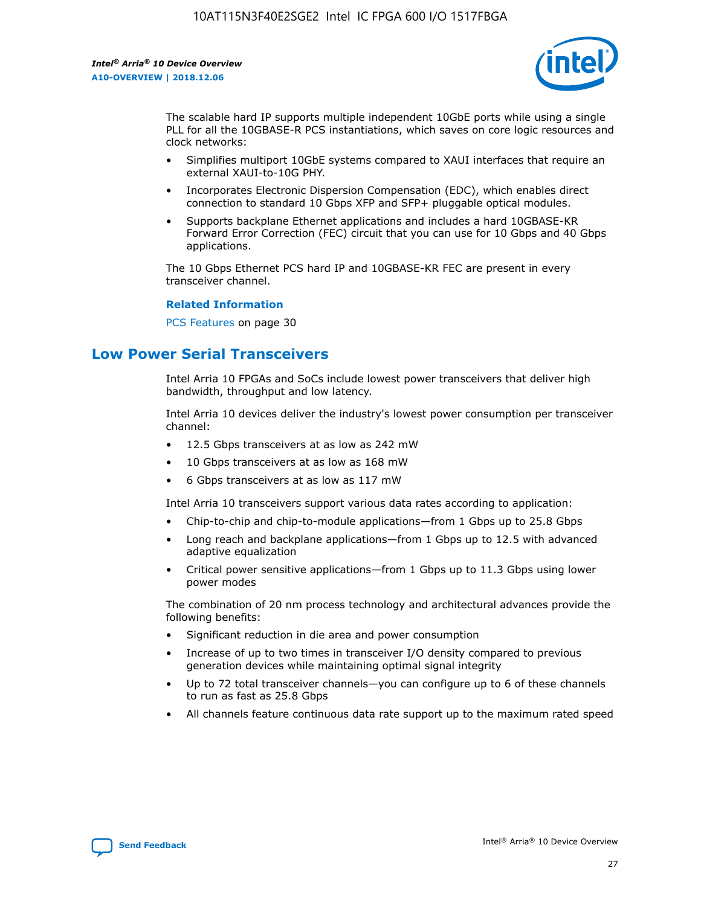The scalable hard IP supports multiple independent 10GbE ports while using a single PLL for all the 10GBASE-R PCS instantiations, which saves on core logic resources and clock networks:

- Simplifies multiport 10GbE systems compared to XAUI interfaces that require an external XAUI-to-10G PHY.
- Incorporates Electronic Dispersion Compensation (EDC), which enables direct connection to standard 10 Gbps XFP and SFP+ pluggable optical modules.
- Supports backplane Ethernet applications and includes a hard 10GBASE-KR Forward Error Correction (FEC) circuit that you can use for 10 Gbps and 40 Gbps applications.

The 10 Gbps Ethernet PCS hard IP and 10GBASE-KR FEC are present in every transceiver channel.

**Related Information**

PCS Features on page 30

## Low Power Serial Transceivers

Intel Arria 10 FPGAs and SoCs include lowest power transceivers that deliver high bandwidth, throughput and low latency.

Intel Arria 10 devices deliver the industry's lowest power consumption per transceiver channel:

- 12.5 Gbps transceivers at as low as 242 mW
- 10 Gbps transceivers at as low as 168 mW
- 6 Gbps transceivers at as low as 117 mW

Intel Arria 10 transceivers support various data rates according to application:

- Chip-to-chip and chip-to-module applications—from 1 Gbps up to 25.8 Gbps
- Long reach and backplane applications—from 1 Gbps up to 12.5 with advanced adaptive equalization
- Critical power sensitive applications—from 1 Gbps up to 11.3 Gbps using lower power modes

The combination of 20 nm process technology and architectural advances provide the following benefits:

- Significant reduction in die area and power consumption
- Increase of up to two times in transceiver I/O density compared to previous generation devices while maintaining optimal signal integrity
- Up to 72 total transceiver channels—you can configure up to 6 of these channels to run as fast as 25.8 Gbps
- All channels feature continuous data rate support up to the maximum rated speed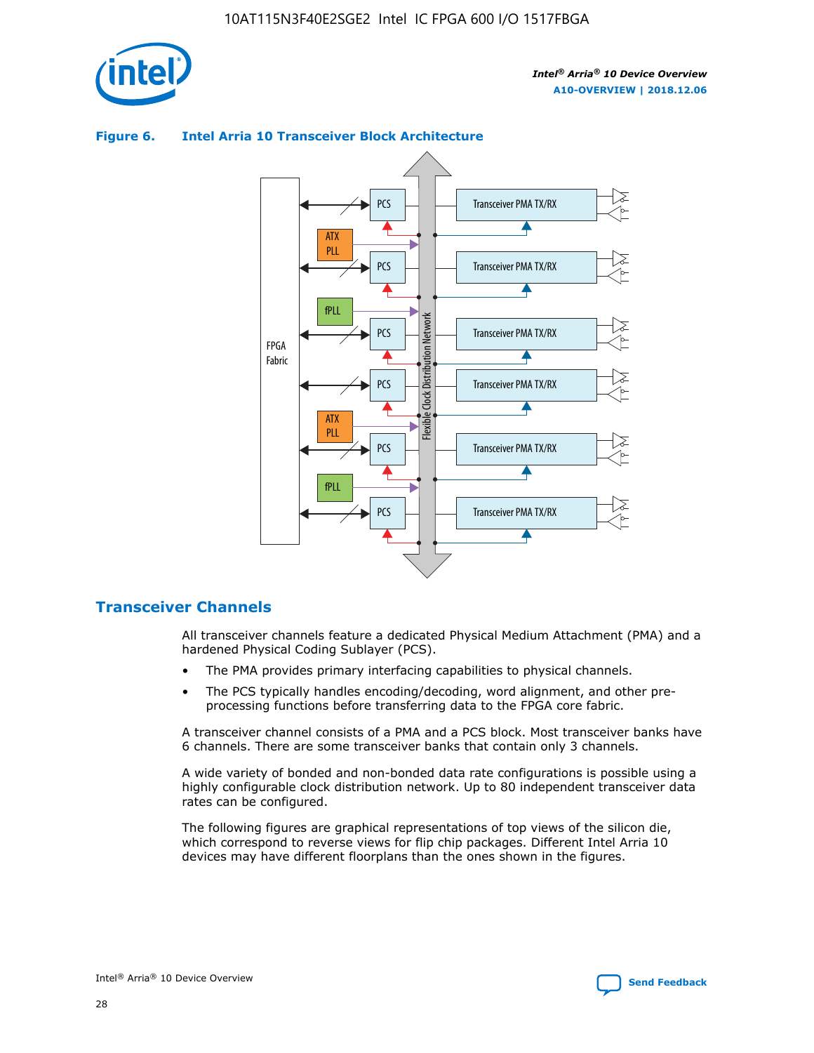**Figure 6. Intel Arria 10 Transceiver Block Architecture**

## Transceiver Channels

All transceiver channels feature a dedicated Physical Medium Attachment (PMA) and a hardened Physical Coding Sublayer (PCS).

- The PMA provides primary interfacing capabilities to physical channels.
- The PCS typically handles encoding/decoding, word alignment, and other pre-processing functions before transferring data to the FPGA core fabric.

A transceiver channel consists of a PMA and a PCS block. Most transceiver banks have 6 channels. There are some transceiver banks that contain only 3 channels.

A wide variety of bonded and non-bonded data rate configurations is possible using a highly configurable clock distribution network. Up to 80 independent transceiver data rates can be configured.

The following figures are graphical representations of top views of the silicon die, which correspond to reverse views for flip chip packages. Different Intel Arria 10 devices may have different floorplans than the ones shown in the figures.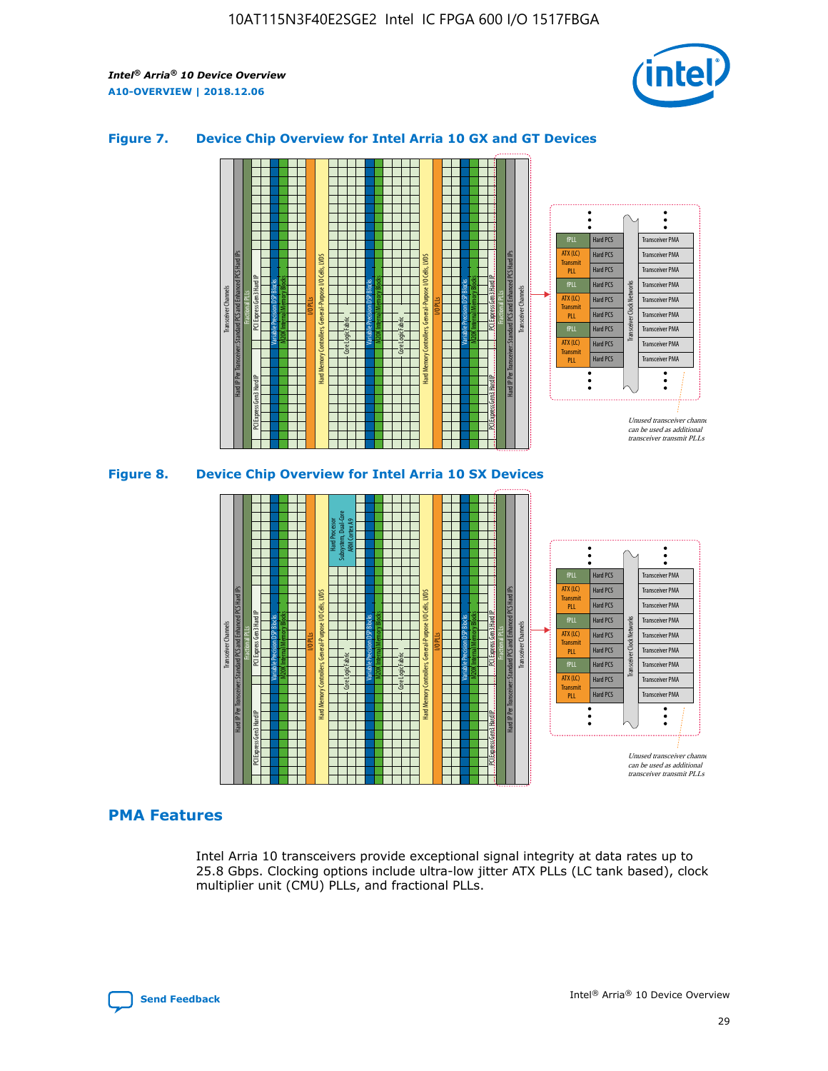**Figure 7. Device Chip Overview for Intel Arria 10 GX and GT Devices**

**Figure 8. Device Chip Overview for Intel Arria 10 SX Devices**

## PMA Features

Intel Arria 10 transceivers provide exceptional signal integrity at data rates up to 25.8 Gbps. Clocking options include ultra-low jitter ATX PLLs (LC tank based), clock multiplier unit (CMU) PLLs, and fractional PLLs.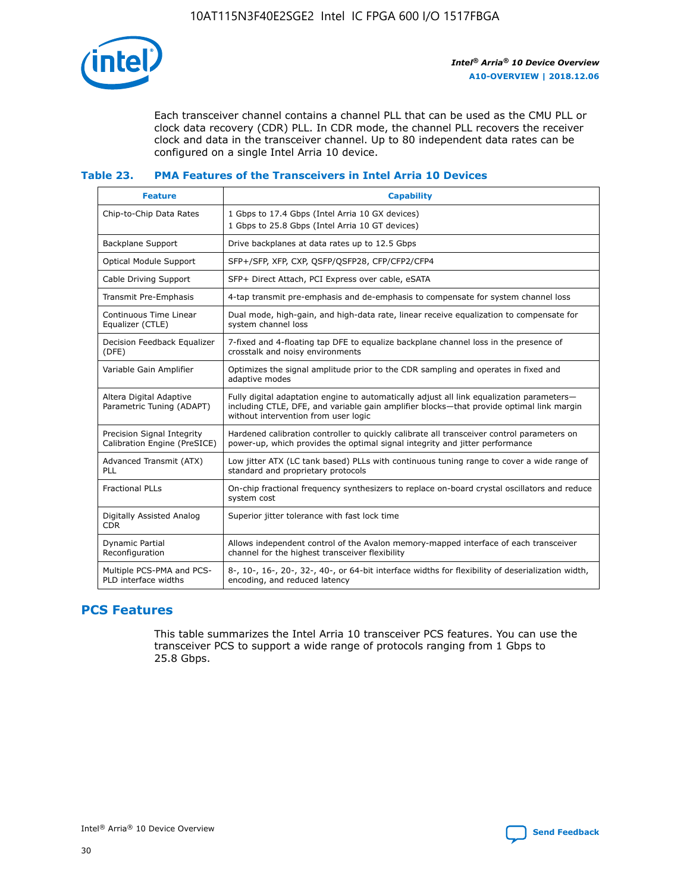Each transceiver channel contains a channel PLL that can be used as the CMU PLL or clock data recovery (CDR) PLL. In CDR mode, the channel PLL recovers the receiver clock and data in the transceiver channel. Up to 80 independent data rates can be configured on a single Intel Arria 10 device.

### Table 23. PMA Features of the Transceivers in Intel Arria 10 Devices

| Feature | Capability |
| --- | --- |
| Chip-to-Chip Data Rates | 1 Gbps to 17.4 Gbps (Intel Arria 10 GX devices)<br>1 Gbps to 25.8 Gbps (Intel Arria 10 GT devices) |
| Backplane Support | Drive backplanes at data rates up to 12.5 Gbps |
| Optical Module Support | SFP+/SFP, XFP, CXP, QSFP/QSFP28, CFP/CFP2/CFP4 |
| Cable Driving Support | SFP+ Direct Attach, PCI Express over cable, eSATA |
| Transmit Pre-Emphasis | 4-tap transmit pre-emphasis and de-emphasis to compensate for system channel loss |
| Continuous Time Linear Equalizer (CTLE) | Dual mode, high-gain, and high-data rate, linear receive equalization to compensate for system channel loss |
| Decision Feedback Equalizer (DFE) | 7-fixed and 4-floating tap DFE to equalize backplane channel loss in the presence of crosstalk and noisy environments |
| Variable Gain Amplifier | Optimizes the signal amplitude prior to the CDR sampling and operates in fixed and adaptive modes |
| Altera Digital Adaptive Parametric Tuning (ADAPT) | Fully digital adaptation engine to automatically adjust all link equalization parameters—including CTLE, DFE, and variable gain amplifier blocks—that provide optimal link margin without intervention from user logic |
| Precision Signal Integrity Calibration Engine (PreSICE) | Hardened calibration controller to quickly calibrate all transceiver control parameters on power-up, which provides the optimal signal integrity and jitter performance |
| Advanced Transmit (ATX) PLL | Low jitter ATX (LC tank based) PLLs with continuous tuning range to cover a wide range of standard and proprietary protocols |
| Fractional PLLs | On-chip fractional frequency synthesizers to replace on-board crystal oscillators and reduce system cost |
| Digitally Assisted Analog CDR | Superior jitter tolerance with fast lock time |
| Dynamic Partial Reconfiguration | Allows independent control of the Avalon memory-mapped interface of each transceiver channel for the highest transceiver flexibility |
| Multiple PCS-PMA and PCS-PLD interface widths | 8-, 10-, 16-, 20-, 32-, 40-, or 64-bit interface widths for flexibility of deserialization width, encoding, and reduced latency |

## PCS Features

This table summarizes the Intel Arria 10 transceiver PCS features. You can use the transceiver PCS to support a wide range of protocols ranging from 1 Gbps to 25.8 Gbps.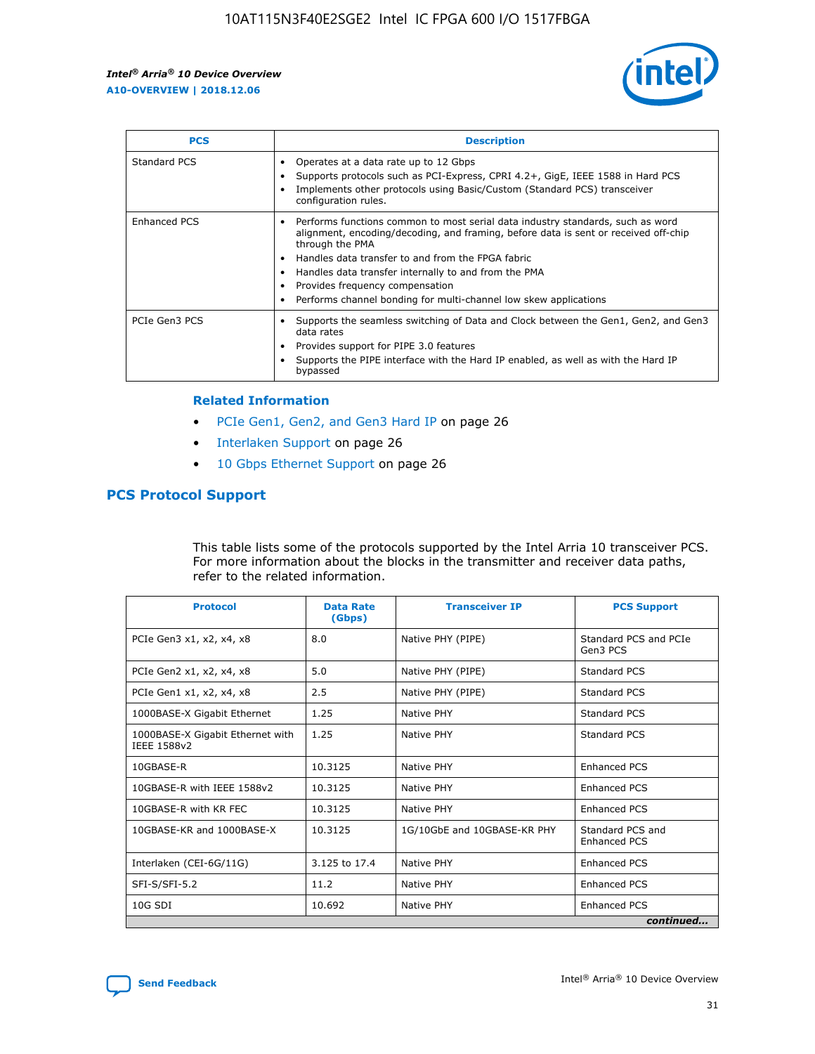| PCS | Description |
| --- | --- |
| Standard PCS | • Operates at a data rate up to 12 Gbps<br>• Supports protocols such as PCI-Express, CPRI 4.2+, GigE, IEEE 1588 in Hard PCS<br>• Implements other protocols using Basic/Custom (Standard PCS) transceiver configuration rules. |
| Enhanced PCS | • Performs functions common to most serial data industry standards, such as word alignment, encoding/decoding, and framing, before data is sent or received off-chip through the PMA<br>• Handles data transfer to and from the FPGA fabric<br>• Handles data transfer internally to and from the PMA<br>• Provides frequency compensation<br>• Performs channel bonding for multi-channel low skew applications |
| PCIe Gen3 PCS | • Supports the seamless switching of Data and Clock between the Gen1, Gen2, and Gen3 data rates<br>• Provides support for PIPE 3.0 features<br>• Supports the PIPE interface with the Hard IP enabled, as well as with the Hard IP bypassed |

**Related Information**

- PCIe Gen1, Gen2, and Gen3 Hard IP on page 26
- Interlaken Support on page 26
- 10 Gbps Ethernet Support on page 26

## PCS Protocol Support

This table lists some of the protocols supported by the Intel Arria 10 transceiver PCS. For more information about the blocks in the transmitter and receiver data paths, refer to the related information.

| Protocol | Data Rate (Gbps) | Transceiver IP | PCS Support |
| --- | --- | --- | --- |
| PCIe Gen3 x1, x2, x4, x8 | 8.0 | Native PHY (PIPE) | Standard PCS and PCIe Gen3 PCS |
| PCIe Gen2 x1, x2, x4, x8 | 5.0 | Native PHY (PIPE) | Standard PCS |
| PCIe Gen1 x1, x2, x4, x8 | 2.5 | Native PHY (PIPE) | Standard PCS |
| 1000BASE-X Gigabit Ethernet | 1.25 | Native PHY | Standard PCS |
| 1000BASE-X Gigabit Ethernet with IEEE 1588v2 | 1.25 | Native PHY | Standard PCS |
| 10GBASE-R | 10.3125 | Native PHY | Enhanced PCS |
| 10GBASE-R with IEEE 1588v2 | 10.3125 | Native PHY | Enhanced PCS |
| 10GBASE-R with KR FEC | 10.3125 | Native PHY | Enhanced PCS |
| 10GBASE-KR and 1000BASE-X | 10.3125 | 1G/10GbE and 10GBASE-KR PHY | Standard PCS and Enhanced PCS |
| Interlaken (CEI-6G/11G) | 3.125 to 17.4 | Native PHY | Enhanced PCS |
| SFI-S/SFI-5.2 | 11.2 | Native PHY | Enhanced PCS |
| 10G SDI | 10.692 | Native PHY | Enhanced PCS |

*continued...*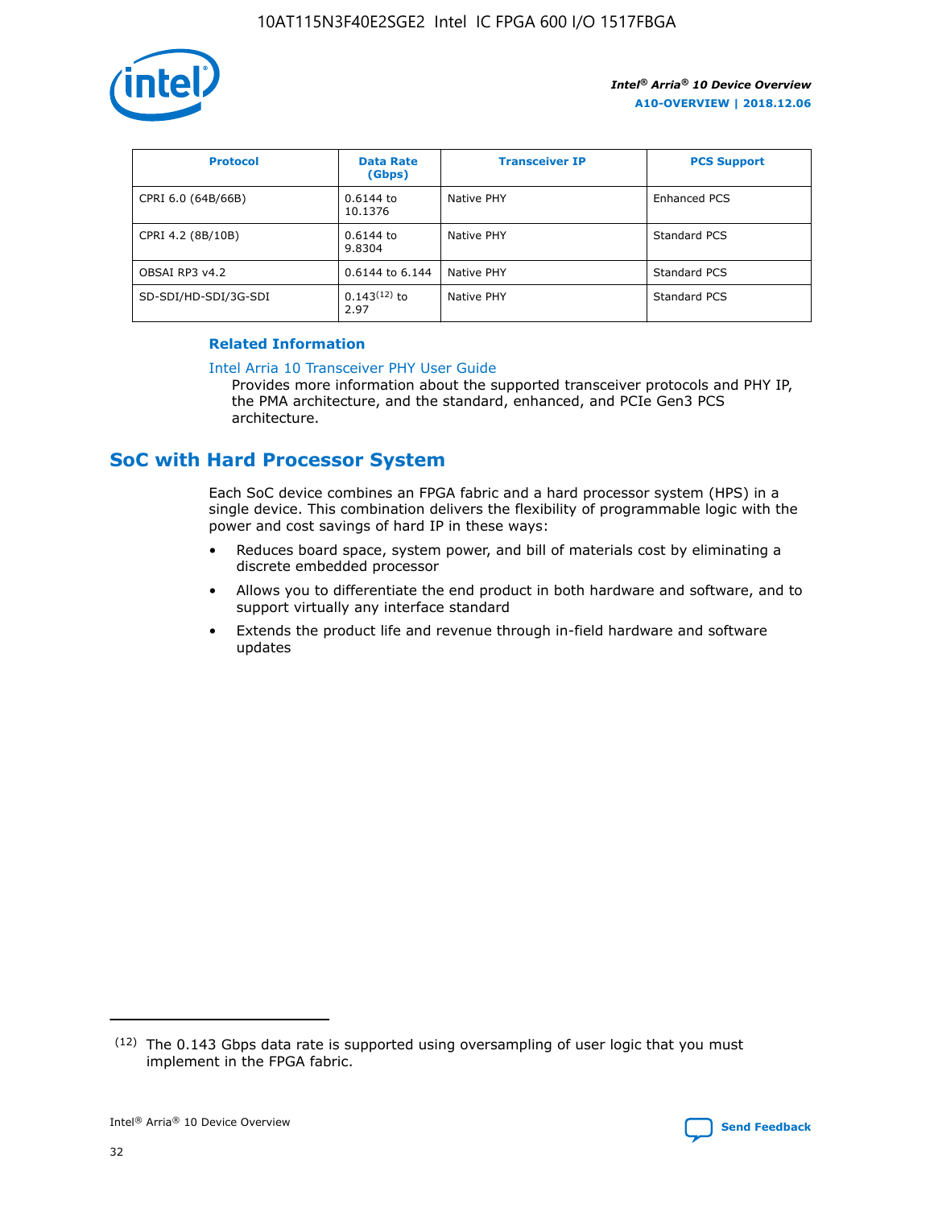| Protocol | Data Rate (Gbps) | Transceiver IP | PCS Support |
| --- | --- | --- | --- |
| CPRI 6.0 (64B/66B) | 0.6144 to 10.1376 | Native PHY | Enhanced PCS |
| CPRI 4.2 (8B/10B) | 0.6144 to 9.8304 | Native PHY | Standard PCS |
| OBSAI RP3 v4.2 | 0.6144 to 6.144 | Native PHY | Standard PCS |
| SD-SDI/HD-SDI/3G-SDI | 0.143[12] to 2.97 | Native PHY | Standard PCS |

#### Related Information

Intel Arria 10 Transceiver PHY User Guide

Provides more information about the supported transceiver protocols and PHY IP, the PMA architecture, and the standard, enhanced, and PCIe Gen3 PCS architecture.

## SoC with Hard Processor System

Each SoC device combines an FPGA fabric and a hard processor system (HPS) in a single device. This combination delivers the flexibility of programmable logic with the power and cost savings of hard IP in these ways:

- Reduces board space, system power, and bill of materials cost by eliminating a discrete embedded processor
- Allows you to differentiate the end product in both hardware and software, and to support virtually any interface standard
- Extends the product life and revenue through in-field hardware and software updates

(12) The 0.143 Gbps data rate is supported using oversampling of user logic that you must implement in the FPGA fabric.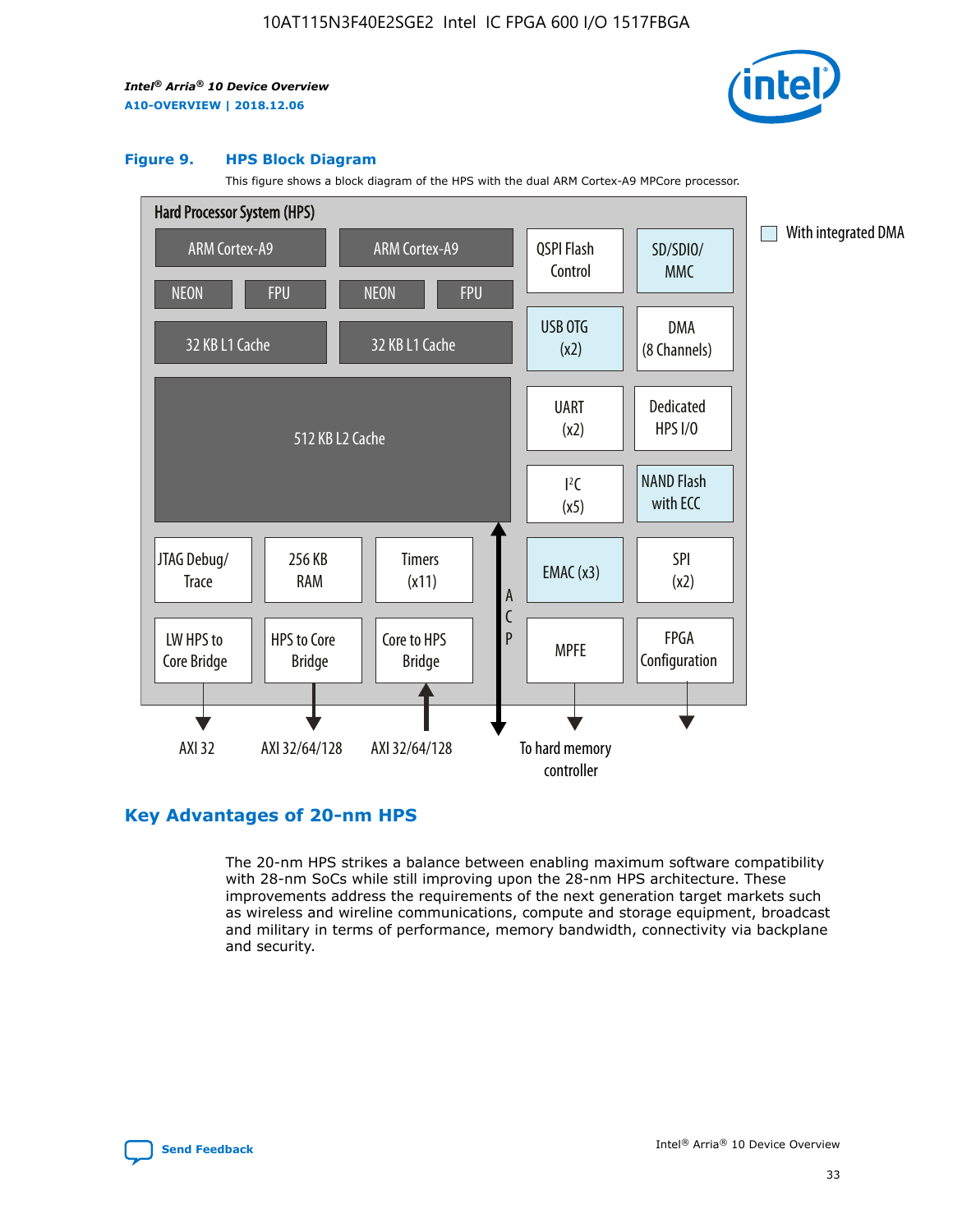**Figure 9. HPS Block Diagram**

This figure shows a block diagram of the HPS with the dual ARM Cortex-A9 MPCore processor.

Hard Processor System (HPS)

- ARM Cortex-A9 (NEON, FPU, 32 KB L1 Cache) ×2
- 512 KB L2 Cache
- QSPI Flash Control
- SD/SDIO/MMC
- USB OTG (x2)
- DMA (8 Channels)
- UART (x2)
- Dedicated HPS I/O
- $I^2C$ (x5)
- NAND Flash with ECC
- JTAG Debug/Trace
- 256 KB RAM
- Timers (x11)
- EMAC (x3)
- SPI (x2)
- LW HPS to Core Bridge — AXI 32
- HPS to Core Bridge — AXI 32/64/128
- Core to HPS Bridge — AXI 32/64/128
- ACP
- MPFE — To hard memory controller
- FPGA Configuration

With integrated DMA

## Key Advantages of 20-nm HPS

The 20-nm HPS strikes a balance between enabling maximum software compatibility with 28-nm SoCs while still improving upon the 28-nm HPS architecture. These improvements address the requirements of the next generation target markets such as wireless and wireline communications, compute and storage equipment, broadcast and military in terms of performance, memory bandwidth, connectivity via backplane and security.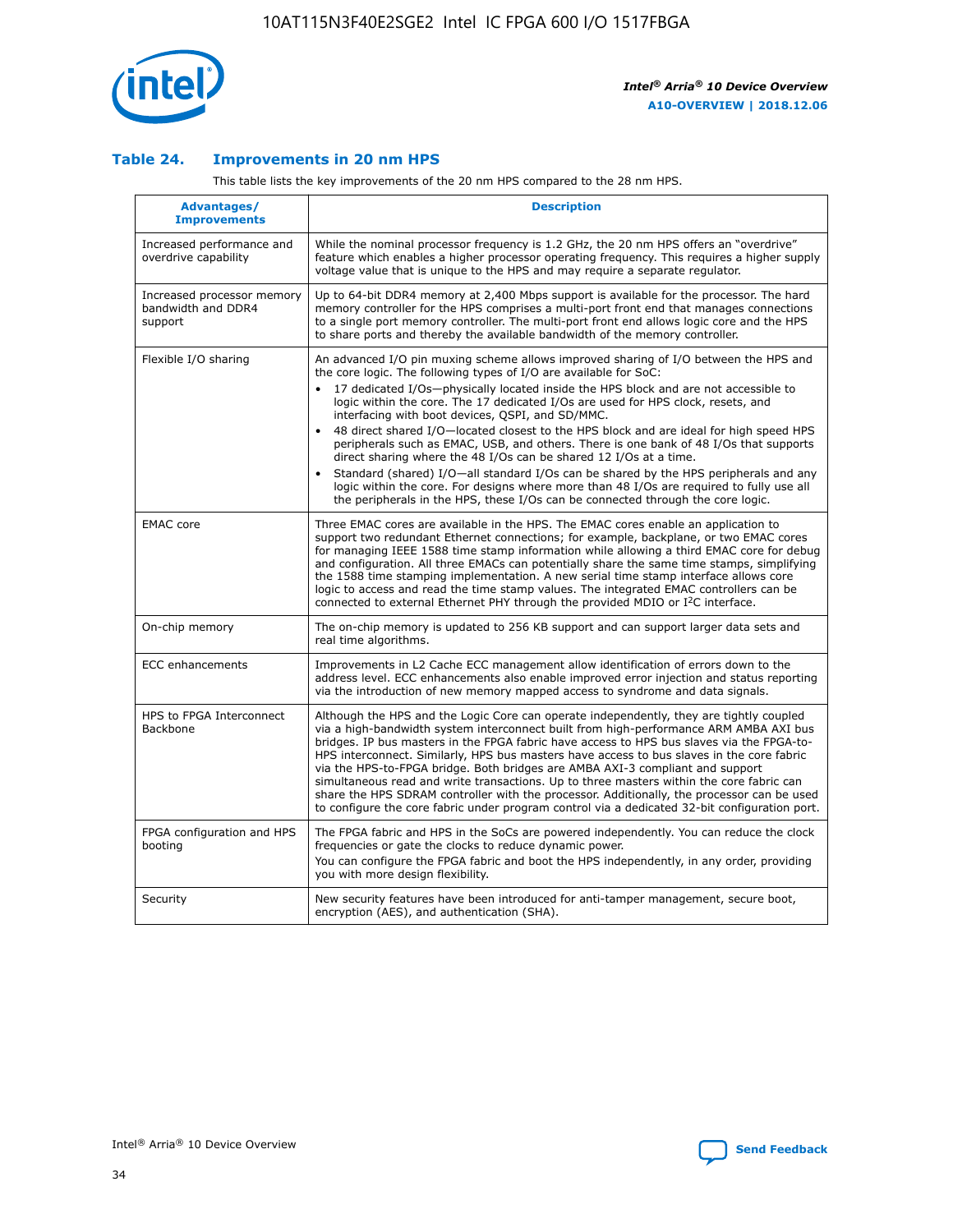## Table 24. Improvements in 20 nm HPS

This table lists the key improvements of the 20 nm HPS compared to the 28 nm HPS.

| Advantages/ Improvements | Description |
| --- | --- |
| Increased performance and overdrive capability | While the nominal processor frequency is 1.2 GHz, the 20 nm HPS offers an "overdrive" feature which enables a higher processor operating frequency. This requires a higher supply voltage value that is unique to the HPS and may require a separate regulator. |
| Increased processor memory bandwidth and DDR4 support | Up to 64-bit DDR4 memory at 2,400 Mbps support is available for the processor. The hard memory controller for the HPS comprises a multi-port front end that manages connections to a single port memory controller. The multi-port front end allows logic core and the HPS to share ports and thereby the available bandwidth of the memory controller. |
| Flexible I/O sharing | An advanced I/O pin muxing scheme allows improved sharing of I/O between the HPS and the core logic. The following types of I/O are available for SoC:<br>• 17 dedicated I/Os—physically located inside the HPS block and are not accessible to logic within the core. The 17 dedicated I/Os are used for HPS clock, resets, and interfacing with boot devices, QSPI, and SD/MMC.<br>• 48 direct shared I/O—located closest to the HPS block and are ideal for high speed HPS peripherals such as EMAC, USB, and others. There is one bank of 48 I/Os that supports direct sharing where the 48 I/Os can be shared 12 I/Os at a time.<br>• Standard (shared) I/O—all standard I/Os can be shared by the HPS peripherals and any logic within the core. For designs where more than 48 I/Os are required to fully use all the peripherals in the HPS, these I/Os can be connected through the core logic. |
| EMAC core | Three EMAC cores are available in the HPS. The EMAC cores enable an application to support two redundant Ethernet connections; for example, backplane, or two EMAC cores for managing IEEE 1588 time stamp information while allowing a third EMAC core for debug and configuration. All three EMACs can potentially share the same time stamps, simplifying the 1588 time stamping implementation. A new serial time stamp interface allows core logic to access and read the time stamp values. The integrated EMAC controllers can be connected to external Ethernet PHY through the provided MDIO or I²C interface. |
| On-chip memory | The on-chip memory is updated to 256 KB support and can support larger data sets and real time algorithms. |
| ECC enhancements | Improvements in L2 Cache ECC management allow identification of errors down to the address level. ECC enhancements also enable improved error injection and status reporting via the introduction of new memory mapped access to syndrome and data signals. |
| HPS to FPGA Interconnect Backbone | Although the HPS and the Logic Core can operate independently, they are tightly coupled via a high-bandwidth system interconnect built from high-performance ARM AMBA AXI bus bridges. IP bus masters in the FPGA fabric have access to HPS bus slaves via the FPGA-to-HPS interconnect. Similarly, HPS bus masters have access to bus slaves in the core fabric via the HPS-to-FPGA bridge. Both bridges are AMBA AXI-3 compliant and support simultaneous read and write transactions. Up to three masters within the core fabric can share the HPS SDRAM controller with the processor. Additionally, the processor can be used to configure the core fabric under program control via a dedicated 32-bit configuration port. |
| FPGA configuration and HPS booting | The FPGA fabric and HPS in the SoCs are powered independently. You can reduce the clock frequencies or gate the clocks to reduce dynamic power.<br>You can configure the FPGA fabric and boot the HPS independently, in any order, providing you with more design flexibility. |
| Security | New security features have been introduced for anti-tamper management, secure boot, encryption (AES), and authentication (SHA). |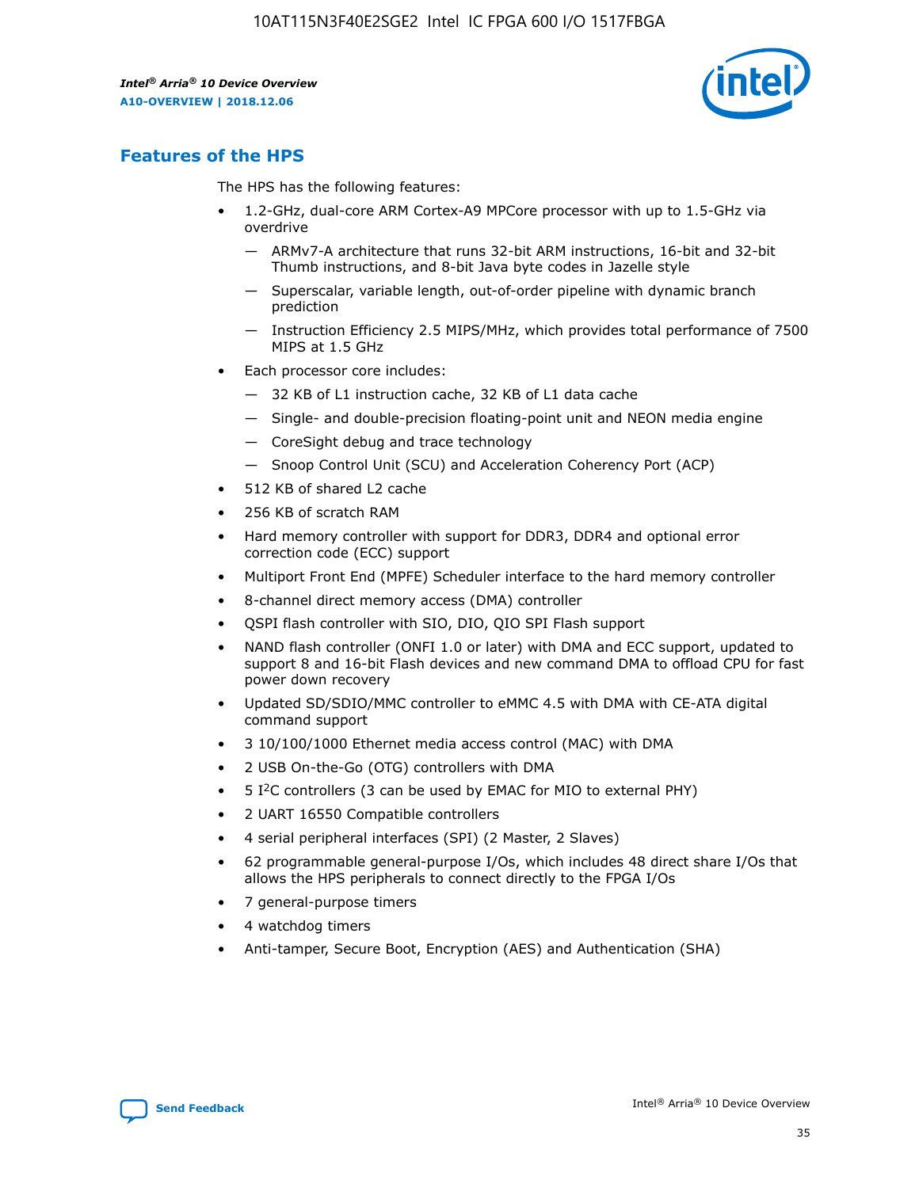## Features of the HPS

The HPS has the following features:

- 1.2-GHz, dual-core ARM Cortex-A9 MPCore processor with up to 1.5-GHz via overdrive
  - — ARMv7-A architecture that runs 32-bit ARM instructions, 16-bit and 32-bit Thumb instructions, and 8-bit Java byte codes in Jazelle style
  - — Superscalar, variable length, out-of-order pipeline with dynamic branch prediction
  - — Instruction Efficiency 2.5 MIPS/MHz, which provides total performance of 7500 MIPS at 1.5 GHz
- Each processor core includes:
  - — 32 KB of L1 instruction cache, 32 KB of L1 data cache
  - — Single- and double-precision floating-point unit and NEON media engine
  - — CoreSight debug and trace technology
  - — Snoop Control Unit (SCU) and Acceleration Coherency Port (ACP)
- 512 KB of shared L2 cache
- 256 KB of scratch RAM
- Hard memory controller with support for DDR3, DDR4 and optional error correction code (ECC) support
- Multiport Front End (MPFE) Scheduler interface to the hard memory controller
- 8-channel direct memory access (DMA) controller
- QSPI flash controller with SIO, DIO, QIO SPI Flash support
- NAND flash controller (ONFI 1.0 or later) with DMA and ECC support, updated to support 8 and 16-bit Flash devices and new command DMA to offload CPU for fast power down recovery
- Updated SD/SDIO/MMC controller to eMMC 4.5 with DMA with CE-ATA digital command support
- 3 10/100/1000 Ethernet media access control (MAC) with DMA
- 2 USB On-the-Go (OTG) controllers with DMA
- 5 I$^2$C controllers (3 can be used by EMAC for MIO to external PHY)
- 2 UART 16550 Compatible controllers
- 4 serial peripheral interfaces (SPI) (2 Master, 2 Slaves)
- 62 programmable general-purpose I/Os, which includes 48 direct share I/Os that allows the HPS peripherals to connect directly to the FPGA I/Os
- 7 general-purpose timers
- 4 watchdog timers
- Anti-tamper, Secure Boot, Encryption (AES) and Authentication (SHA)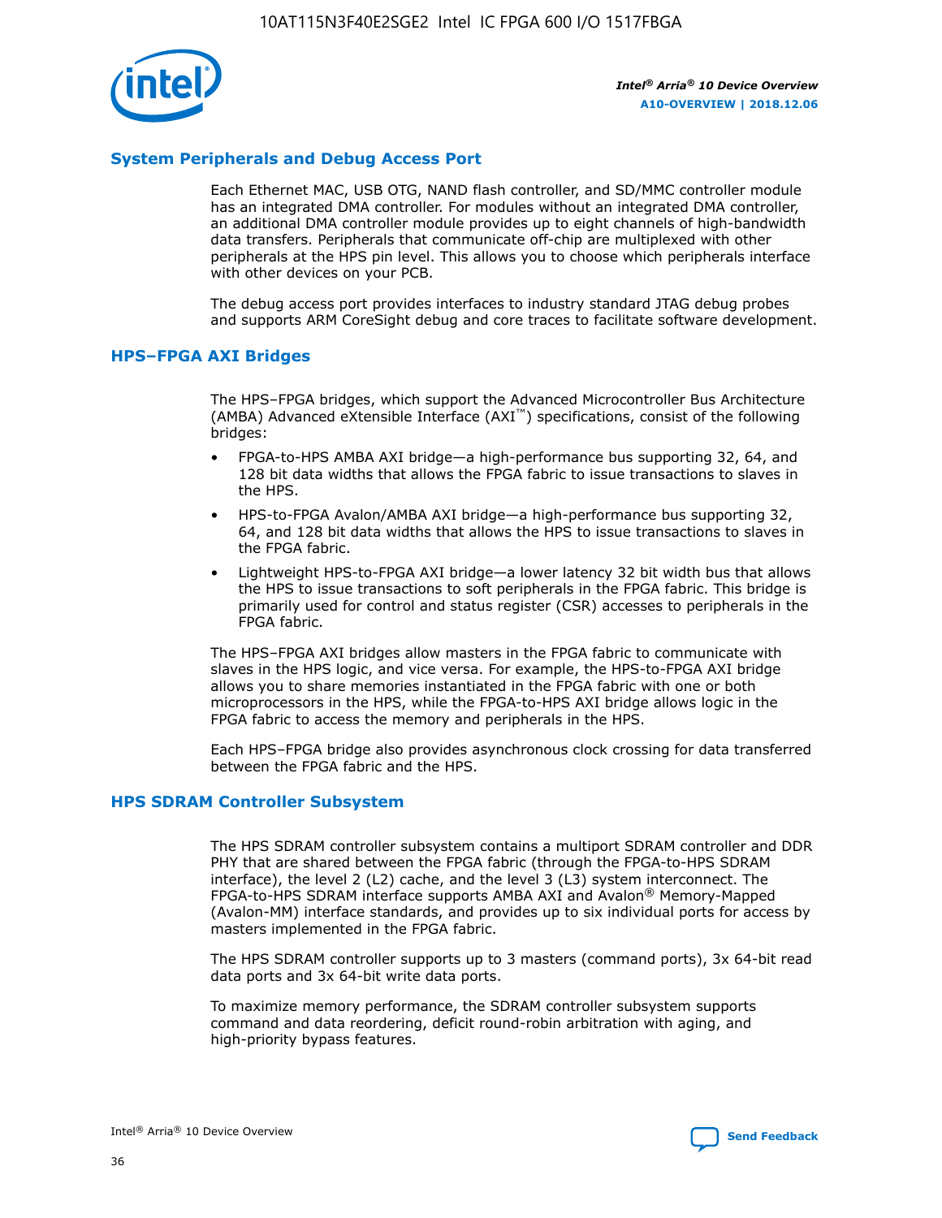## System Peripherals and Debug Access Port

Each Ethernet MAC, USB OTG, NAND flash controller, and SD/MMC controller module has an integrated DMA controller. For modules without an integrated DMA controller, an additional DMA controller module provides up to eight channels of high-bandwidth data transfers. Peripherals that communicate off-chip are multiplexed with other peripherals at the HPS pin level. This allows you to choose which peripherals interface with other devices on your PCB.

The debug access port provides interfaces to industry standard JTAG debug probes and supports ARM CoreSight debug and core traces to facilitate software development.

## HPS–FPGA AXI Bridges

The HPS–FPGA bridges, which support the Advanced Microcontroller Bus Architecture (AMBA) Advanced eXtensible Interface (AXI™) specifications, consist of the following bridges:

- FPGA-to-HPS AMBA AXI bridge—a high-performance bus supporting 32, 64, and 128 bit data widths that allows the FPGA fabric to issue transactions to slaves in the HPS.
- HPS-to-FPGA Avalon/AMBA AXI bridge—a high-performance bus supporting 32, 64, and 128 bit data widths that allows the HPS to issue transactions to slaves in the FPGA fabric.
- Lightweight HPS-to-FPGA AXI bridge—a lower latency 32 bit width bus that allows the HPS to issue transactions to soft peripherals in the FPGA fabric. This bridge is primarily used for control and status register (CSR) accesses to peripherals in the FPGA fabric.

The HPS–FPGA AXI bridges allow masters in the FPGA fabric to communicate with slaves in the HPS logic, and vice versa. For example, the HPS-to-FPGA AXI bridge allows you to share memories instantiated in the FPGA fabric with one or both microprocessors in the HPS, while the FPGA-to-HPS AXI bridge allows logic in the FPGA fabric to access the memory and peripherals in the HPS.

Each HPS–FPGA bridge also provides asynchronous clock crossing for data transferred between the FPGA fabric and the HPS.

## HPS SDRAM Controller Subsystem

The HPS SDRAM controller subsystem contains a multiport SDRAM controller and DDR PHY that are shared between the FPGA fabric (through the FPGA-to-HPS SDRAM interface), the level 2 (L2) cache, and the level 3 (L3) system interconnect. The FPGA-to-HPS SDRAM interface supports AMBA AXI and Avalon® Memory-Mapped (Avalon-MM) interface standards, and provides up to six individual ports for access by masters implemented in the FPGA fabric.

The HPS SDRAM controller supports up to 3 masters (command ports), 3x 64-bit read data ports and 3x 64-bit write data ports.

To maximize memory performance, the SDRAM controller subsystem supports command and data reordering, deficit round-robin arbitration with aging, and high-priority bypass features.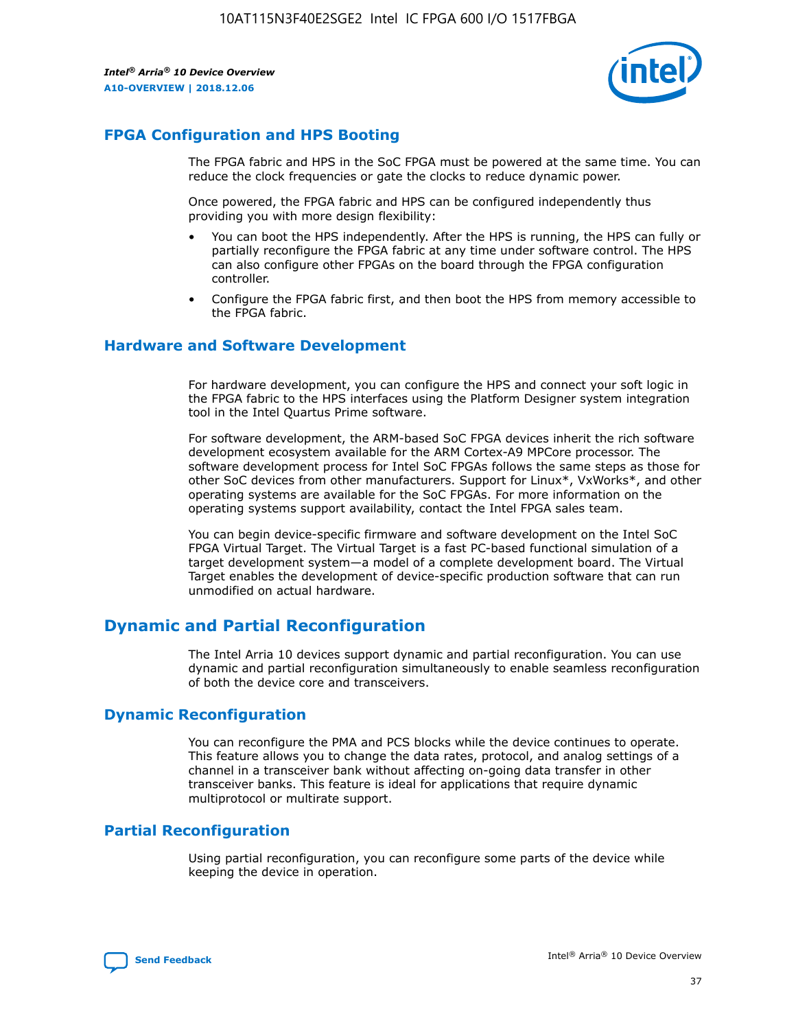## FPGA Configuration and HPS Booting

The FPGA fabric and HPS in the SoC FPGA must be powered at the same time. You can reduce the clock frequencies or gate the clocks to reduce dynamic power.

Once powered, the FPGA fabric and HPS can be configured independently thus providing you with more design flexibility:

- You can boot the HPS independently. After the HPS is running, the HPS can fully or partially reconfigure the FPGA fabric at any time under software control. The HPS can also configure other FPGAs on the board through the FPGA configuration controller.
- Configure the FPGA fabric first, and then boot the HPS from memory accessible to the FPGA fabric.

## Hardware and Software Development

For hardware development, you can configure the HPS and connect your soft logic in the FPGA fabric to the HPS interfaces using the Platform Designer system integration tool in the Intel Quartus Prime software.

For software development, the ARM-based SoC FPGA devices inherit the rich software development ecosystem available for the ARM Cortex-A9 MPCore processor. The software development process for Intel SoC FPGAs follows the same steps as those for other SoC devices from other manufacturers. Support for Linux*, VxWorks*, and other operating systems are available for the SoC FPGAs. For more information on the operating systems support availability, contact the Intel FPGA sales team.

You can begin device-specific firmware and software development on the Intel SoC FPGA Virtual Target. The Virtual Target is a fast PC-based functional simulation of a target development system—a model of a complete development board. The Virtual Target enables the development of device-specific production software that can run unmodified on actual hardware.

# Dynamic and Partial Reconfiguration

The Intel Arria 10 devices support dynamic and partial reconfiguration. You can use dynamic and partial reconfiguration simultaneously to enable seamless reconfiguration of both the device core and transceivers.

## Dynamic Reconfiguration

You can reconfigure the PMA and PCS blocks while the device continues to operate. This feature allows you to change the data rates, protocol, and analog settings of a channel in a transceiver bank without affecting on-going data transfer in other transceiver banks. This feature is ideal for applications that require dynamic multiprotocol or multirate support.

## Partial Reconfiguration

Using partial reconfiguration, you can reconfigure some parts of the device while keeping the device in operation.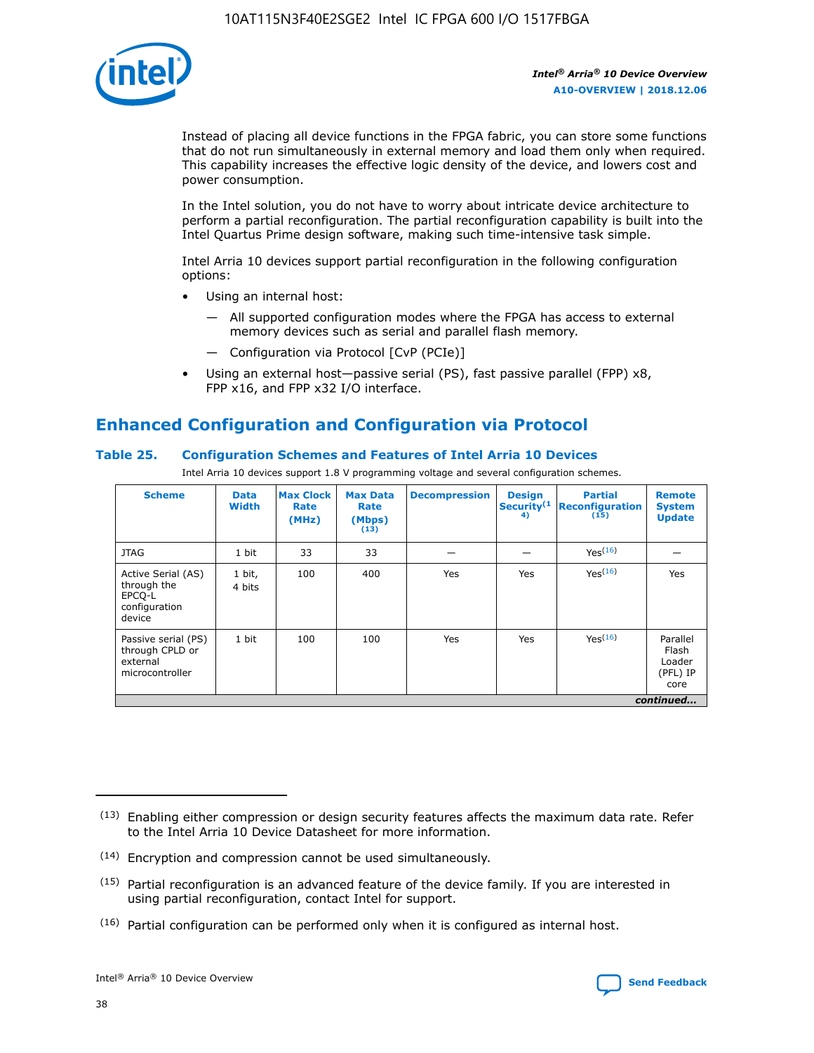Instead of placing all device functions in the FPGA fabric, you can store some functions that do not run simultaneously in external memory and load them only when required. This capability increases the effective logic density of the device, and lowers cost and power consumption.

In the Intel solution, you do not have to worry about intricate device architecture to perform a partial reconfiguration. The partial reconfiguration capability is built into the Intel Quartus Prime design software, making such time-intensive task simple.

Intel Arria 10 devices support partial reconfiguration in the following configuration options:

- Using an internal host:
  - — All supported configuration modes where the FPGA has access to external memory devices such as serial and parallel flash memory.
  - — Configuration via Protocol [CvP (PCIe)]
- Using an external host—passive serial (PS), fast passive parallel (FPP) x8, FPP x16, and FPP x32 I/O interface.

## Enhanced Configuration and Configuration via Protocol

### Table 25. Configuration Schemes and Features of Intel Arria 10 Devices

Intel Arria 10 devices support 1.8 V programming voltage and several configuration schemes.

| Scheme | Data Width | Max Clock Rate (MHz) | Max Data Rate (Mbps) (13) | Decompression | Design Security (14) | Partial Reconfiguration (15) | Remote System Update |
|---|---|---|---|---|---|---|---|
| JTAG | 1 bit | 33 | 33 | — | — | Yes(16) | — |
| Active Serial (AS) through the EPCQ-L configuration device | 1 bit, 4 bits | 100 | 400 | Yes | Yes | Yes(16) | Yes |
| Passive serial (PS) through CPLD or external microcontroller | 1 bit | 100 | 100 | Yes | Yes | Yes(16) | Parallel Flash Loader (PFL) IP core |

*continued...*

(13) Enabling either compression or design security features affects the maximum data rate. Refer to the Intel Arria 10 Device Datasheet for more information.

(14) Encryption and compression cannot be used simultaneously.

(15) Partial reconfiguration is an advanced feature of the device family. If you are interested in using partial reconfiguration, contact Intel for support.

(16) Partial configuration can be performed only when it is configured as internal host.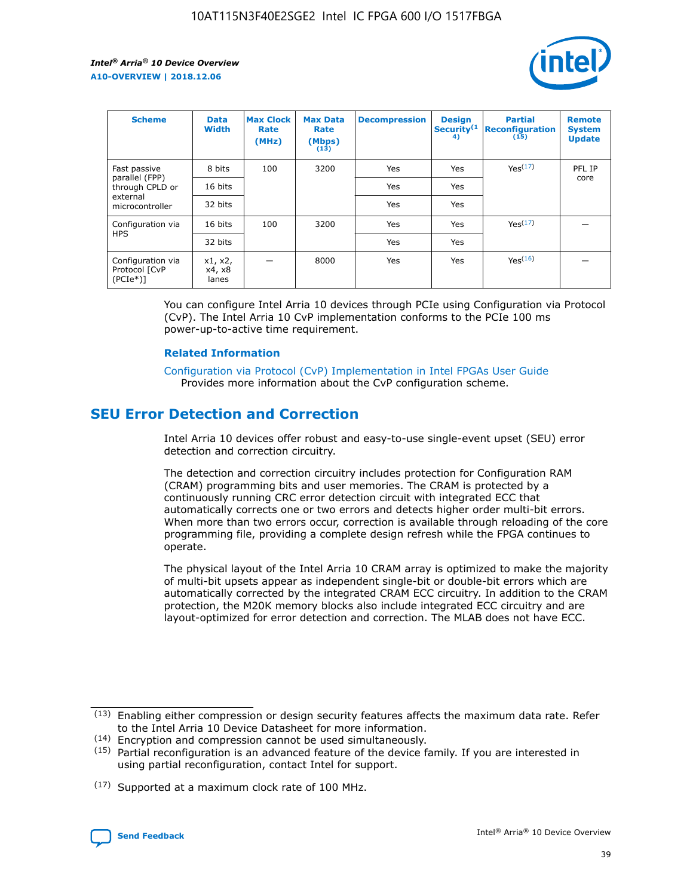| Scheme | Data Width | Max Clock Rate (MHz) | Max Data Rate (Mbps) (13) | Decompression | Design Security(14) | Partial Reconfiguration (15) | Remote System Update |
|---|---|---|---|---|---|---|---|
| Fast passive parallel (FPP) through CPLD or external microcontroller | 8 bits | 100 | 3200 | Yes | Yes | Yes(17) | PFL IP core |
| | 16 bits | | | Yes | Yes | | |
| | 32 bits | | | Yes | Yes | | |
| Configuration via HPS | 16 bits | 100 | 3200 | Yes | Yes | Yes(17) | — |
| | 32 bits | | | Yes | Yes | | |
| Configuration via Protocol [CvP (PCIe*)] | x1, x2, x4, x8 lanes | — | 8000 | Yes | Yes | Yes(16) | — |

You can configure Intel Arria 10 devices through PCIe using Configuration via Protocol (CvP). The Intel Arria 10 CvP implementation conforms to the PCIe 100 ms power-up-to-active time requirement.

**Related Information**

Configuration via Protocol (CvP) Implementation in Intel FPGAs User Guide
Provides more information about the CvP configuration scheme.

## SEU Error Detection and Correction

Intel Arria 10 devices offer robust and easy-to-use single-event upset (SEU) error detection and correction circuitry.

The detection and correction circuitry includes protection for Configuration RAM (CRAM) programming bits and user memories. The CRAM is protected by a continuously running CRC error detection circuit with integrated ECC that automatically corrects one or two errors and detects higher order multi-bit errors. When more than two errors occur, correction is available through reloading of the core programming file, providing a complete design refresh while the FPGA continues to operate.

The physical layout of the Intel Arria 10 CRAM array is optimized to make the majority of multi-bit upsets appear as independent single-bit or double-bit errors which are automatically corrected by the integrated CRAM ECC circuitry. In addition to the CRAM protection, the M20K memory blocks also include integrated ECC circuitry and are layout-optimized for error detection and correction. The MLAB does not have ECC.

(13) Enabling either compression or design security features affects the maximum data rate. Refer to the Intel Arria 10 Device Datasheet for more information.

(14) Encryption and compression cannot be used simultaneously.

(15) Partial reconfiguration is an advanced feature of the device family. If you are interested in using partial reconfiguration, contact Intel for support.

(17) Supported at a maximum clock rate of 100 MHz.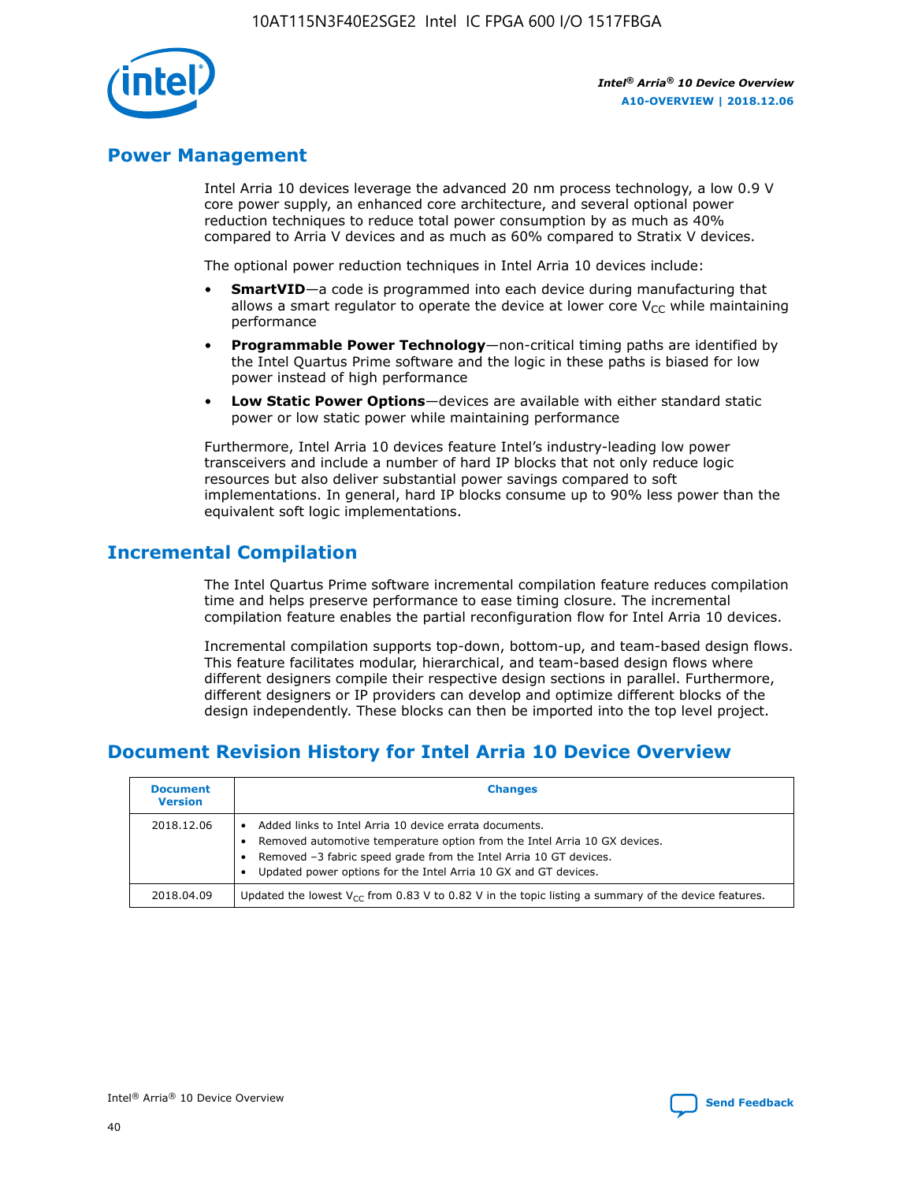## Power Management

Intel Arria 10 devices leverage the advanced 20 nm process technology, a low 0.9 V core power supply, an enhanced core architecture, and several optional power reduction techniques to reduce total power consumption by as much as 40% compared to Arria V devices and as much as 60% compared to Stratix V devices.

The optional power reduction techniques in Intel Arria 10 devices include:

- **SmartVID**—a code is programmed into each device during manufacturing that allows a smart regulator to operate the device at lower core $V_{CC}$ while maintaining performance
- **Programmable Power Technology**—non-critical timing paths are identified by the Intel Quartus Prime software and the logic in these paths is biased for low power instead of high performance
- **Low Static Power Options**—devices are available with either standard static power or low static power while maintaining performance

Furthermore, Intel Arria 10 devices feature Intel's industry-leading low power transceivers and include a number of hard IP blocks that not only reduce logic resources but also deliver substantial power savings compared to soft implementations. In general, hard IP blocks consume up to 90% less power than the equivalent soft logic implementations.

## Incremental Compilation

The Intel Quartus Prime software incremental compilation feature reduces compilation time and helps preserve performance to ease timing closure. The incremental compilation feature enables the partial reconfiguration flow for Intel Arria 10 devices.

Incremental compilation supports top-down, bottom-up, and team-based design flows. This feature facilitates modular, hierarchical, and team-based design flows where different designers compile their respective design sections in parallel. Furthermore, different designers or IP providers can develop and optimize different blocks of the design independently. These blocks can then be imported into the top level project.

## Document Revision History for Intel Arria 10 Device Overview

| Document Version | Changes |
|---|---|
| 2018.12.06 | • Added links to Intel Arria 10 device errata documents.<br>• Removed automotive temperature option from the Intel Arria 10 GX devices.<br>• Removed –3 fabric speed grade from the Intel Arria 10 GT devices.<br>• Updated power options for the Intel Arria 10 GX and GT devices. |
| 2018.04.09 | Updated the lowest $V_{CC}$ from 0.83 V to 0.82 V in the topic listing a summary of the device features. |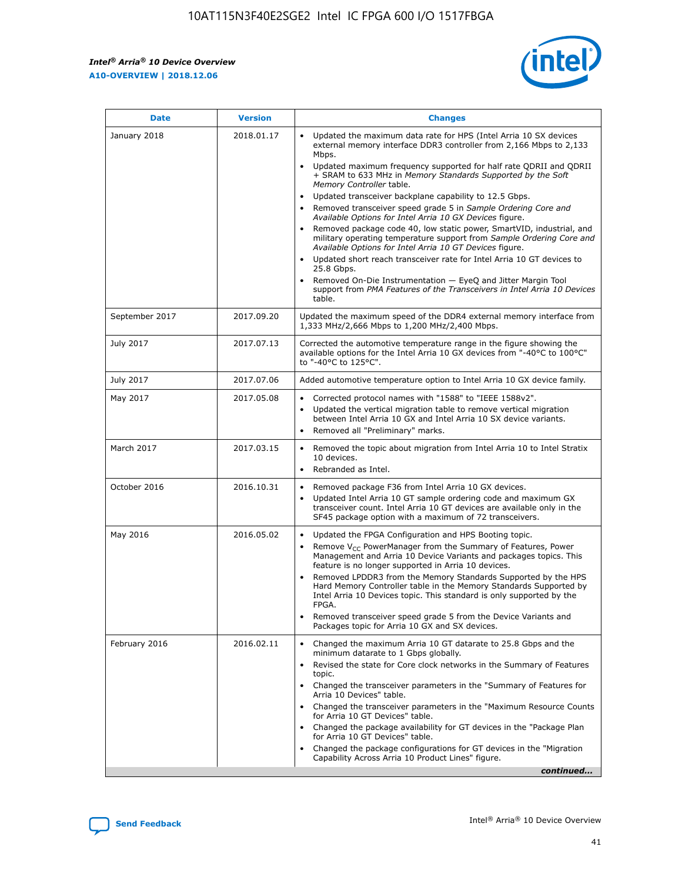| Date | Version | Changes |
| --- | --- | --- |
| January 2018 | 2018.01.17 | • Updated the maximum data rate for HPS (Intel Arria 10 SX devices external memory interface DDR3 controller from 2,166 Mbps to 2,133 Mbps.<br>• Updated maximum frequency supported for half rate QDRII and QDRII + SRAM to 633 MHz in *Memory Standards Supported by the Soft Memory Controller* table.<br>• Updated transceiver backplane capability to 12.5 Gbps.<br>• Removed transceiver speed grade 5 in *Sample Ordering Core and Available Options for Intel Arria 10 GX Devices* figure.<br>• Removed package code 40, low static power, SmartVID, industrial, and military operating temperature support from *Sample Ordering Core and Available Options for Intel Arria 10 GT Devices* figure.<br>• Updated short reach transceiver rate for Intel Arria 10 GT devices to 25.8 Gbps.<br>• Removed On-Die Instrumentation — EyeQ and Jitter Margin Tool support from *PMA Features of the Transceivers in Intel Arria 10 Devices* table. |
| September 2017 | 2017.09.20 | Updated the maximum speed of the DDR4 external memory interface from 1,333 MHz/2,666 Mbps to 1,200 MHz/2,400 Mbps. |
| July 2017 | 2017.07.13 | Corrected the automotive temperature range in the figure showing the available options for the Intel Arria 10 GX devices from "-40°C to 100°C" to "-40°C to 125°C". |
| July 2017 | 2017.07.06 | Added automotive temperature option to Intel Arria 10 GX device family. |
| May 2017 | 2017.05.08 | • Corrected protocol names with "1588" to "IEEE 1588v2".<br>• Updated the vertical migration table to remove vertical migration between Intel Arria 10 GX and Intel Arria 10 SX device variants.<br>• Removed all "Preliminary" marks. |
| March 2017 | 2017.03.15 | • Removed the topic about migration from Intel Arria 10 to Intel Stratix 10 devices.<br>• Rebranded as Intel. |
| October 2016 | 2016.10.31 | • Removed package F36 from Intel Arria 10 GX devices.<br>• Updated Intel Arria 10 GT sample ordering code and maximum GX transceiver count. Intel Arria 10 GT devices are available only in the SF45 package option with a maximum of 72 transceivers. |
| May 2016 | 2016.05.02 | • Updated the FPGA Configuration and HPS Booting topic.<br>• Remove $V_{CC}$ PowerManager from the Summary of Features, Power Management and Arria 10 Device Variants and packages topics. This feature is no longer supported in Arria 10 devices.<br>• Removed LPDDR3 from the Memory Standards Supported by the HPS Hard Memory Controller table in the Memory Standards Supported by Intel Arria 10 Devices topic. This standard is only supported by the FPGA.<br>• Removed transceiver speed grade 5 from the Device Variants and Packages topic for Arria 10 GX and SX devices. |
| February 2016 | 2016.02.11 | • Changed the maximum Arria 10 GT datarate to 25.8 Gbps and the minimum datarate to 1 Gbps globally.<br>• Revised the state for Core clock networks in the Summary of Features topic.<br>• Changed the transceiver parameters in the "Summary of Features for Arria 10 Devices" table.<br>• Changed the transceiver parameters in the "Maximum Resource Counts for Arria 10 GT Devices" table.<br>• Changed the package availability for GT devices in the "Package Plan for Arria 10 GT Devices" table.<br>• Changed the package configurations for GT devices in the "Migration Capability Across Arria 10 Product Lines" figure. |

*continued...*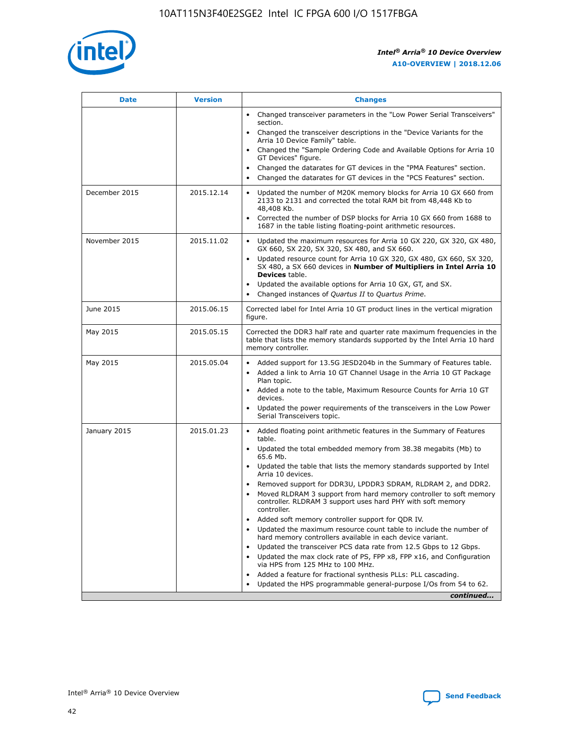| Date | Version | Changes |
| --- | --- | --- |
| | | • Changed transceiver parameters in the "Low Power Serial Transceivers" section.<br>• Changed the transceiver descriptions in the "Device Variants for the Arria 10 Device Family" table.<br>• Changed the "Sample Ordering Code and Available Options for Arria 10 GT Devices" figure.<br>• Changed the datarates for GT devices in the "PMA Features" section.<br>• Changed the datarates for GT devices in the "PCS Features" section. |
| December 2015 | 2015.12.14 | • Updated the number of M20K memory blocks for Arria 10 GX 660 from 2133 to 2131 and corrected the total RAM bit from 48,448 Kb to 48,408 Kb.<br>• Corrected the number of DSP blocks for Arria 10 GX 660 from 1688 to 1687 in the table listing floating-point arithmetic resources. |
| November 2015 | 2015.11.02 | • Updated the maximum resources for Arria 10 GX 220, GX 320, GX 480, GX 660, SX 220, SX 320, SX 480, and SX 660.<br>• Updated resource count for Arria 10 GX 320, GX 480, GX 660, SX 320, SX 480, a SX 660 devices in **Number of Multipliers in Intel Arria 10 Devices** table.<br>• Updated the available options for Arria 10 GX, GT, and SX.<br>• Changed instances of *Quartus II* to *Quartus Prime*. |
| June 2015 | 2015.06.15 | Corrected label for Intel Arria 10 GT product lines in the vertical migration figure. |
| May 2015 | 2015.05.15 | Corrected the DDR3 half rate and quarter rate maximum frequencies in the table that lists the memory standards supported by the Intel Arria 10 hard memory controller. |
| May 2015 | 2015.05.04 | • Added support for 13.5G JESD204b in the Summary of Features table.<br>• Added a link to Arria 10 GT Channel Usage in the Arria 10 GT Package Plan topic.<br>• Added a note to the table, Maximum Resource Counts for Arria 10 GT devices.<br>• Updated the power requirements of the transceivers in the Low Power Serial Transceivers topic. |
| January 2015 | 2015.01.23 | • Added floating point arithmetic features in the Summary of Features table.<br>• Updated the total embedded memory from 38.38 megabits (Mb) to 65.6 Mb.<br>• Updated the table that lists the memory standards supported by Intel Arria 10 devices.<br>• Removed support for DDR3U, LPDDR3 SDRAM, RLDRAM 2, and DDR2.<br>• Moved RLDRAM 3 support from hard memory controller to soft memory controller. RLDRAM 3 support uses hard PHY with soft memory controller.<br>• Added soft memory controller support for QDR IV.<br>• Updated the maximum resource count table to include the number of hard memory controllers available in each device variant.<br>• Updated the transceiver PCS data rate from 12.5 Gbps to 12 Gbps.<br>• Updated the max clock rate of PS, FPP x8, FPP x16, and Configuration via HPS from 125 MHz to 100 MHz.<br>• Added a feature for fractional synthesis PLLs: PLL cascading.<br>• Updated the HPS programmable general-purpose I/Os from 54 to 62. |

*continued...*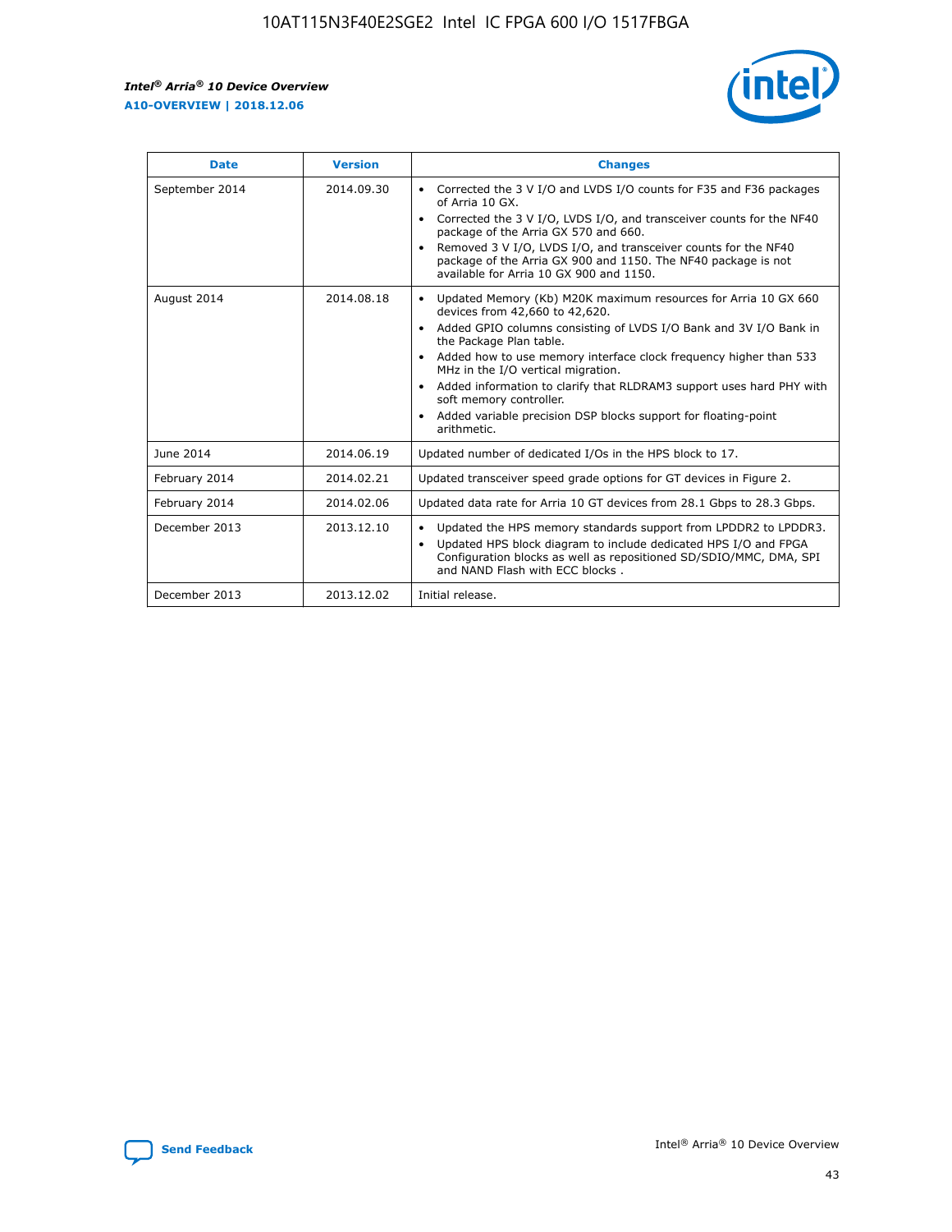| Date | Version | Changes |
| --- | --- | --- |
| September 2014 | 2014.09.30 | • Corrected the 3 V I/O and LVDS I/O counts for F35 and F36 packages of Arria 10 GX.<br>• Corrected the 3 V I/O, LVDS I/O, and transceiver counts for the NF40 package of the Arria GX 570 and 660.<br>• Removed 3 V I/O, LVDS I/O, and transceiver counts for the NF40 package of the Arria GX 900 and 1150. The NF40 package is not available for Arria 10 GX 900 and 1150. |
| August 2014 | 2014.08.18 | • Updated Memory (Kb) M20K maximum resources for Arria 10 GX 660 devices from 42,660 to 42,620.<br>• Added GPIO columns consisting of LVDS I/O Bank and 3V I/O Bank in the Package Plan table.<br>• Added how to use memory interface clock frequency higher than 533 MHz in the I/O vertical migration.<br>• Added information to clarify that RLDRAM3 support uses hard PHY with soft memory controller.<br>• Added variable precision DSP blocks support for floating-point arithmetic. |
| June 2014 | 2014.06.19 | Updated number of dedicated I/Os in the HPS block to 17. |
| February 2014 | 2014.02.21 | Updated transceiver speed grade options for GT devices in Figure 2. |
| February 2014 | 2014.02.06 | Updated data rate for Arria 10 GT devices from 28.1 Gbps to 28.3 Gbps. |
| December 2013 | 2013.12.10 | • Updated the HPS memory standards support from LPDDR2 to LPDDR3.<br>• Updated HPS block diagram to include dedicated HPS I/O and FPGA Configuration blocks as well as repositioned SD/SDIO/MMC, DMA, SPI and NAND Flash with ECC blocks . |
| December 2013 | 2013.12.02 | Initial release. |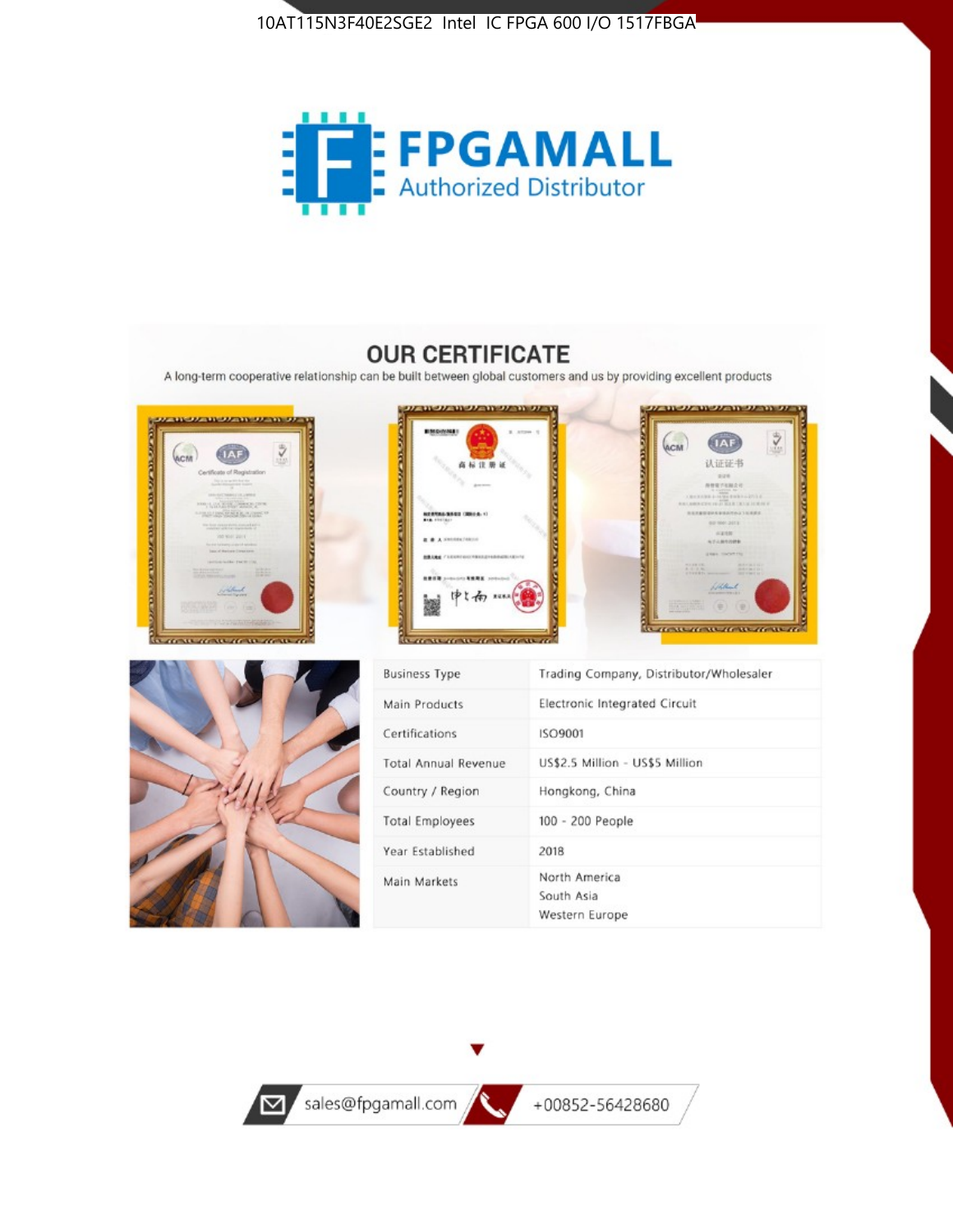FPGAMALL

Authorized Distributor

## OUR CERTIFICATE

A long-term cooperative relationship can be built between global customers and us by providing excellent products

| | |
|---|---|
| Business Type | Trading Company, Distributor/Wholesaler |
| Main Products | Electronic Integrated Circuit |
| Certifications | ISO9001 |
| Total Annual Revenue | US$2.5 Million - US$5 Million |
| Country / Region | Hongkong, China |
| Total Employees | 100 - 200 People |
| Year Established | 2018 |
| Main Markets | North America<br>South Asia<br>Western Europe |

sales@fpgamall.com

+00852-56428680